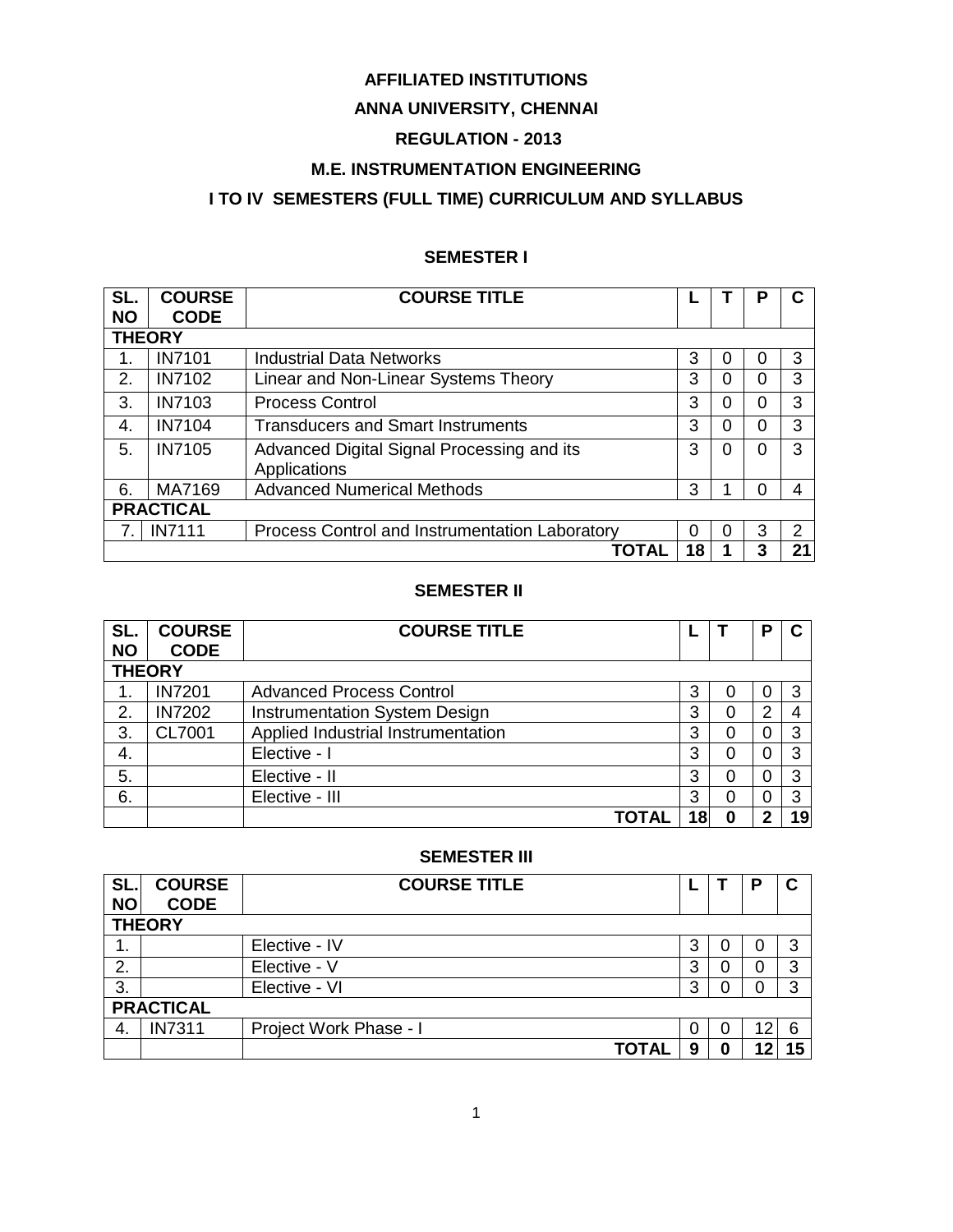# AFFILIATED INSTITUTIONS

# ANNA UNIVERSITY, CHENNAI

## REGULATION - 2013

## M.E. INSTRUMENTATION ENGINEERING

## I TO IV SEMESTERS (FULL TIME) CURRICULUM AND SYLLABUS

### SEMESTER I

| SL. NO | COURSE CODE | COURSE TITLE | L | T | P | C |
|---|---|---|---|---|---|---|
| **THEORY** | | | | | | |
| 1. | IN7101 | Industrial Data Networks | 3 | 0 | 0 | 3 |
| 2. | IN7102 | Linear and Non-Linear Systems Theory | 3 | 0 | 0 | 3 |
| 3. | IN7103 | Process Control | 3 | 0 | 0 | 3 |
| 4. | IN7104 | Transducers and Smart Instruments | 3 | 0 | 0 | 3 |
| 5. | IN7105 | Advanced Digital Signal Processing and its Applications | 3 | 0 | 0 | 3 |
| 6. | MA7169 | Advanced Numerical Methods | 3 | 1 | 0 | 4 |
| **PRACTICAL** | | | | | | |
| 7. | IN7111 | Process Control and Instrumentation Laboratory | 0 | 0 | 3 | 2 |
| | | **TOTAL** | **18** | **1** | **3** | **21** |

### SEMESTER II

| SL. NO | COURSE CODE | COURSE TITLE | L | T | P | C |
|---|---|---|---|---|---|---|
| **THEORY** | | | | | | |
| 1. | IN7201 | Advanced Process Control | 3 | 0 | 0 | 3 |
| 2. | IN7202 | Instrumentation System Design | 3 | 0 | 2 | 4 |
| 3. | CL7001 | Applied Industrial Instrumentation | 3 | 0 | 0 | 3 |
| 4. | | Elective - I | 3 | 0 | 0 | 3 |
| 5. | | Elective - II | 3 | 0 | 0 | 3 |
| 6. | | Elective - III | 3 | 0 | 0 | 3 |
| | | **TOTAL** | **18** | **0** | **2** | **19** |

### SEMESTER III

| SL. NO | COURSE CODE | COURSE TITLE | L | T | P | C |
|---|---|---|---|---|---|---|
| **THEORY** | | | | | | |
| 1. | | Elective - IV | 3 | 0 | 0 | 3 |
| 2. | | Elective - V | 3 | 0 | 0 | 3 |
| 3. | | Elective - VI | 3 | 0 | 0 | 3 |
| **PRACTICAL** | | | | | | |
| 4. | IN7311 | Project Work Phase - I | 0 | 0 | 12 | 6 |
| | | **TOTAL** | **9** | **0** | **12** | **15** |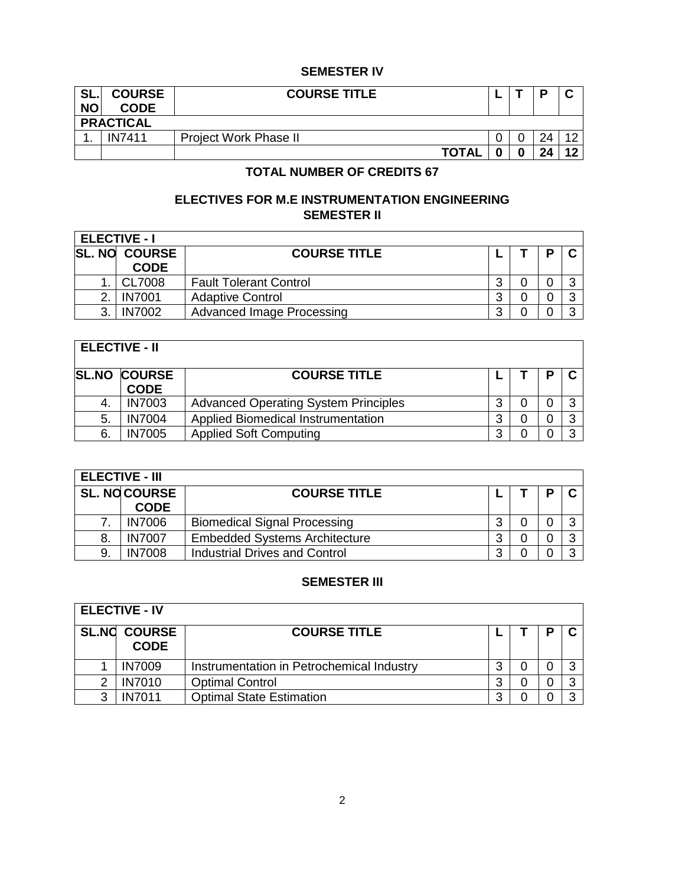### SEMESTER IV

| SL. NO | COURSE CODE | COURSE TITLE | L | T | P | C |
|---|---|---|---|---|---|---|
| **PRACTICAL** | | | | | | |
| 1. | IN7411 | Project Work Phase II | 0 | 0 | 24 | 12 |
| | | **TOTAL** | **0** | **0** | **24** | **12** |

**TOTAL NUMBER OF CREDITS 67**

## ELECTIVES FOR M.E INSTRUMENTATION ENGINEERING

### SEMESTER II

| **ELECTIVE - I** | | | | | | |
|---|---|---|---|---|---|---|
| **SL. NO** | **COURSE CODE** | **COURSE TITLE** | **L** | **T** | **P** | **C** |
| 1. | CL7008 | Fault Tolerant Control | 3 | 0 | 0 | 3 |
| 2. | IN7001 | Adaptive Control | 3 | 0 | 0 | 3 |
| 3. | IN7002 | Advanced Image Processing | 3 | 0 | 0 | 3 |

| **ELECTIVE - II** | | | | | | |
|---|---|---|---|---|---|---|
| **SL.NO** | **COURSE CODE** | **COURSE TITLE** | **L** | **T** | **P** | **C** |
| 4. | IN7003 | Advanced Operating System Principles | 3 | 0 | 0 | 3 |
| 5. | IN7004 | Applied Biomedical Instrumentation | 3 | 0 | 0 | 3 |
| 6. | IN7005 | Applied Soft Computing | 3 | 0 | 0 | 3 |

| **ELECTIVE - III** | | | | | | |
|---|---|---|---|---|---|---|
| **SL. NO** | **COURSE CODE** | **COURSE TITLE** | **L** | **T** | **P** | **C** |
| 7. | IN7006 | Biomedical Signal Processing | 3 | 0 | 0 | 3 |
| 8. | IN7007 | Embedded Systems Architecture | 3 | 0 | 0 | 3 |
| 9. | IN7008 | Industrial Drives and Control | 3 | 0 | 0 | 3 |

### SEMESTER III

| **ELECTIVE - IV** | | | | | | |
|---|---|---|---|---|---|---|
| **SL.NO** | **COURSE CODE** | **COURSE TITLE** | **L** | **T** | **P** | **C** |
| 1 | IN7009 | Instrumentation in Petrochemical Industry | 3 | 0 | 0 | 3 |
| 2 | IN7010 | Optimal Control | 3 | 0 | 0 | 3 |
| 3 | IN7011 | Optimal State Estimation | 3 | 0 | 0 | 3 |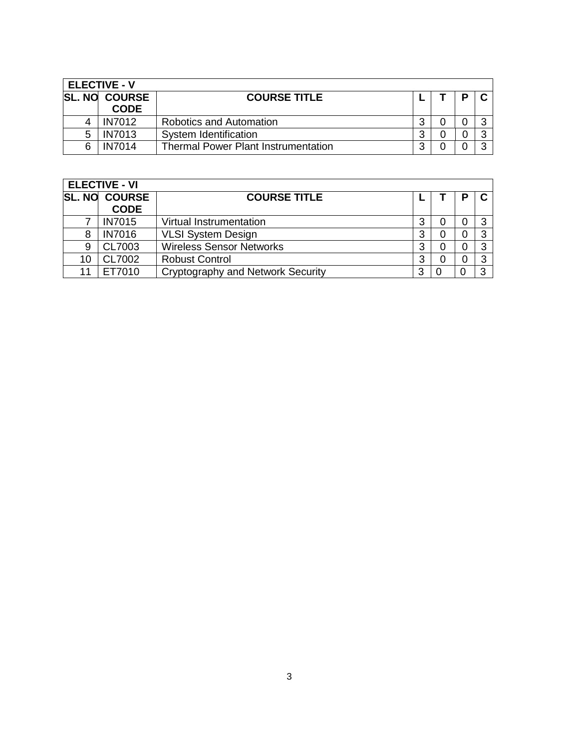| ELECTIVE - V | | | | | | |
|---|---|---|---|---|---|---|
| **SL. NO** | **COURSE CODE** | **COURSE TITLE** | **L** | **T** | **P** | **C** |
| 4 | IN7012 | Robotics and Automation | 3 | 0 | 0 | 3 |
| 5 | IN7013 | System Identification | 3 | 0 | 0 | 3 |
| 6 | IN7014 | Thermal Power Plant Instrumentation | 3 | 0 | 0 | 3 |

| ELECTIVE - VI | | | | | | |
|---|---|---|---|---|---|---|
| **SL. NO** | **COURSE CODE** | **COURSE TITLE** | **L** | **T** | **P** | **C** |
| 7 | IN7015 | Virtual Instrumentation | 3 | 0 | 0 | 3 |
| 8 | IN7016 | VLSI System Design | 3 | 0 | 0 | 3 |
| 9 | CL7003 | Wireless Sensor Networks | 3 | 0 | 0 | 3 |
| 10 | CL7002 | Robust Control | 3 | 0 | 0 | 3 |
| 11 | ET7010 | Cryptography and Network Security | 3 | 0 | 0 | 3 |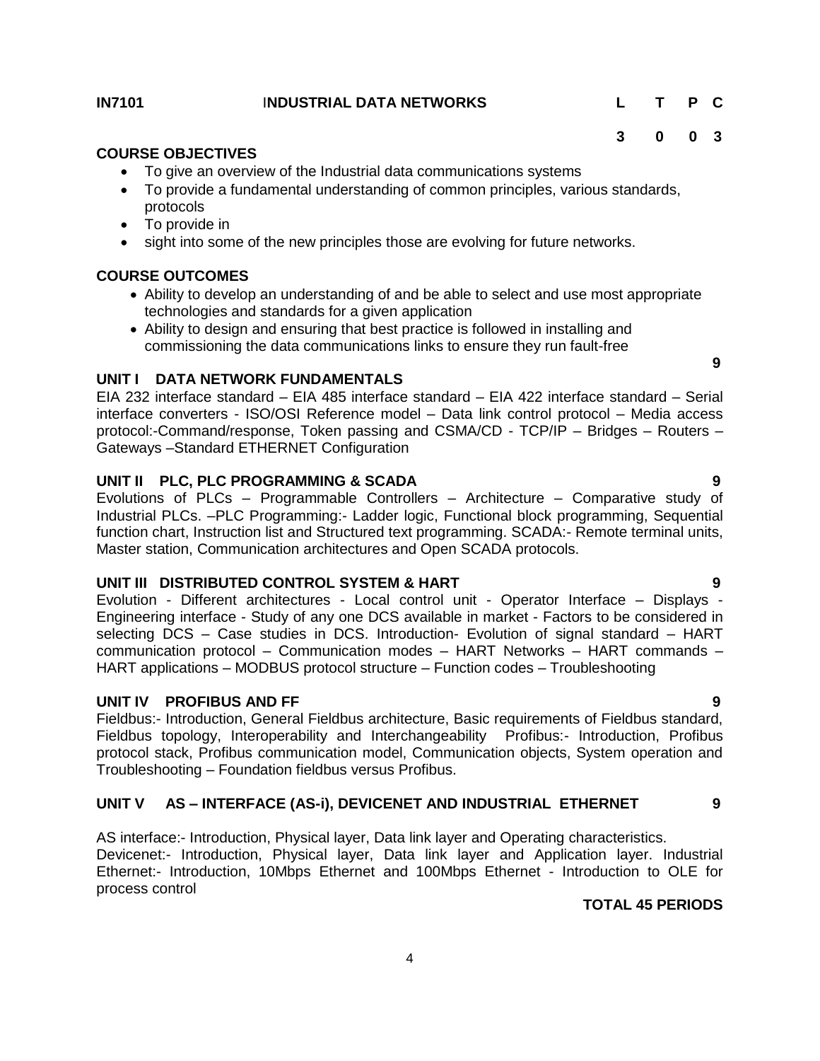**IN7101 INDUSTRIAL DATA NETWORKS**

| L | T | P | C |
|---|---|---|---|
| 3 | 0 | 0 | 3 |

**COURSE OBJECTIVES**

- To give an overview of the Industrial data communications systems
- To provide a fundamental understanding of common principles, various standards, protocols
- To provide in
- sight into some of the new principles those are evolving for future networks.

**COURSE OUTCOMES**

- Ability to develop an understanding of and be able to select and use most appropriate technologies and standards for a given application
- Ability to design and ensuring that best practice is followed in installing and commissioning the data communications links to ensure they run fault-free

**UNIT I DATA NETWORK FUNDAMENTALS** **9**

EIA 232 interface standard – EIA 485 interface standard – EIA 422 interface standard – Serial interface converters - ISO/OSI Reference model – Data link control protocol – Media access protocol:-Command/response, Token passing and CSMA/CD - TCP/IP – Bridges – Routers – Gateways –Standard ETHERNET Configuration

**UNIT II PLC, PLC PROGRAMMING & SCADA** **9**

Evolutions of PLCs – Programmable Controllers – Architecture – Comparative study of Industrial PLCs. –PLC Programming:- Ladder logic, Functional block programming, Sequential function chart, Instruction list and Structured text programming. SCADA:- Remote terminal units, Master station, Communication architectures and Open SCADA protocols.

**UNIT III DISTRIBUTED CONTROL SYSTEM & HART** **9**

Evolution - Different architectures - Local control unit - Operator Interface – Displays - Engineering interface - Study of any one DCS available in market - Factors to be considered in selecting DCS – Case studies in DCS. Introduction- Evolution of signal standard – HART communication protocol – Communication modes – HART Networks – HART commands – HART applications – MODBUS protocol structure – Function codes – Troubleshooting

**UNIT IV PROFIBUS AND FF** **9**

Fieldbus:- Introduction, General Fieldbus architecture, Basic requirements of Fieldbus standard, Fieldbus topology, Interoperability and Interchangeability Profibus:- Introduction, Profibus protocol stack, Profibus communication model, Communication objects, System operation and Troubleshooting – Foundation fieldbus versus Profibus.

**UNIT V AS – INTERFACE (AS-i), DEVICENET AND INDUSTRIAL ETHERNET** **9**

AS interface:- Introduction, Physical layer, Data link layer and Operating characteristics.
Devicenet:- Introduction, Physical layer, Data link layer and Application layer. Industrial Ethernet:- Introduction, 10Mbps Ethernet and 100Mbps Ethernet - Introduction to OLE for process control

**TOTAL 45 PERIODS**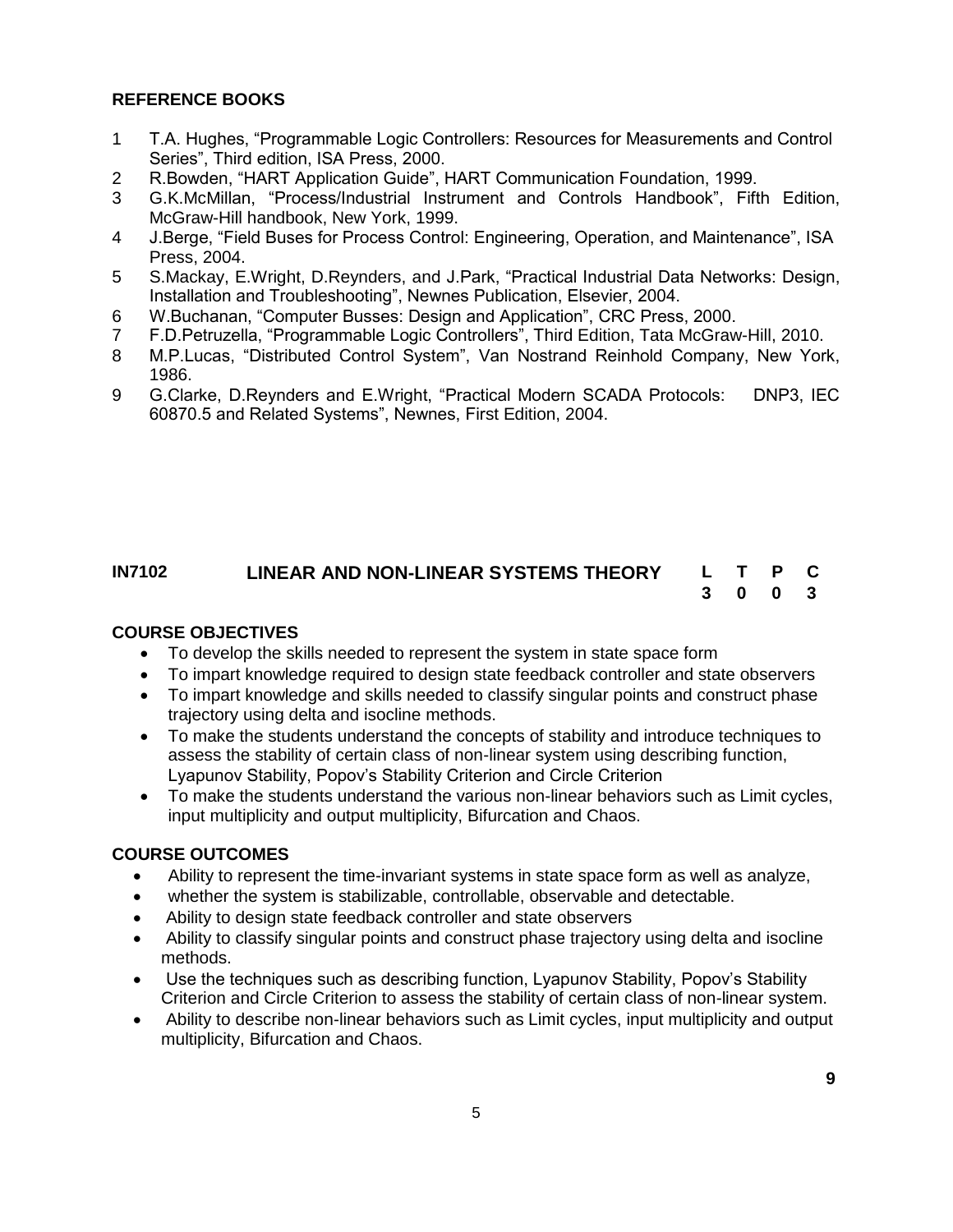## REFERENCE BOOKS

1. T.A. Hughes, “Programmable Logic Controllers: Resources for Measurements and Control Series”, Third edition, ISA Press, 2000.
2. R.Bowden, “HART Application Guide”, HART Communication Foundation, 1999.
3. G.K.McMillan, “Process/Industrial Instrument and Controls Handbook”, Fifth Edition, McGraw-Hill handbook, New York, 1999.
4. J.Berge, “Field Buses for Process Control: Engineering, Operation, and Maintenance”, ISA Press, 2004.
5. S.Mackay, E.Wright, D.Reynders, and J.Park, “Practical Industrial Data Networks: Design, Installation and Troubleshooting”, Newnes Publication, Elsevier, 2004.
6. W.Buchanan, “Computer Busses: Design and Application”, CRC Press, 2000.
7. F.D.Petruzella, “Programmable Logic Controllers”, Third Edition, Tata McGraw-Hill, 2010.
8. M.P.Lucas, “Distributed Control System”, Van Nostrand Reinhold Company, New York, 1986.
9. G.Clarke, D.Reynders and E.Wright, “Practical Modern SCADA Protocols: DNP3, IEC 60870.5 and Related Systems”, Newnes, First Edition, 2004.

## IN7102 LINEAR AND NON-LINEAR SYSTEMS THEORY

| L | T | P | C |
|---|---|---|---|
| 3 | 0 | 0 | 3 |

### COURSE OBJECTIVES

- To develop the skills needed to represent the system in state space form
- To impart knowledge required to design state feedback controller and state observers
- To impart knowledge and skills needed to classify singular points and construct phase trajectory using delta and isocline methods.
- To make the students understand the concepts of stability and introduce techniques to assess the stability of certain class of non-linear system using describing function, Lyapunov Stability, Popov’s Stability Criterion and Circle Criterion
- To make the students understand the various non-linear behaviors such as Limit cycles, input multiplicity and output multiplicity, Bifurcation and Chaos.

### COURSE OUTCOMES

- Ability to represent the time-invariant systems in state space form as well as analyze,
- whether the system is stabilizable, controllable, observable and detectable.
- Ability to design state feedback controller and state observers
- Ability to classify singular points and construct phase trajectory using delta and isocline methods.
- Use the techniques such as describing function, Lyapunov Stability, Popov’s Stability Criterion and Circle Criterion to assess the stability of certain class of non-linear system.
- Ability to describe non-linear behaviors such as Limit cycles, input multiplicity and output multiplicity, Bifurcation and Chaos.

**9**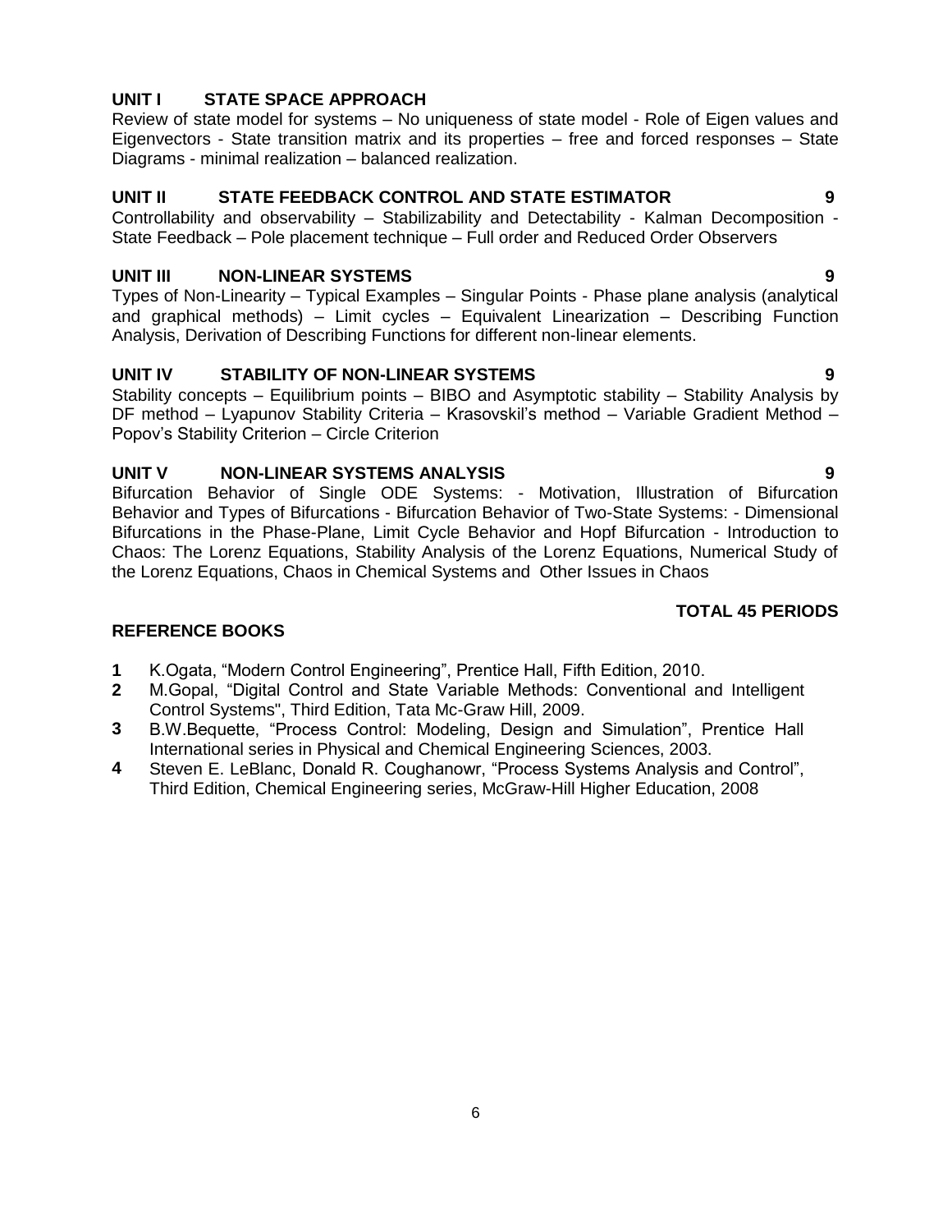**UNIT I STATE SPACE APPROACH**

Review of state model for systems – No uniqueness of state model - Role of Eigen values and Eigenvectors - State transition matrix and its properties – free and forced responses – State Diagrams - minimal realization – balanced realization.

**UNIT II STATE FEEDBACK CONTROL AND STATE ESTIMATOR 9**

Controllability and observability – Stabilizability and Detectability - Kalman Decomposition - State Feedback – Pole placement technique – Full order and Reduced Order Observers

**UNIT III NON-LINEAR SYSTEMS 9**

Types of Non-Linearity – Typical Examples – Singular Points - Phase plane analysis (analytical and graphical methods) – Limit cycles – Equivalent Linearization – Describing Function Analysis, Derivation of Describing Functions for different non-linear elements.

**UNIT IV STABILITY OF NON-LINEAR SYSTEMS 9**

Stability concepts – Equilibrium points – BIBO and Asymptotic stability – Stability Analysis by DF method – Lyapunov Stability Criteria – Krasovskil's method – Variable Gradient Method – Popov's Stability Criterion – Circle Criterion

**UNIT V NON-LINEAR SYSTEMS ANALYSIS 9**

Bifurcation Behavior of Single ODE Systems: - Motivation, Illustration of Bifurcation Behavior and Types of Bifurcations - Bifurcation Behavior of Two-State Systems: - Dimensional Bifurcations in the Phase-Plane, Limit Cycle Behavior and Hopf Bifurcation - Introduction to Chaos: The Lorenz Equations, Stability Analysis of the Lorenz Equations, Numerical Study of the Lorenz Equations, Chaos in Chemical Systems and Other Issues in Chaos

**TOTAL 45 PERIODS**

**REFERENCE BOOKS**

1. K.Ogata, "Modern Control Engineering", Prentice Hall, Fifth Edition, 2010.
2. M.Gopal, "Digital Control and State Variable Methods: Conventional and Intelligent Control Systems", Third Edition, Tata Mc-Graw Hill, 2009.
3. B.W.Bequette, "Process Control: Modeling, Design and Simulation", Prentice Hall International series in Physical and Chemical Engineering Sciences, 2003.
4. Steven E. LeBlanc, Donald R. Coughanowr, "Process Systems Analysis and Control", Third Edition, Chemical Engineering series, McGraw-Hill Higher Education, 2008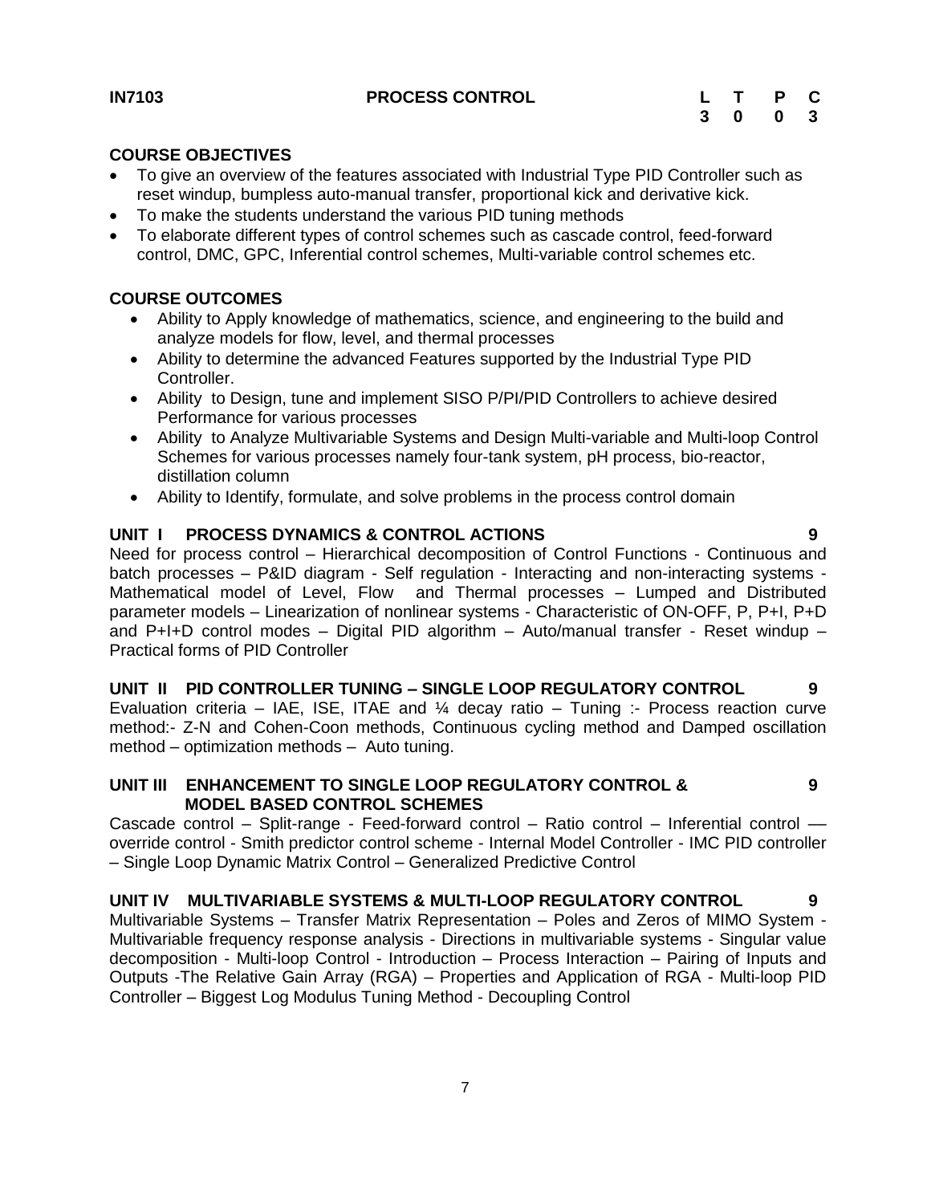| **IN7103** | **PROCESS CONTROL** | **L** | **T** | **P** | **C** |
|---|---|---|---|---|---|
| | | **3** | **0** | **0** | **3** |

### COURSE OBJECTIVES

- To give an overview of the features associated with Industrial Type PID Controller such as reset windup, bumpless auto-manual transfer, proportional kick and derivative kick.
- To make the students understand the various PID tuning methods
- To elaborate different types of control schemes such as cascade control, feed-forward control, DMC, GPC, Inferential control schemes, Multi-variable control schemes etc.

### COURSE OUTCOMES

- Ability to Apply knowledge of mathematics, science, and engineering to the build and analyze models for flow, level, and thermal processes
- Ability to determine the advanced Features supported by the Industrial Type PID Controller.
- Ability to Design, tune and implement SISO P/PI/PID Controllers to achieve desired Performance for various processes
- Ability to Analyze Multivariable Systems and Design Multi-variable and Multi-loop Control Schemes for various processes namely four-tank system, pH process, bio-reactor, distillation column
- Ability to Identify, formulate, and solve problems in the process control domain

### UNIT I PROCESS DYNAMICS & CONTROL ACTIONS 9

Need for process control – Hierarchical decomposition of Control Functions - Continuous and batch processes – P&ID diagram - Self regulation - Interacting and non-interacting systems - Mathematical model of Level, Flow and Thermal processes – Lumped and Distributed parameter models – Linearization of nonlinear systems - Characteristic of ON-OFF, P, P+I, P+D and P+I+D control modes – Digital PID algorithm – Auto/manual transfer - Reset windup – Practical forms of PID Controller

### UNIT II PID CONTROLLER TUNING – SINGLE LOOP REGULATORY CONTROL 9

Evaluation criteria – IAE, ISE, ITAE and ¼ decay ratio – Tuning :- Process reaction curve method:- Z-N and Cohen-Coon methods, Continuous cycling method and Damped oscillation method – optimization methods – Auto tuning.

### UNIT III ENHANCEMENT TO SINGLE LOOP REGULATORY CONTROL & MODEL BASED CONTROL SCHEMES 9

Cascade control – Split-range - Feed-forward control – Ratio control – Inferential control –– override control - Smith predictor control scheme - Internal Model Controller - IMC PID controller – Single Loop Dynamic Matrix Control – Generalized Predictive Control

### UNIT IV MULTIVARIABLE SYSTEMS & MULTI-LOOP REGULATORY CONTROL 9

Multivariable Systems – Transfer Matrix Representation – Poles and Zeros of MIMO System - Multivariable frequency response analysis - Directions in multivariable systems - Singular value decomposition - Multi-loop Control - Introduction – Process Interaction – Pairing of Inputs and Outputs -The Relative Gain Array (RGA) – Properties and Application of RGA - Multi-loop PID Controller – Biggest Log Modulus Tuning Method - Decoupling Control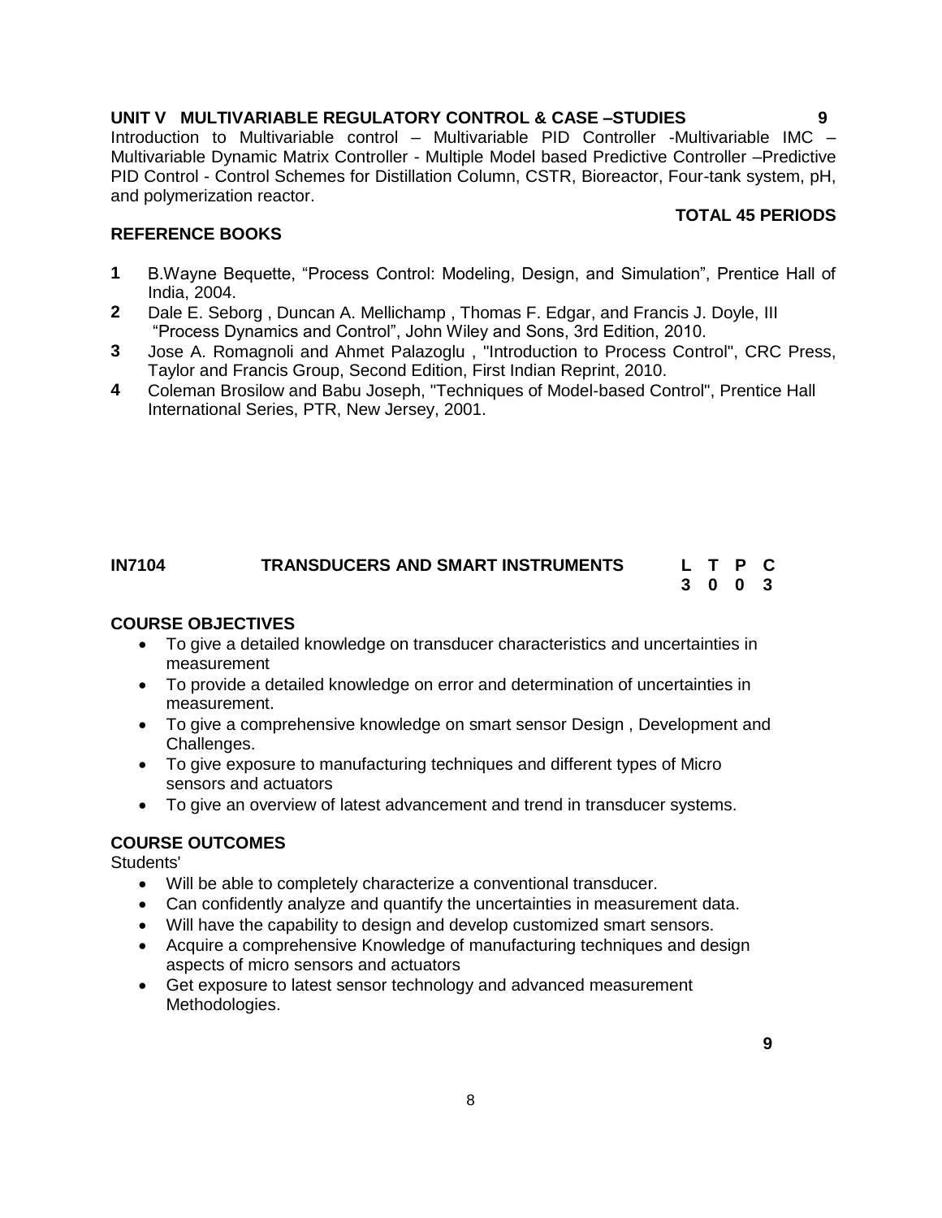### UNIT V MULTIVARIABLE REGULATORY CONTROL & CASE –STUDIES 9

Introduction to Multivariable control – Multivariable PID Controller -Multivariable IMC – Multivariable Dynamic Matrix Controller - Multiple Model based Predictive Controller –Predictive PID Control - Control Schemes for Distillation Column, CSTR, Bioreactor, Four-tank system, pH, and polymerization reactor.

**TOTAL 45 PERIODS**

### REFERENCE BOOKS

1. B.Wayne Bequette, "Process Control: Modeling, Design, and Simulation", Prentice Hall of India, 2004.
2. Dale E. Seborg , Duncan A. Mellichamp , Thomas F. Edgar, and Francis J. Doyle, III "Process Dynamics and Control", John Wiley and Sons, 3rd Edition, 2010.
3. Jose A. Romagnoli and Ahmet Palazoglu , "Introduction to Process Control", CRC Press, Taylor and Francis Group, Second Edition, First Indian Reprint, 2010.
4. Coleman Brosilow and Babu Joseph, "Techniques of Model-based Control", Prentice Hall International Series, PTR, New Jersey, 2001.

## IN7104 TRANSDUCERS AND SMART INSTRUMENTS

| L | T | P | C |
|---|---|---|---|
| 3 | 0 | 0 | 3 |

### COURSE OBJECTIVES

- To give a detailed knowledge on transducer characteristics and uncertainties in measurement
- To provide a detailed knowledge on error and determination of uncertainties in measurement.
- To give a comprehensive knowledge on smart sensor Design , Development and Challenges.
- To give exposure to manufacturing techniques and different types of Micro sensors and actuators
- To give an overview of latest advancement and trend in transducer systems.

### COURSE OUTCOMES

Students'

- Will be able to completely characterize a conventional transducer.
- Can confidently analyze and quantify the uncertainties in measurement data.
- Will have the capability to design and develop customized smart sensors.
- Acquire a comprehensive Knowledge of manufacturing techniques and design aspects of micro sensors and actuators
- Get exposure to latest sensor technology and advanced measurement Methodologies.

9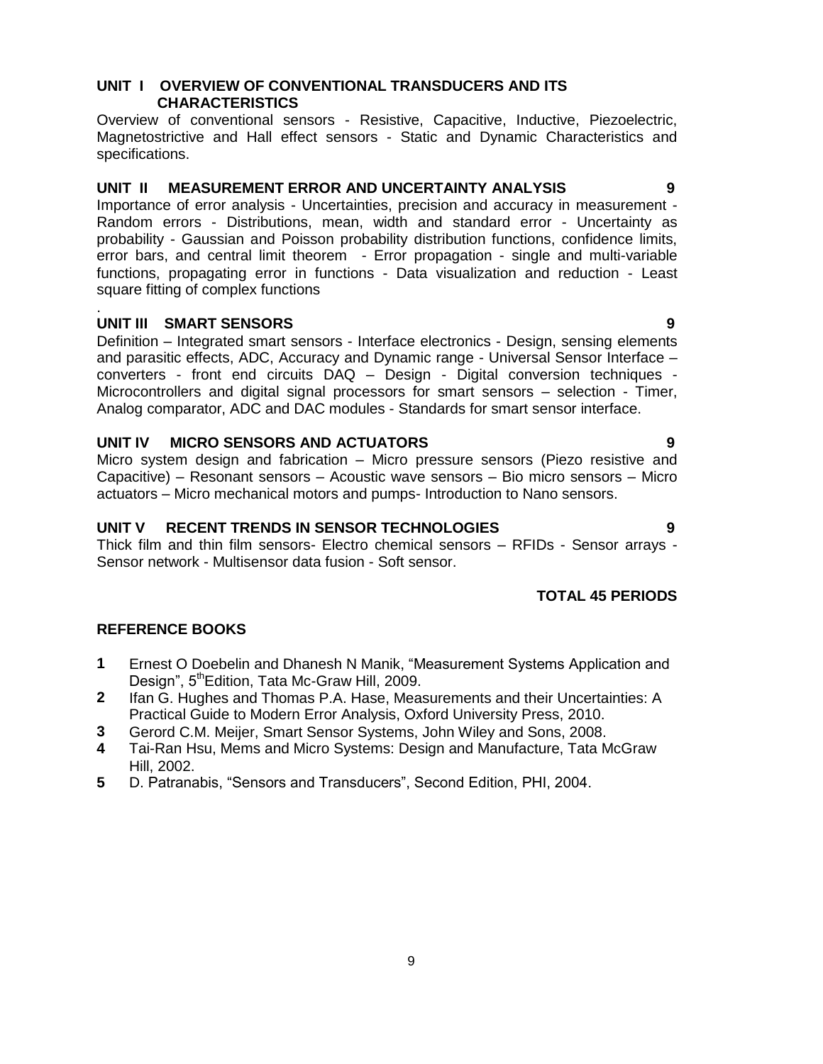**UNIT I OVERVIEW OF CONVENTIONAL TRANSDUCERS AND ITS CHARACTERISTICS**

Overview of conventional sensors - Resistive, Capacitive, Inductive, Piezoelectric, Magnetostrictive and Hall effect sensors - Static and Dynamic Characteristics and specifications.

**UNIT II MEASUREMENT ERROR AND UNCERTAINTY ANALYSIS 9**

Importance of error analysis - Uncertainties, precision and accuracy in measurement - Random errors - Distributions, mean, width and standard error - Uncertainty as probability - Gaussian and Poisson probability distribution functions, confidence limits, error bars, and central limit theorem - Error propagation - single and multi-variable functions, propagating error in functions - Data visualization and reduction - Least square fitting of complex functions

.

**UNIT III SMART SENSORS 9**

Definition – Integrated smart sensors - Interface electronics - Design, sensing elements and parasitic effects, ADC, Accuracy and Dynamic range - Universal Sensor Interface – converters - front end circuits DAQ – Design - Digital conversion techniques - Microcontrollers and digital signal processors for smart sensors – selection - Timer, Analog comparator, ADC and DAC modules - Standards for smart sensor interface.

**UNIT IV MICRO SENSORS AND ACTUATORS 9**

Micro system design and fabrication – Micro pressure sensors (Piezo resistive and Capacitive) – Resonant sensors – Acoustic wave sensors – Bio micro sensors – Micro actuators – Micro mechanical motors and pumps- Introduction to Nano sensors.

**UNIT V RECENT TRENDS IN SENSOR TECHNOLOGIES 9**

Thick film and thin film sensors- Electro chemical sensors – RFIDs - Sensor arrays - Sensor network - Multisensor data fusion - Soft sensor.

**TOTAL 45 PERIODS**

**REFERENCE BOOKS**

1. Ernest O Doebelin and Dhanesh N Manik, “Measurement Systems Application and Design”, 5th Edition, Tata Mc-Graw Hill, 2009.
2. Ifan G. Hughes and Thomas P.A. Hase, Measurements and their Uncertainties: A Practical Guide to Modern Error Analysis, Oxford University Press, 2010.
3. Gerord C.M. Meijer, Smart Sensor Systems, John Wiley and Sons, 2008.
4. Tai-Ran Hsu, Mems and Micro Systems: Design and Manufacture, Tata McGraw Hill, 2002.
5. D. Patranabis, “Sensors and Transducers”, Second Edition, PHI, 2004.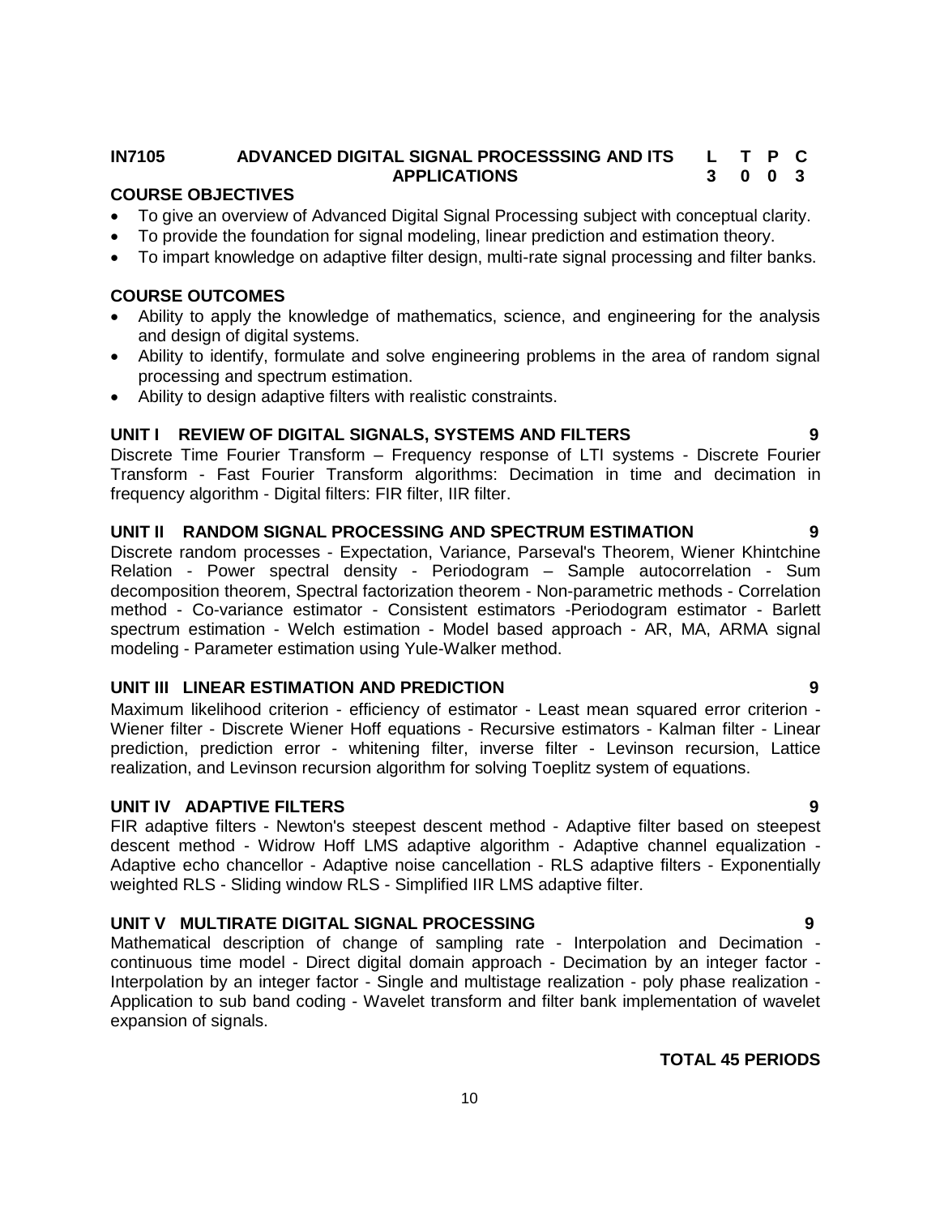## IN7105 ADVANCED DIGITAL SIGNAL PROCESSSING AND ITS APPLICATIONS

| L | T | P | C |
|---|---|---|---|
| 3 | 0 | 0 | 3 |

### COURSE OBJECTIVES

- To give an overview of Advanced Digital Signal Processing subject with conceptual clarity.
- To provide the foundation for signal modeling, linear prediction and estimation theory.
- To impart knowledge on adaptive filter design, multi-rate signal processing and filter banks.

### COURSE OUTCOMES

- Ability to apply the knowledge of mathematics, science, and engineering for the analysis and design of digital systems.
- Ability to identify, formulate and solve engineering problems in the area of random signal processing and spectrum estimation.
- Ability to design adaptive filters with realistic constraints.

### UNIT I REVIEW OF DIGITAL SIGNALS, SYSTEMS AND FILTERS 9

Discrete Time Fourier Transform – Frequency response of LTI systems - Discrete Fourier Transform - Fast Fourier Transform algorithms: Decimation in time and decimation in frequency algorithm - Digital filters: FIR filter, IIR filter.

### UNIT II RANDOM SIGNAL PROCESSING AND SPECTRUM ESTIMATION 9

Discrete random processes - Expectation, Variance, Parseval's Theorem, Wiener Khintchine Relation - Power spectral density - Periodogram – Sample autocorrelation - Sum decomposition theorem, Spectral factorization theorem - Non-parametric methods - Correlation method - Co-variance estimator - Consistent estimators -Periodogram estimator - Barlett spectrum estimation - Welch estimation - Model based approach - AR, MA, ARMA signal modeling - Parameter estimation using Yule-Walker method.

### UNIT III LINEAR ESTIMATION AND PREDICTION 9

Maximum likelihood criterion - efficiency of estimator - Least mean squared error criterion - Wiener filter - Discrete Wiener Hoff equations - Recursive estimators - Kalman filter - Linear prediction, prediction error - whitening filter, inverse filter - Levinson recursion, Lattice realization, and Levinson recursion algorithm for solving Toeplitz system of equations.

### UNIT IV ADAPTIVE FILTERS 9

FIR adaptive filters - Newton's steepest descent method - Adaptive filter based on steepest descent method - Widrow Hoff LMS adaptive algorithm - Adaptive channel equalization - Adaptive echo chancellor - Adaptive noise cancellation - RLS adaptive filters - Exponentially weighted RLS - Sliding window RLS - Simplified IIR LMS adaptive filter.

### UNIT V MULTIRATE DIGITAL SIGNAL PROCESSING 9

Mathematical description of change of sampling rate - Interpolation and Decimation - continuous time model - Direct digital domain approach - Decimation by an integer factor - Interpolation by an integer factor - Single and multistage realization - poly phase realization - Application to sub band coding - Wavelet transform and filter bank implementation of wavelet expansion of signals.

**TOTAL 45 PERIODS**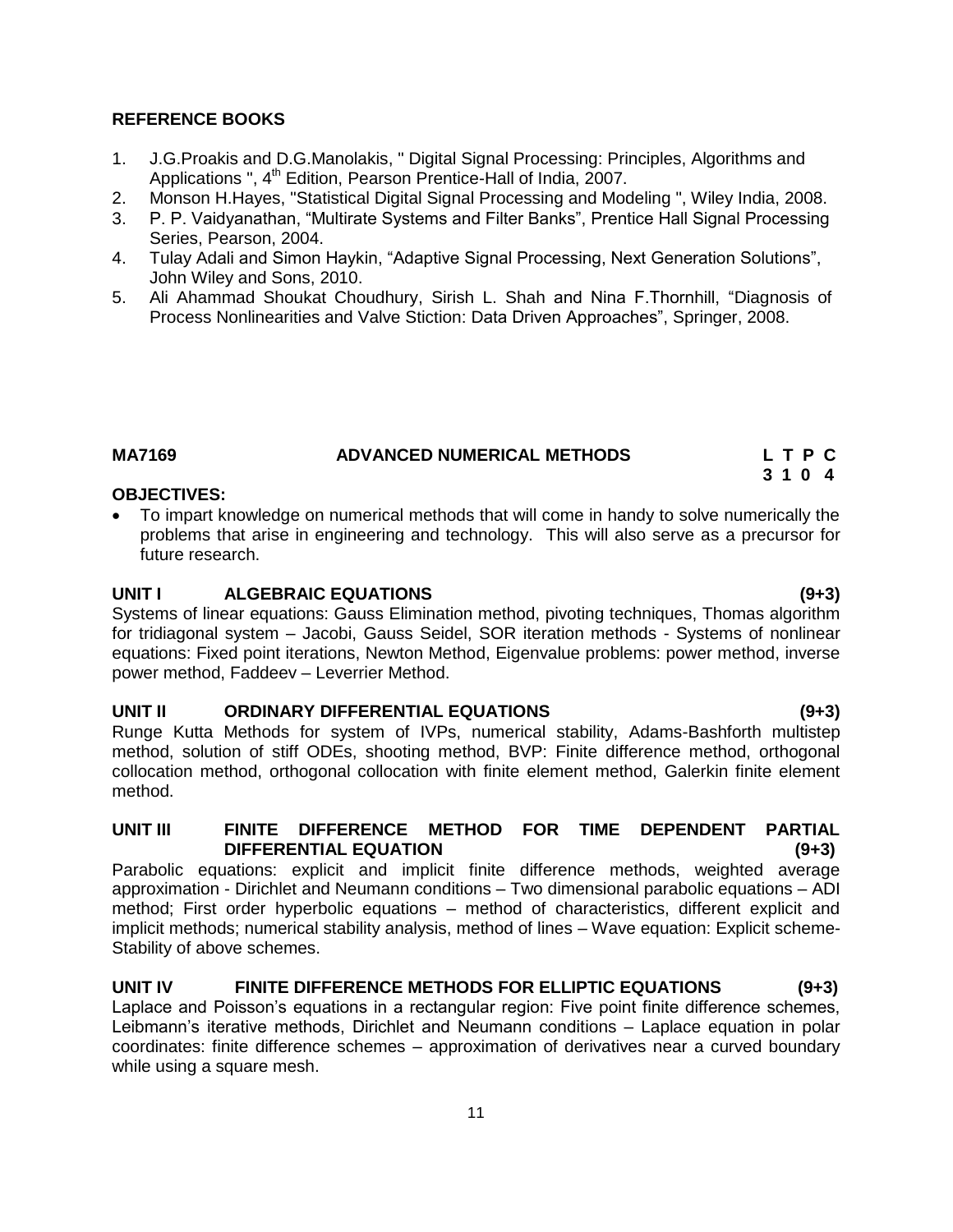## REFERENCE BOOKS

1. J.G.Proakis and D.G.Manolakis, " Digital Signal Processing: Principles, Algorithms and Applications ", 4th Edition, Pearson Prentice-Hall of India, 2007.
2. Monson H.Hayes, "Statistical Digital Signal Processing and Modeling ", Wiley India, 2008.
3. P. P. Vaidyanathan, "Multirate Systems and Filter Banks", Prentice Hall Signal Processing Series, Pearson, 2004.
4. Tulay Adali and Simon Haykin, "Adaptive Signal Processing, Next Generation Solutions", John Wiley and Sons, 2010.
5. Ali Ahammad Shoukat Choudhury, Sirish L. Shah and Nina F.Thornhill, "Diagnosis of Process Nonlinearities and Valve Stiction: Data Driven Approaches", Springer, 2008.

## MA7169 ADVANCED NUMERICAL METHODS

| L | T | P | C |
|---|---|---|---|
| 3 | 1 | 0 | 4 |

**OBJECTIVES:**

- To impart knowledge on numerical methods that will come in handy to solve numerically the problems that arise in engineering and technology. This will also serve as a precursor for future research.

**UNIT I ALGEBRAIC EQUATIONS (9+3)**

Systems of linear equations: Gauss Elimination method, pivoting techniques, Thomas algorithm for tridiagonal system – Jacobi, Gauss Seidel, SOR iteration methods - Systems of nonlinear equations: Fixed point iterations, Newton Method, Eigenvalue problems: power method, inverse power method, Faddeev – Leverrier Method.

**UNIT II ORDINARY DIFFERENTIAL EQUATIONS (9+3)**

Runge Kutta Methods for system of IVPs, numerical stability, Adams-Bashforth multistep method, solution of stiff ODEs, shooting method, BVP: Finite difference method, orthogonal collocation method, orthogonal collocation with finite element method, Galerkin finite element method.

**UNIT III FINITE DIFFERENCE METHOD FOR TIME DEPENDENT PARTIAL DIFFERENTIAL EQUATION (9+3)**

Parabolic equations: explicit and implicit finite difference methods, weighted average approximation - Dirichlet and Neumann conditions – Two dimensional parabolic equations – ADI method; First order hyperbolic equations – method of characteristics, different explicit and implicit methods; numerical stability analysis, method of lines – Wave equation: Explicit scheme-Stability of above schemes.

**UNIT IV FINITE DIFFERENCE METHODS FOR ELLIPTIC EQUATIONS (9+3)**

Laplace and Poisson's equations in a rectangular region: Five point finite difference schemes, Leibmann's iterative methods, Dirichlet and Neumann conditions – Laplace equation in polar coordinates: finite difference schemes – approximation of derivatives near a curved boundary while using a square mesh.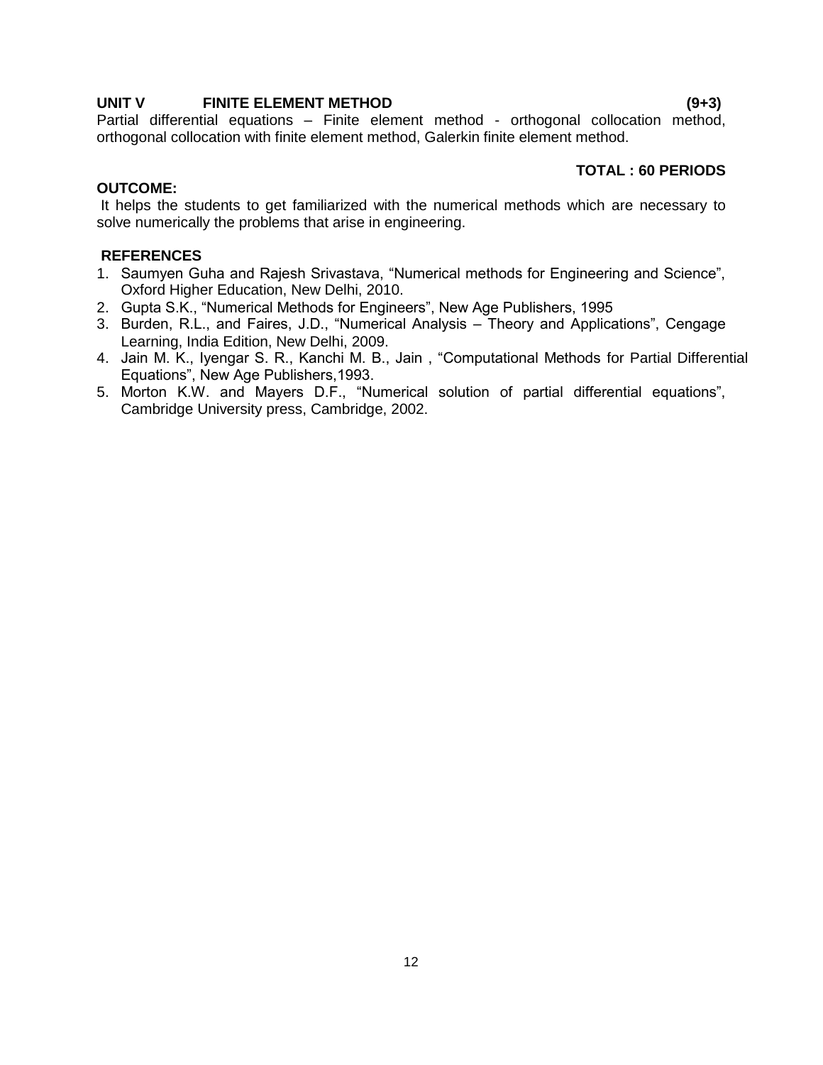**UNIT V FINITE ELEMENT METHOD (9+3)**

Partial differential equations – Finite element method - orthogonal collocation method, orthogonal collocation with finite element method, Galerkin finite element method.

**TOTAL : 60 PERIODS**

**OUTCOME:**

It helps the students to get familiarized with the numerical methods which are necessary to solve numerically the problems that arise in engineering.

**REFERENCES**

1. Saumyen Guha and Rajesh Srivastava, "Numerical methods for Engineering and Science", Oxford Higher Education, New Delhi, 2010.
2. Gupta S.K., "Numerical Methods for Engineers", New Age Publishers, 1995
3. Burden, R.L., and Faires, J.D., "Numerical Analysis – Theory and Applications", Cengage Learning, India Edition, New Delhi, 2009.
4. Jain M. K., Iyengar S. R., Kanchi M. B., Jain , "Computational Methods for Partial Differential Equations", New Age Publishers,1993.
5. Morton K.W. and Mayers D.F., "Numerical solution of partial differential equations", Cambridge University press, Cambridge, 2002.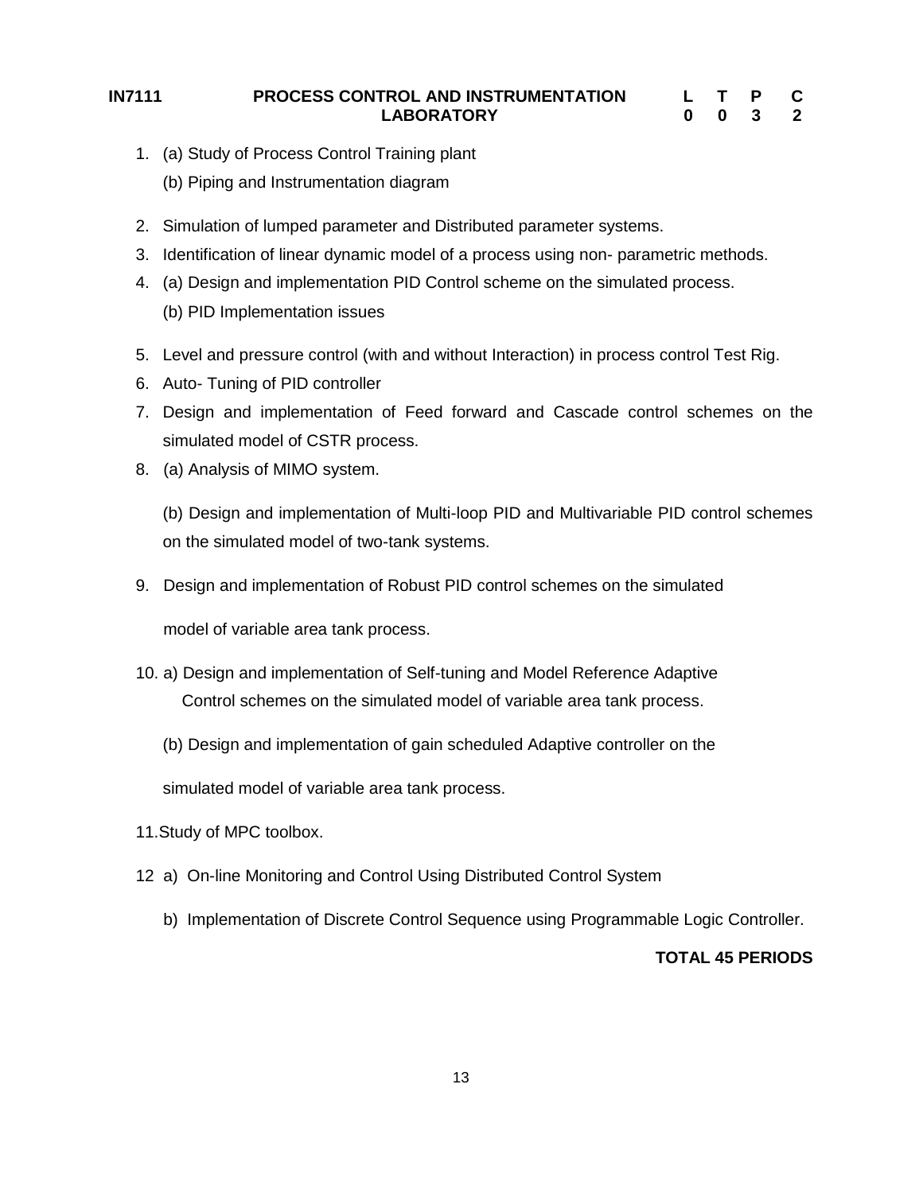**IN7111 PROCESS CONTROL AND INSTRUMENTATION LABORATORY**

| L | T | P | C |
|---|---|---|---|
| 0 | 0 | 3 | 2 |

1. (a) Study of Process Control Training plant

   (b) Piping and Instrumentation diagram

2. Simulation of lumped parameter and Distributed parameter systems.
3. Identification of linear dynamic model of a process using non- parametric methods.
4. (a) Design and implementation PID Control scheme on the simulated process.

   (b) PID Implementation issues

5. Level and pressure control (with and without Interaction) in process control Test Rig.
6. Auto- Tuning of PID controller
7. Design and implementation of Feed forward and Cascade control schemes on the simulated model of CSTR process.
8. (a) Analysis of MIMO system.

   (b) Design and implementation of Multi-loop PID and Multivariable PID control schemes on the simulated model of two-tank systems.

9. Design and implementation of Robust PID control schemes on the simulated model of variable area tank process.

10. a) Design and implementation of Self-tuning and Model Reference Adaptive Control schemes on the simulated model of variable area tank process.

    (b) Design and implementation of gain scheduled Adaptive controller on the simulated model of variable area tank process.

11. Study of MPC toolbox.

12. a) On-line Monitoring and Control Using Distributed Control System

    b) Implementation of Discrete Control Sequence using Programmable Logic Controller.

**TOTAL 45 PERIODS**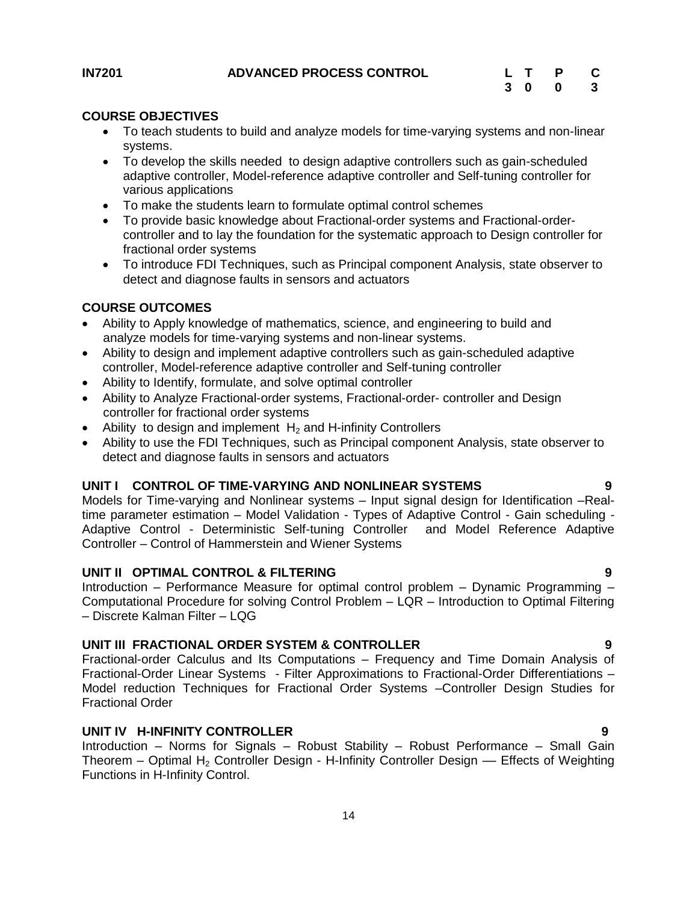**IN7201 ADVANCED PROCESS CONTROL**

| L | T | P | C |
|---|---|---|---|
| 3 | 0 | 0 | 3 |

**COURSE OBJECTIVES**

- To teach students to build and analyze models for time-varying systems and non-linear systems.
- To develop the skills needed to design adaptive controllers such as gain-scheduled adaptive controller, Model-reference adaptive controller and Self-tuning controller for various applications
- To make the students learn to formulate optimal control schemes
- To provide basic knowledge about Fractional-order systems and Fractional-order-controller and to lay the foundation for the systematic approach to Design controller for fractional order systems
- To introduce FDI Techniques, such as Principal component Analysis, state observer to detect and diagnose faults in sensors and actuators

**COURSE OUTCOMES**

- Ability to Apply knowledge of mathematics, science, and engineering to build and analyze models for time-varying systems and non-linear systems.
- Ability to design and implement adaptive controllers such as gain-scheduled adaptive controller, Model-reference adaptive controller and Self-tuning controller
- Ability to Identify, formulate, and solve optimal controller
- Ability to Analyze Fractional-order systems, Fractional-order- controller and Design controller for fractional order systems
- Ability to design and implement $H_2$ and H-infinity Controllers
- Ability to use the FDI Techniques, such as Principal component Analysis, state observer to detect and diagnose faults in sensors and actuators

**UNIT I CONTROL OF TIME-VARYING AND NONLINEAR SYSTEMS 9**

Models for Time-varying and Nonlinear systems – Input signal design for Identification –Real-time parameter estimation – Model Validation - Types of Adaptive Control - Gain scheduling - Adaptive Control - Deterministic Self-tuning Controller and Model Reference Adaptive Controller – Control of Hammerstein and Wiener Systems

**UNIT II OPTIMAL CONTROL & FILTERING 9**

Introduction – Performance Measure for optimal control problem – Dynamic Programming – Computational Procedure for solving Control Problem – LQR – Introduction to Optimal Filtering – Discrete Kalman Filter – LQG

**UNIT III FRACTIONAL ORDER SYSTEM & CONTROLLER 9**

Fractional-order Calculus and Its Computations – Frequency and Time Domain Analysis of Fractional-Order Linear Systems - Filter Approximations to Fractional-Order Differentiations – Model reduction Techniques for Fractional Order Systems –Controller Design Studies for Fractional Order

**UNIT IV H-INFINITY CONTROLLER 9**

Introduction – Norms for Signals – Robust Stability – Robust Performance – Small Gain Theorem – Optimal $H_2$ Controller Design - H-Infinity Controller Design –– Effects of Weighting Functions in H-Infinity Control.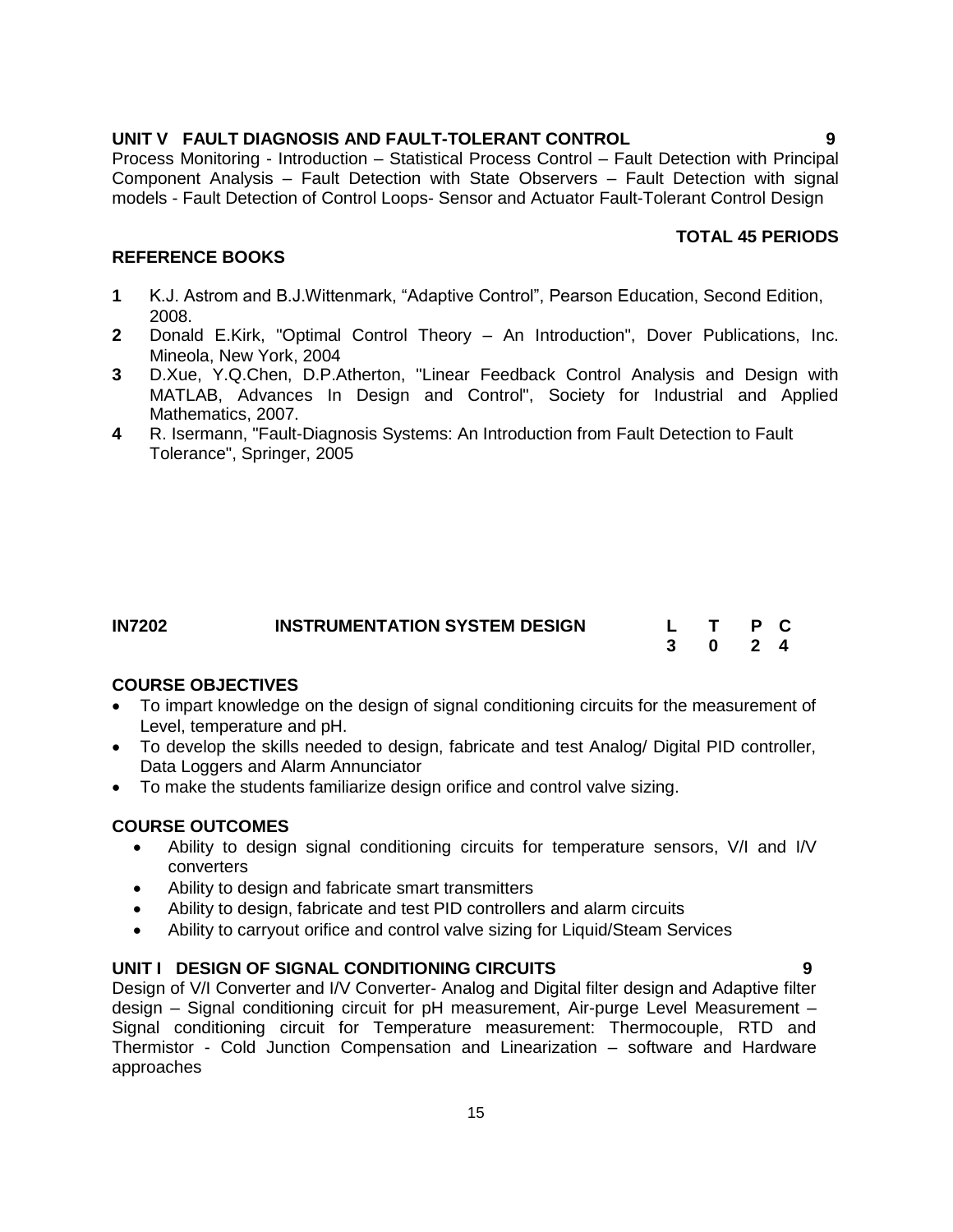**UNIT V FAULT DIAGNOSIS AND FAULT-TOLERANT CONTROL** **9**

Process Monitoring - Introduction – Statistical Process Control – Fault Detection with Principal Component Analysis – Fault Detection with State Observers – Fault Detection with signal models - Fault Detection of Control Loops- Sensor and Actuator Fault-Tolerant Control Design

**TOTAL 45 PERIODS**

**REFERENCE BOOKS**

1. K.J. Astrom and B.J.Wittenmark, "Adaptive Control", Pearson Education, Second Edition, 2008.
2. Donald E.Kirk, "Optimal Control Theory – An Introduction", Dover Publications, Inc. Mineola, New York, 2004
3. D.Xue, Y.Q.Chen, D.P.Atherton, "Linear Feedback Control Analysis and Design with MATLAB, Advances In Design and Control", Society for Industrial and Applied Mathematics, 2007.
4. R. Isermann, "Fault-Diagnosis Systems: An Introduction from Fault Detection to Fault Tolerance", Springer, 2005

| **IN7202** | **INSTRUMENTATION SYSTEM DESIGN** | **L** | **T** | **P** | **C** |
|---|---|---|---|---|---|
| | | **3** | **0** | **2** | **4** |

**COURSE OBJECTIVES**

- To impart knowledge on the design of signal conditioning circuits for the measurement of Level, temperature and pH.
- To develop the skills needed to design, fabricate and test Analog/ Digital PID controller, Data Loggers and Alarm Annunciator
- To make the students familiarize design orifice and control valve sizing.

**COURSE OUTCOMES**

- Ability to design signal conditioning circuits for temperature sensors, V/I and I/V converters
- Ability to design and fabricate smart transmitters
- Ability to design, fabricate and test PID controllers and alarm circuits
- Ability to carryout orifice and control valve sizing for Liquid/Steam Services

**UNIT I DESIGN OF SIGNAL CONDITIONING CIRCUITS** **9**

Design of V/I Converter and I/V Converter- Analog and Digital filter design and Adaptive filter design – Signal conditioning circuit for pH measurement, Air-purge Level Measurement – Signal conditioning circuit for Temperature measurement: Thermocouple, RTD and Thermistor - Cold Junction Compensation and Linearization – software and Hardware approaches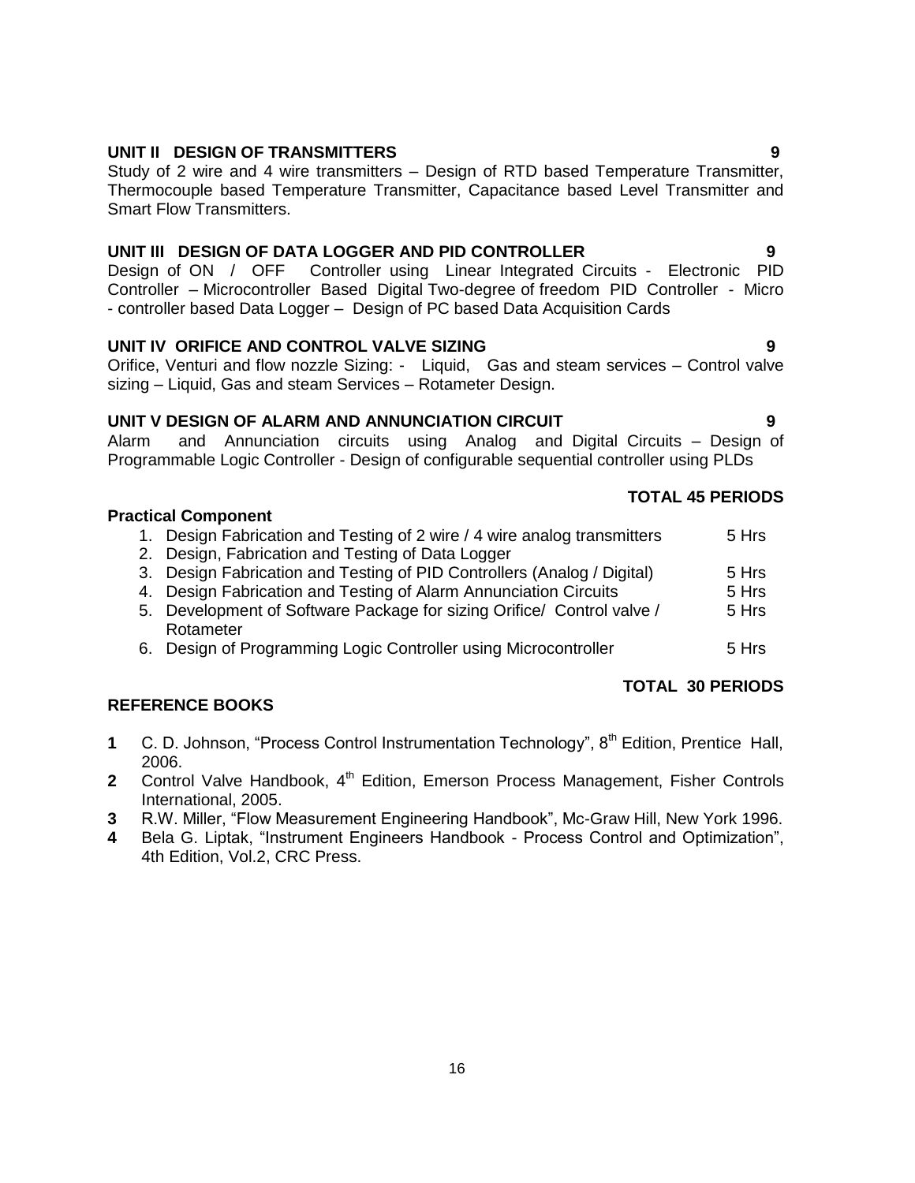**UNIT II DESIGN OF TRANSMITTERS** **9**

Study of 2 wire and 4 wire transmitters – Design of RTD based Temperature Transmitter, Thermocouple based Temperature Transmitter, Capacitance based Level Transmitter and Smart Flow Transmitters.

**UNIT III DESIGN OF DATA LOGGER AND PID CONTROLLER** **9**

Design of ON / OFF Controller using Linear Integrated Circuits - Electronic PID Controller – Microcontroller Based Digital Two-degree of freedom PID Controller - Micro - controller based Data Logger – Design of PC based Data Acquisition Cards

**UNIT IV ORIFICE AND CONTROL VALVE SIZING** **9**

Orifice, Venturi and flow nozzle Sizing: - Liquid, Gas and steam services – Control valve sizing – Liquid, Gas and steam Services – Rotameter Design.

**UNIT V DESIGN OF ALARM AND ANNUNCIATION CIRCUIT** **9**

Alarm and Annunciation circuits using Analog and Digital Circuits – Design of Programmable Logic Controller - Design of configurable sequential controller using PLDs

**TOTAL 45 PERIODS**

**Practical Component**

1. Design Fabrication and Testing of 2 wire / 4 wire analog transmitters — 5 Hrs
2. Design, Fabrication and Testing of Data Logger
3. Design Fabrication and Testing of PID Controllers (Analog / Digital) — 5 Hrs
4. Design Fabrication and Testing of Alarm Annunciation Circuits — 5 Hrs
5. Development of Software Package for sizing Orifice/ Control valve / Rotameter — 5 Hrs
6. Design of Programming Logic Controller using Microcontroller — 5 Hrs

**TOTAL 30 PERIODS**

**REFERENCE BOOKS**

1. C. D. Johnson, "Process Control Instrumentation Technology", 8th Edition, Prentice Hall, 2006.
2. Control Valve Handbook, 4th Edition, Emerson Process Management, Fisher Controls International, 2005.
3. R.W. Miller, "Flow Measurement Engineering Handbook", Mc-Graw Hill, New York 1996.
4. Bela G. Liptak, "Instrument Engineers Handbook - Process Control and Optimization", 4th Edition, Vol.2, CRC Press.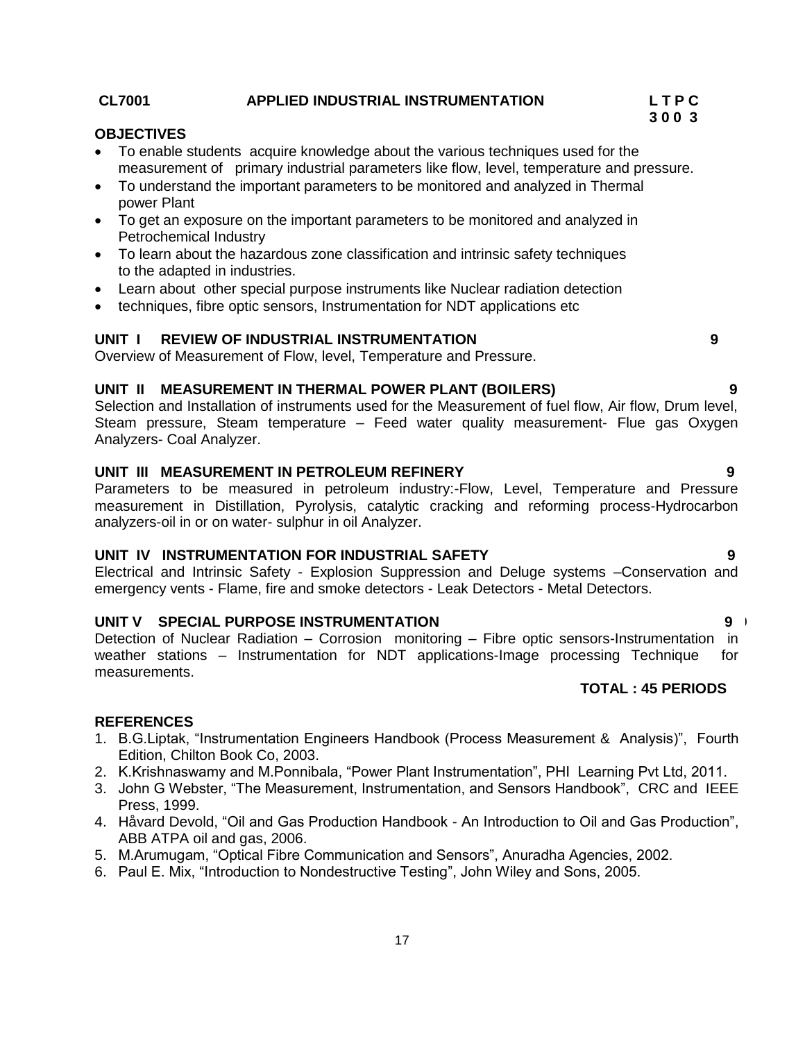**CL7001 APPLIED INDUSTRIAL INSTRUMENTATION**

**L T P C**
**3 0 0 3**

**OBJECTIVES**

- To enable students acquire knowledge about the various techniques used for the measurement of primary industrial parameters like flow, level, temperature and pressure.
- To understand the important parameters to be monitored and analyzed in Thermal power Plant
- To get an exposure on the important parameters to be monitored and analyzed in Petrochemical Industry
- To learn about the hazardous zone classification and intrinsic safety techniques to the adapted in industries.
- Learn about other special purpose instruments like Nuclear radiation detection
- techniques, fibre optic sensors, Instrumentation for NDT applications etc

**UNIT I REVIEW OF INDUSTRIAL INSTRUMENTATION 9**

Overview of Measurement of Flow, level, Temperature and Pressure.

**UNIT II MEASUREMENT IN THERMAL POWER PLANT (BOILERS) 9**

Selection and Installation of instruments used for the Measurement of fuel flow, Air flow, Drum level, Steam pressure, Steam temperature – Feed water quality measurement- Flue gas Oxygen Analyzers- Coal Analyzer.

**UNIT III MEASUREMENT IN PETROLEUM REFINERY 9**

Parameters to be measured in petroleum industry:-Flow, Level, Temperature and Pressure measurement in Distillation, Pyrolysis, catalytic cracking and reforming process-Hydrocarbon analyzers-oil in or on water- sulphur in oil Analyzer.

**UNIT IV INSTRUMENTATION FOR INDUSTRIAL SAFETY 9**

Electrical and Intrinsic Safety - Explosion Suppression and Deluge systems –Conservation and emergency vents - Flame, fire and smoke detectors - Leak Detectors - Metal Detectors.

**UNIT V SPECIAL PURPOSE INSTRUMENTATION 9**

Detection of Nuclear Radiation – Corrosion monitoring – Fibre optic sensors-Instrumentation in weather stations – Instrumentation for NDT applications-Image processing Technique for measurements.

**TOTAL : 45 PERIODS**

**REFERENCES**

1. B.G.Liptak, "Instrumentation Engineers Handbook (Process Measurement & Analysis)", Fourth Edition, Chilton Book Co, 2003.
2. K.Krishnaswamy and M.Ponnibala, "Power Plant Instrumentation", PHI Learning Pvt Ltd, 2011.
3. John G Webster, "The Measurement, Instrumentation, and Sensors Handbook", CRC and IEEE Press, 1999.
4. Håvard Devold, "Oil and Gas Production Handbook - An Introduction to Oil and Gas Production", ABB ATPA oil and gas, 2006.
5. M.Arumugam, "Optical Fibre Communication and Sensors", Anuradha Agencies, 2002.
6. Paul E. Mix, "Introduction to Nondestructive Testing", John Wiley and Sons, 2005.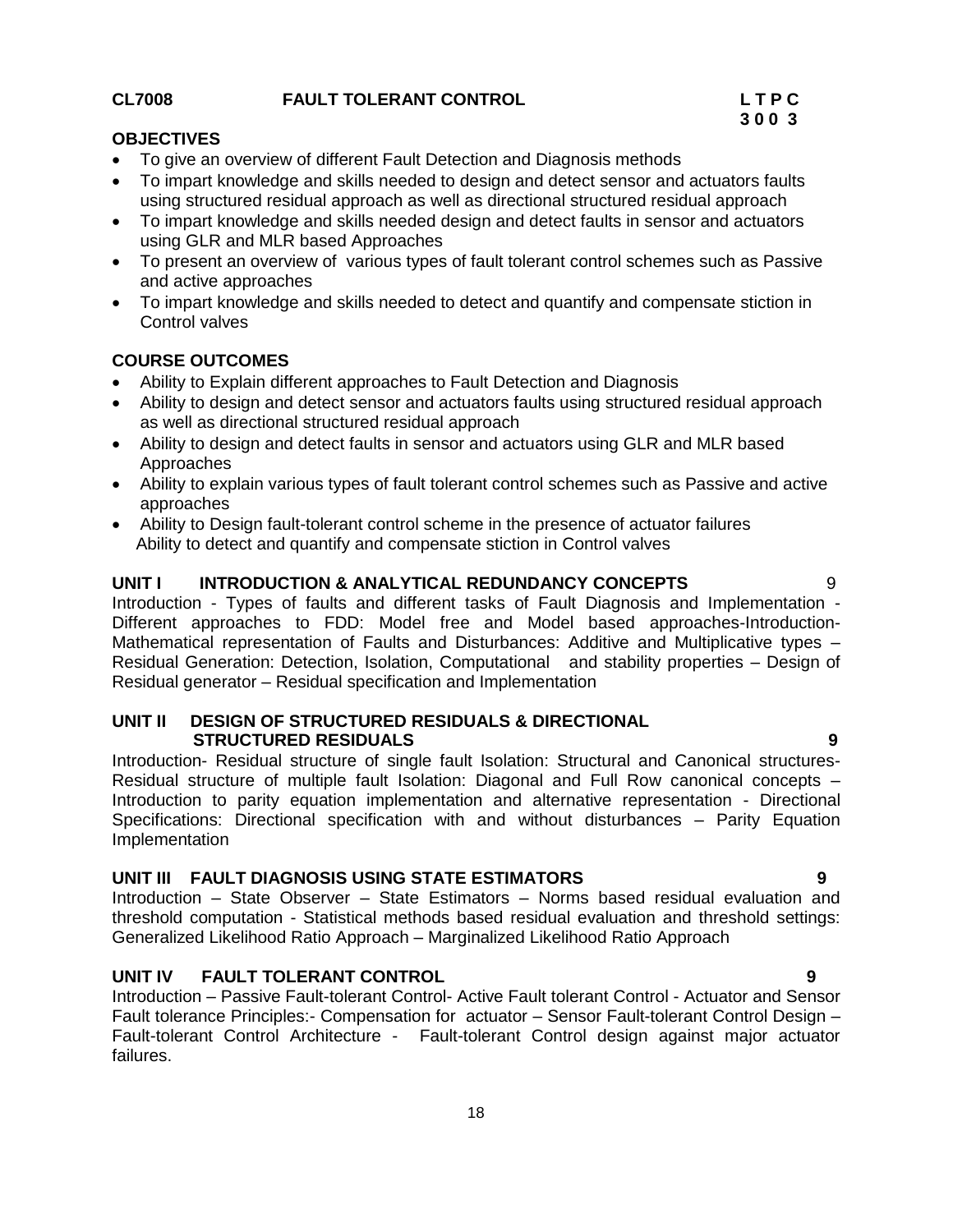**CL7008 FAULT TOLERANT CONTROL**

**L T P C**
**3 0 0 3**

**OBJECTIVES**

- To give an overview of different Fault Detection and Diagnosis methods
- To impart knowledge and skills needed to design and detect sensor and actuators faults using structured residual approach as well as directional structured residual approach
- To impart knowledge and skills needed design and detect faults in sensor and actuators using GLR and MLR based Approaches
- To present an overview of various types of fault tolerant control schemes such as Passive and active approaches
- To impart knowledge and skills needed to detect and quantify and compensate stiction in Control valves

**COURSE OUTCOMES**

- Ability to Explain different approaches to Fault Detection and Diagnosis
- Ability to design and detect sensor and actuators faults using structured residual approach as well as directional structured residual approach
- Ability to design and detect faults in sensor and actuators using GLR and MLR based Approaches
- Ability to explain various types of fault tolerant control schemes such as Passive and active approaches
- Ability to Design fault-tolerant control scheme in the presence of actuator failures
  Ability to detect and quantify and compensate stiction in Control valves

**UNIT I INTRODUCTION & ANALYTICAL REDUNDANCY CONCEPTS** 9

Introduction - Types of faults and different tasks of Fault Diagnosis and Implementation - Different approaches to FDD: Model free and Model based approaches-Introduction-Mathematical representation of Faults and Disturbances: Additive and Multiplicative types – Residual Generation: Detection, Isolation, Computational and stability properties – Design of Residual generator – Residual specification and Implementation

**UNIT II DESIGN OF STRUCTURED RESIDUALS & DIRECTIONAL STRUCTURED RESIDUALS** **9**

Introduction- Residual structure of single fault Isolation: Structural and Canonical structures- Residual structure of multiple fault Isolation: Diagonal and Full Row canonical concepts – Introduction to parity equation implementation and alternative representation - Directional Specifications: Directional specification with and without disturbances – Parity Equation Implementation

**UNIT III FAULT DIAGNOSIS USING STATE ESTIMATORS** **9**

Introduction – State Observer – State Estimators – Norms based residual evaluation and threshold computation - Statistical methods based residual evaluation and threshold settings: Generalized Likelihood Ratio Approach – Marginalized Likelihood Ratio Approach

**UNIT IV FAULT TOLERANT CONTROL** **9**

Introduction – Passive Fault-tolerant Control- Active Fault tolerant Control - Actuator and Sensor Fault tolerance Principles:- Compensation for actuator – Sensor Fault-tolerant Control Design – Fault-tolerant Control Architecture - Fault-tolerant Control design against major actuator failures.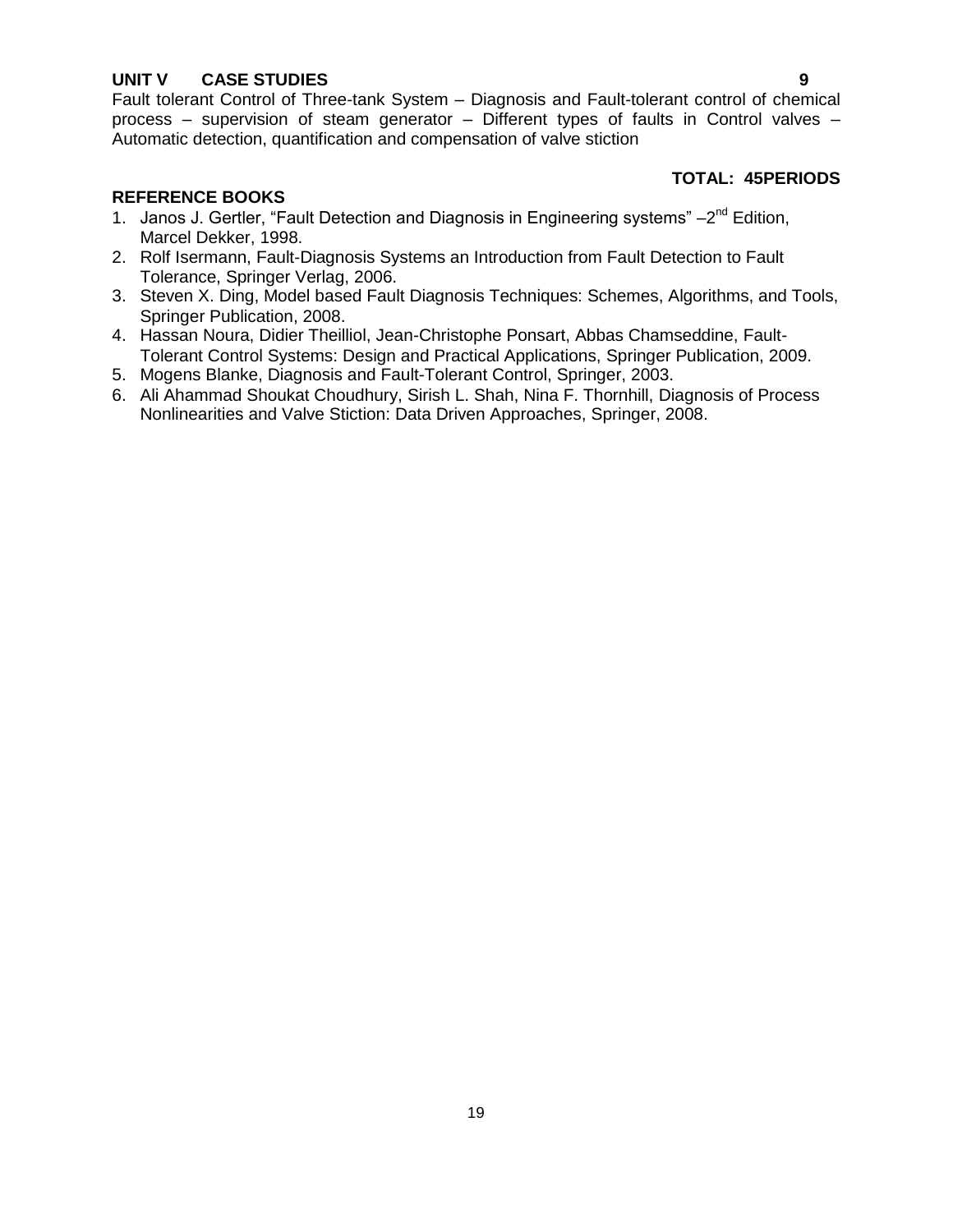**UNIT V CASE STUDIES 9**

Fault tolerant Control of Three-tank System – Diagnosis and Fault-tolerant control of chemical process – supervision of steam generator – Different types of faults in Control valves – Automatic detection, quantification and compensation of valve stiction

**TOTAL: 45PERIODS**

**REFERENCE BOOKS**

1. Janos J. Gertler, "Fault Detection and Diagnosis in Engineering systems" –2nd Edition, Marcel Dekker, 1998.
2. Rolf Isermann, Fault-Diagnosis Systems an Introduction from Fault Detection to Fault Tolerance, Springer Verlag, 2006.
3. Steven X. Ding, Model based Fault Diagnosis Techniques: Schemes, Algorithms, and Tools, Springer Publication, 2008.
4. Hassan Noura, Didier Theilliol, Jean-Christophe Ponsart, Abbas Chamseddine, Fault-Tolerant Control Systems: Design and Practical Applications, Springer Publication, 2009.
5. Mogens Blanke, Diagnosis and Fault-Tolerant Control, Springer, 2003.
6. Ali Ahammad Shoukat Choudhury, Sirish L. Shah, Nina F. Thornhill, Diagnosis of Process Nonlinearities and Valve Stiction: Data Driven Approaches, Springer, 2008.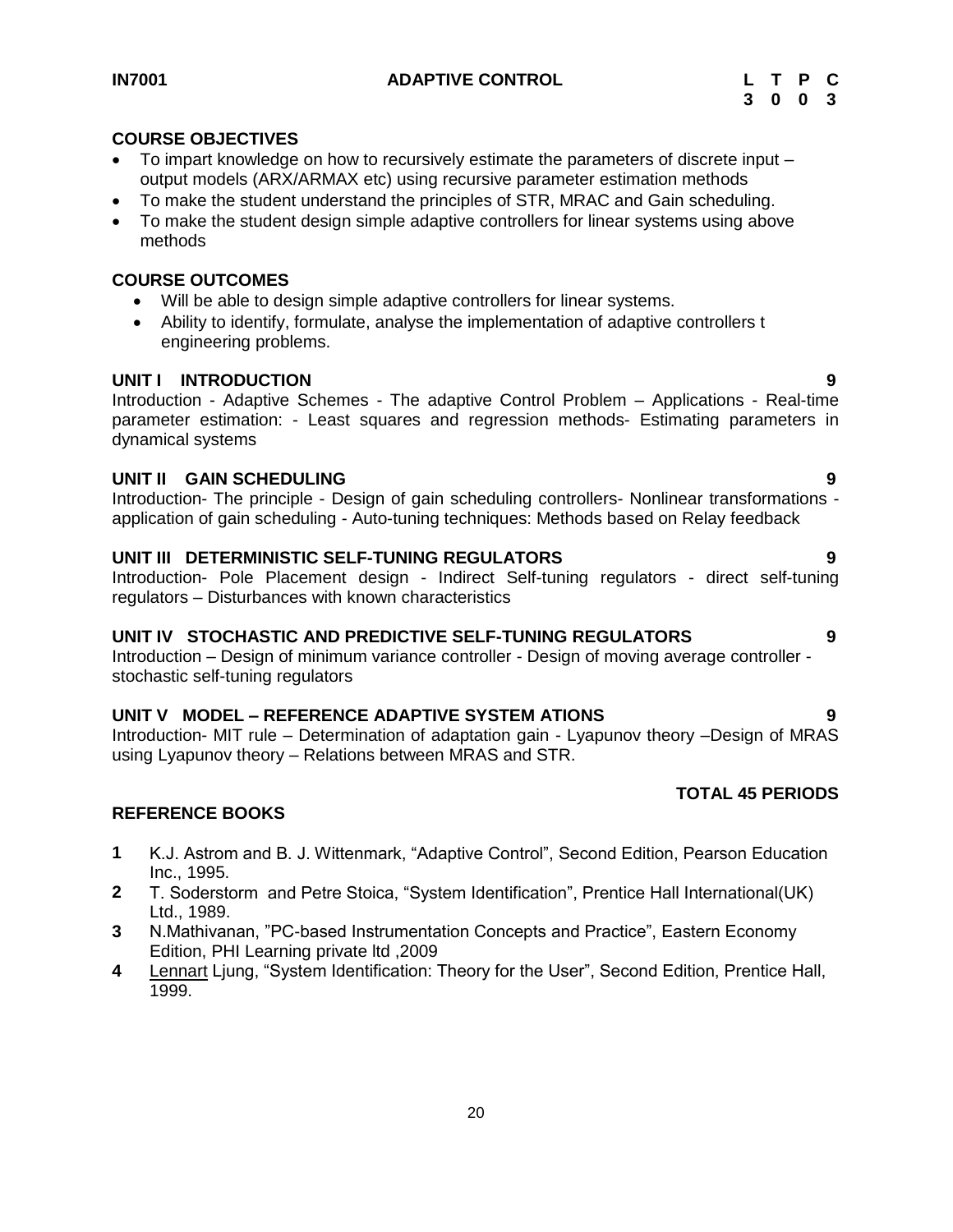**IN7001 ADAPTIVE CONTROL**

| L | T | P | C |
|---|---|---|---|
| 3 | 0 | 0 | 3 |

**COURSE OBJECTIVES**

- To impart knowledge on how to recursively estimate the parameters of discrete input – output models (ARX/ARMAX etc) using recursive parameter estimation methods
- To make the student understand the principles of STR, MRAC and Gain scheduling.
- To make the student design simple adaptive controllers for linear systems using above methods

**COURSE OUTCOMES**

- Will be able to design simple adaptive controllers for linear systems.
- Ability to identify, formulate, analyse the implementation of adaptive controllers t engineering problems.

**UNIT I INTRODUCTION 9**

Introduction - Adaptive Schemes - The adaptive Control Problem – Applications - Real-time parameter estimation: - Least squares and regression methods- Estimating parameters in dynamical systems

**UNIT II GAIN SCHEDULING 9**

Introduction- The principle - Design of gain scheduling controllers- Nonlinear transformations - application of gain scheduling - Auto-tuning techniques: Methods based on Relay feedback

**UNIT III DETERMINISTIC SELF-TUNING REGULATORS 9**

Introduction- Pole Placement design - Indirect Self-tuning regulators - direct self-tuning regulators – Disturbances with known characteristics

**UNIT IV STOCHASTIC AND PREDICTIVE SELF-TUNING REGULATORS 9**

Introduction – Design of minimum variance controller - Design of moving average controller - stochastic self-tuning regulators

**UNIT V MODEL – REFERENCE ADAPTIVE SYSTEM ATIONS 9**

Introduction- MIT rule – Determination of adaptation gain - Lyapunov theory –Design of MRAS using Lyapunov theory – Relations between MRAS and STR.

**TOTAL 45 PERIODS**

**REFERENCE BOOKS**

1. K.J. Astrom and B. J. Wittenmark, "Adaptive Control", Second Edition, Pearson Education Inc., 1995.
2. T. Soderstorm and Petre Stoica, "System Identification", Prentice Hall International(UK) Ltd., 1989.
3. N.Mathivanan, "PC-based Instrumentation Concepts and Practice", Eastern Economy Edition, PHI Learning private ltd ,2009
4. Lennart Ljung, "System Identification: Theory for the User", Second Edition, Prentice Hall, 1999.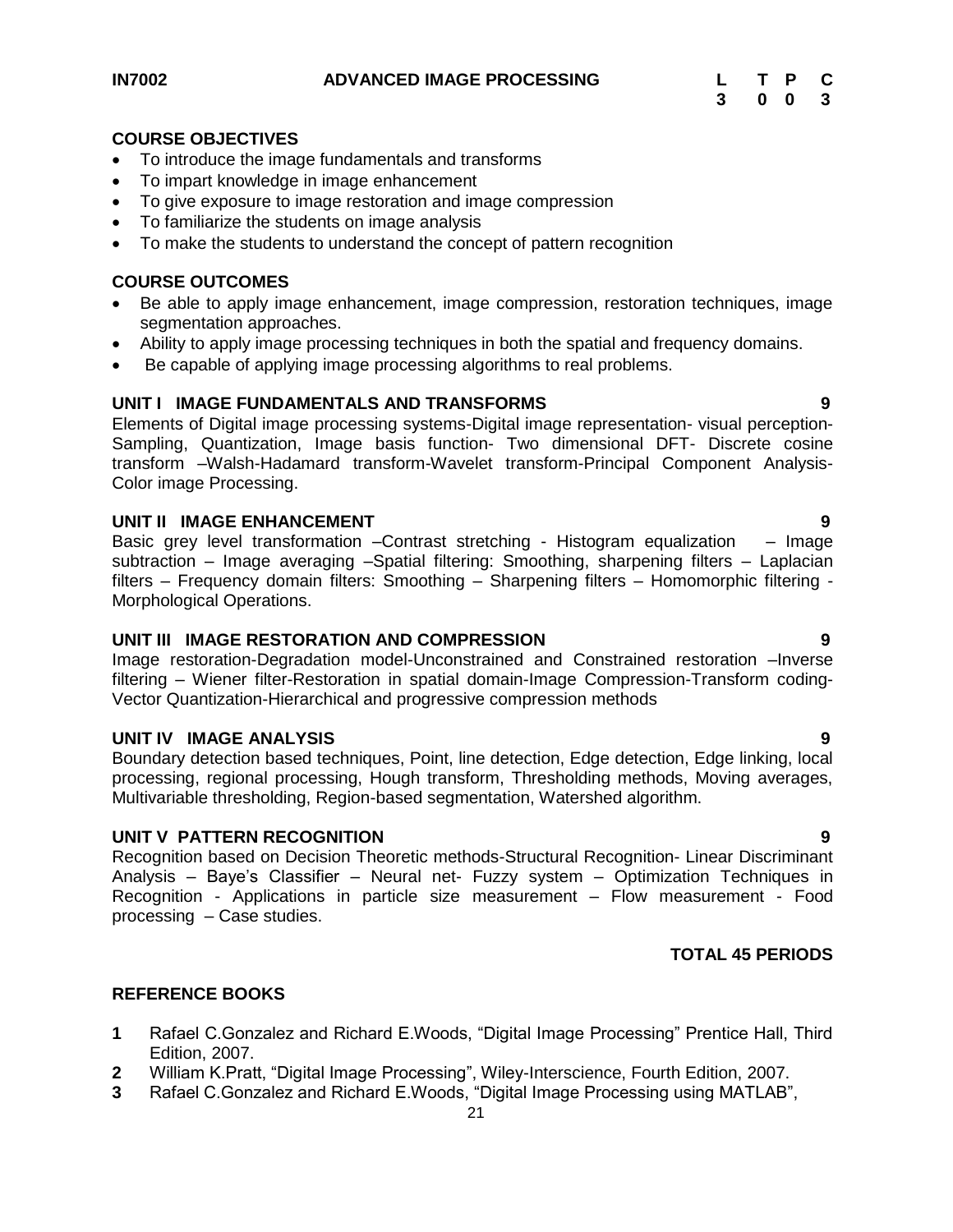**IN7002 ADVANCED IMAGE PROCESSING**

| L | T | P | C |
|---|---|---|---|
| 3 | 0 | 0 | 3 |

**COURSE OBJECTIVES**

- To introduce the image fundamentals and transforms
- To impart knowledge in image enhancement
- To give exposure to image restoration and image compression
- To familiarize the students on image analysis
- To make the students to understand the concept of pattern recognition

**COURSE OUTCOMES**

- Be able to apply image enhancement, image compression, restoration techniques, image segmentation approaches.
- Ability to apply image processing techniques in both the spatial and frequency domains.
- Be capable of applying image processing algorithms to real problems.

**UNIT I IMAGE FUNDAMENTALS AND TRANSFORMS 9**

Elements of Digital image processing systems-Digital image representation- visual perception-Sampling, Quantization, Image basis function- Two dimensional DFT- Discrete cosine transform –Walsh-Hadamard transform-Wavelet transform-Principal Component Analysis-Color image Processing.

**UNIT II IMAGE ENHANCEMENT 9**

Basic grey level transformation –Contrast stretching - Histogram equalization – Image subtraction – Image averaging –Spatial filtering: Smoothing, sharpening filters – Laplacian filters – Frequency domain filters: Smoothing – Sharpening filters – Homomorphic filtering - Morphological Operations.

**UNIT III IMAGE RESTORATION AND COMPRESSION 9**

Image restoration-Degradation model-Unconstrained and Constrained restoration –Inverse filtering – Wiener filter-Restoration in spatial domain-Image Compression-Transform coding-Vector Quantization-Hierarchical and progressive compression methods

**UNIT IV IMAGE ANALYSIS 9**

Boundary detection based techniques, Point, line detection, Edge detection, Edge linking, local processing, regional processing, Hough transform, Thresholding methods, Moving averages, Multivariable thresholding, Region-based segmentation, Watershed algorithm.

**UNIT V PATTERN RECOGNITION 9**

Recognition based on Decision Theoretic methods-Structural Recognition- Linear Discriminant Analysis – Baye's Classifier – Neural net- Fuzzy system – Optimization Techniques in Recognition - Applications in particle size measurement – Flow measurement - Food processing – Case studies.

**TOTAL 45 PERIODS**

**REFERENCE BOOKS**

1. Rafael C.Gonzalez and Richard E.Woods, "Digital Image Processing" Prentice Hall, Third Edition, 2007.
2. William K.Pratt, "Digital Image Processing", Wiley-Interscience, Fourth Edition, 2007.
3. Rafael C.Gonzalez and Richard E.Woods, "Digital Image Processing using MATLAB",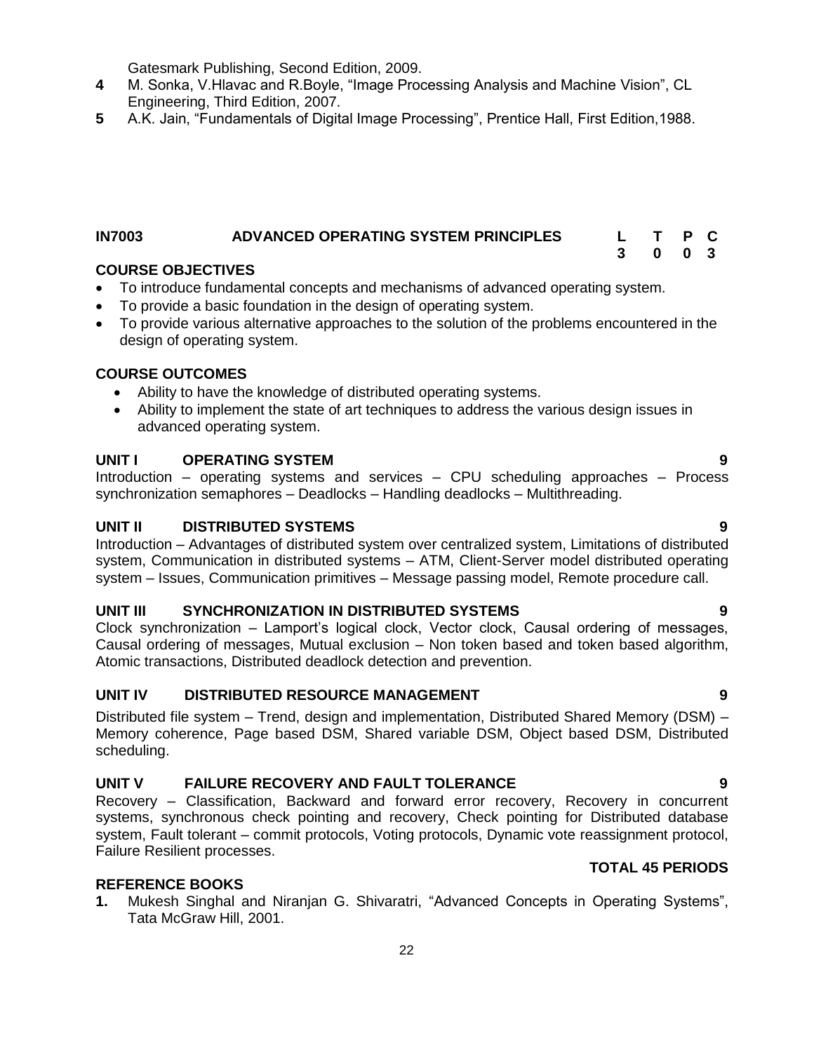Gatesmark Publishing, Second Edition, 2009.

**4** M. Sonka, V.Hlavac and R.Boyle, "Image Processing Analysis and Machine Vision", CL Engineering, Third Edition, 2007.

**5** A.K. Jain, "Fundamentals of Digital Image Processing", Prentice Hall, First Edition,1988.

## IN7003 ADVANCED OPERATING SYSTEM PRINCIPLES

| L | T | P | C |
|---|---|---|---|
| 3 | 0 | 0 | 3 |

**COURSE OBJECTIVES**

- To introduce fundamental concepts and mechanisms of advanced operating system.
- To provide a basic foundation in the design of operating system.
- To provide various alternative approaches to the solution of the problems encountered in the design of operating system.

**COURSE OUTCOMES**

- Ability to have the knowledge of distributed operating systems.
- Ability to implement the state of art techniques to address the various design issues in advanced operating system.

**UNIT I OPERATING SYSTEM 9**

Introduction – operating systems and services – CPU scheduling approaches – Process synchronization semaphores – Deadlocks – Handling deadlocks – Multithreading.

**UNIT II DISTRIBUTED SYSTEMS 9**

Introduction – Advantages of distributed system over centralized system, Limitations of distributed system, Communication in distributed systems – ATM, Client-Server model distributed operating system – Issues, Communication primitives – Message passing model, Remote procedure call.

**UNIT III SYNCHRONIZATION IN DISTRIBUTED SYSTEMS 9**

Clock synchronization – Lamport's logical clock, Vector clock, Causal ordering of messages, Causal ordering of messages, Mutual exclusion – Non token based and token based algorithm, Atomic transactions, Distributed deadlock detection and prevention.

**UNIT IV DISTRIBUTED RESOURCE MANAGEMENT 9**

Distributed file system – Trend, design and implementation, Distributed Shared Memory (DSM) – Memory coherence, Page based DSM, Shared variable DSM, Object based DSM, Distributed scheduling.

**UNIT V FAILURE RECOVERY AND FAULT TOLERANCE 9**

Recovery – Classification, Backward and forward error recovery, Recovery in concurrent systems, synchronous check pointing and recovery, Check pointing for Distributed database system, Fault tolerant – commit protocols, Voting protocols, Dynamic vote reassignment protocol, Failure Resilient processes.

**TOTAL 45 PERIODS**

**REFERENCE BOOKS**

**1.** Mukesh Singhal and Niranjan G. Shivaratri, "Advanced Concepts in Operating Systems", Tata McGraw Hill, 2001.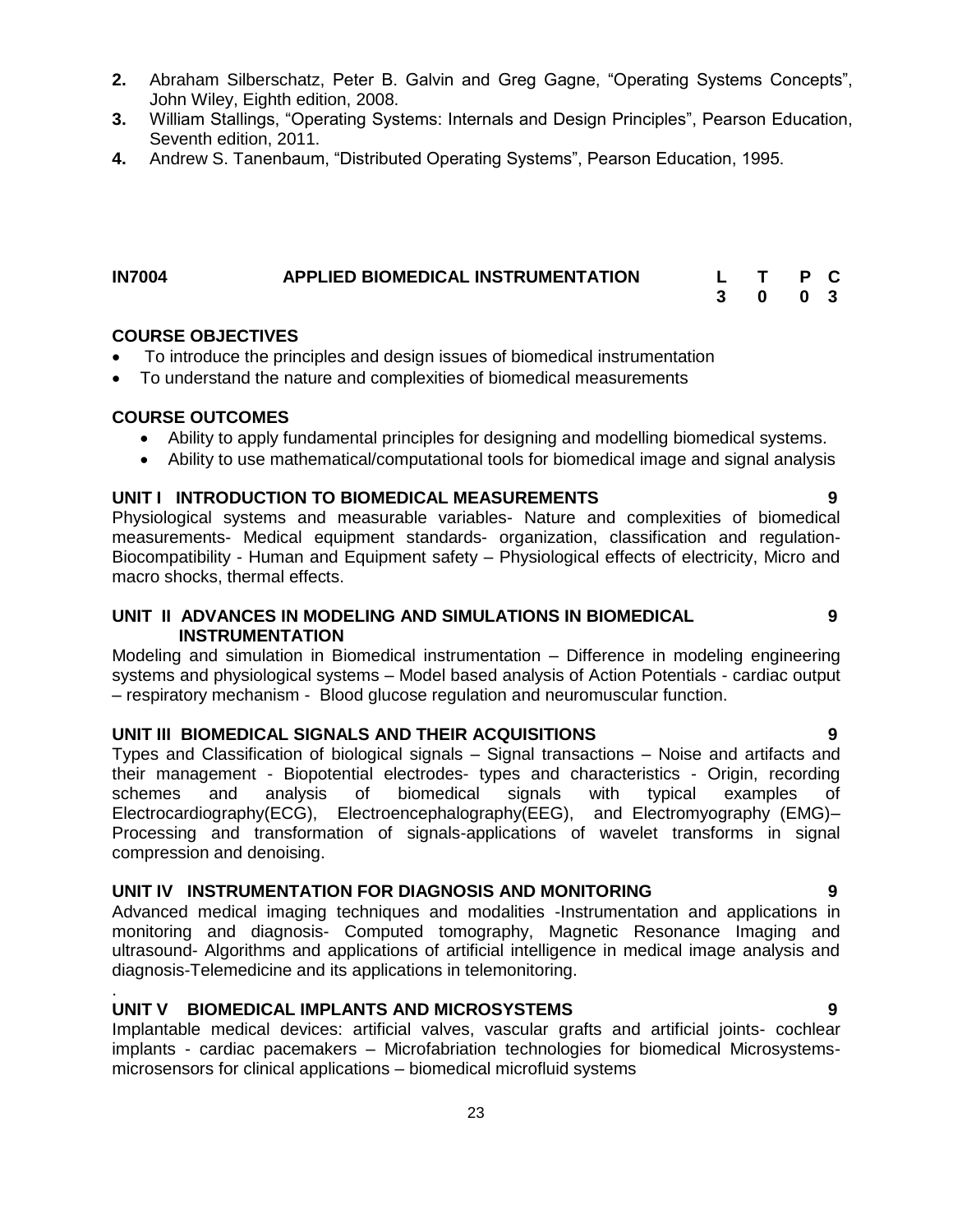2. Abraham Silberschatz, Peter B. Galvin and Greg Gagne, “Operating Systems Concepts”, John Wiley, Eighth edition, 2008.
3. William Stallings, “Operating Systems: Internals and Design Principles”, Pearson Education, Seventh edition, 2011.
4. Andrew S. Tanenbaum, “Distributed Operating Systems”, Pearson Education, 1995.

| **IN7004** | **APPLIED BIOMEDICAL INSTRUMENTATION** | **L** | **T** | **P** | **C** |
|---|---|---|---|---|---|
| | | **3** | **0** | **0** | **3** |

**COURSE OBJECTIVES**

- To introduce the principles and design issues of biomedical instrumentation
- To understand the nature and complexities of biomedical measurements

**COURSE OUTCOMES**

- Ability to apply fundamental principles for designing and modelling biomedical systems.
- Ability to use mathematical/computational tools for biomedical image and signal analysis

**UNIT I INTRODUCTION TO BIOMEDICAL MEASUREMENTS 9**

Physiological systems and measurable variables- Nature and complexities of biomedical measurements- Medical equipment standards- organization, classification and regulation- Biocompatibility - Human and Equipment safety – Physiological effects of electricity, Micro and macro shocks, thermal effects.

**UNIT II ADVANCES IN MODELING AND SIMULATIONS IN BIOMEDICAL INSTRUMENTATION 9**

Modeling and simulation in Biomedical instrumentation – Difference in modeling engineering systems and physiological systems – Model based analysis of Action Potentials - cardiac output – respiratory mechanism - Blood glucose regulation and neuromuscular function.

**UNIT III BIOMEDICAL SIGNALS AND THEIR ACQUISITIONS 9**

Types and Classification of biological signals – Signal transactions – Noise and artifacts and their management - Biopotential electrodes- types and characteristics - Origin, recording schemes and analysis of biomedical signals with typical examples of Electrocardiography(ECG), Electroencephalography(EEG), and Electromyography (EMG)– Processing and transformation of signals-applications of wavelet transforms in signal compression and denoising.

**UNIT IV INSTRUMENTATION FOR DIAGNOSIS AND MONITORING 9**

Advanced medical imaging techniques and modalities -Instrumentation and applications in monitoring and diagnosis- Computed tomography, Magnetic Resonance Imaging and ultrasound- Algorithms and applications of artificial intelligence in medical image analysis and diagnosis-Telemedicine and its applications in telemonitoring.

.

**UNIT V BIOMEDICAL IMPLANTS AND MICROSYSTEMS 9**

Implantable medical devices: artificial valves, vascular grafts and artificial joints- cochlear implants - cardiac pacemakers – Microfabriation technologies for biomedical Microsystems- microsensors for clinical applications – biomedical microfluid systems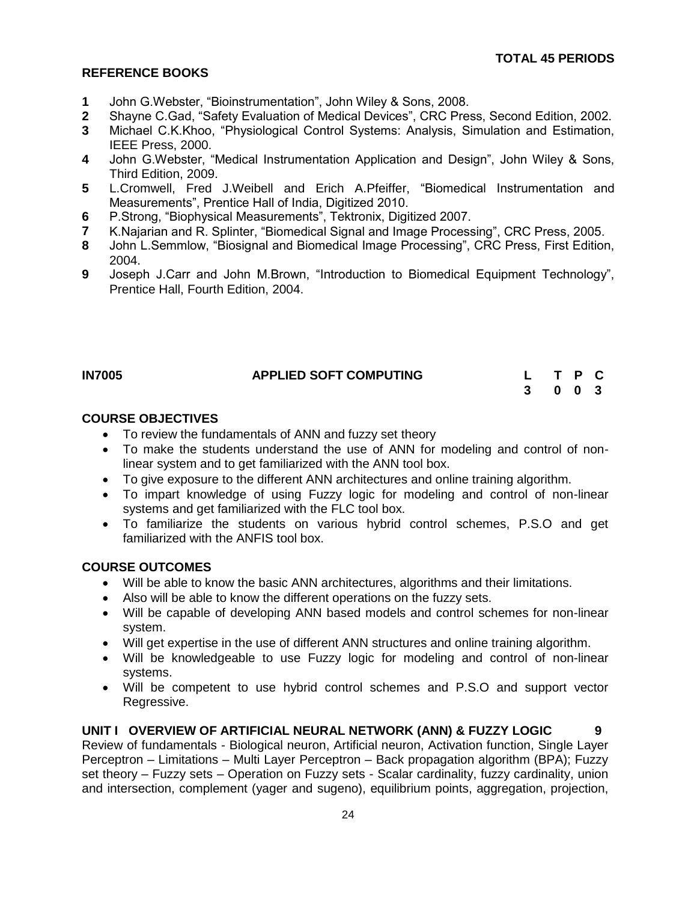**TOTAL 45 PERIODS**

**REFERENCE BOOKS**

1. John G.Webster, “Bioinstrumentation”, John Wiley & Sons, 2008.
2. Shayne C.Gad, “Safety Evaluation of Medical Devices”, CRC Press, Second Edition, 2002.
3. Michael C.K.Khoo, “Physiological Control Systems: Analysis, Simulation and Estimation, IEEE Press, 2000.
4. John G.Webster, “Medical Instrumentation Application and Design”, John Wiley & Sons, Third Edition, 2009.
5. L.Cromwell, Fred J.Weibell and Erich A.Pfeiffer, “Biomedical Instrumentation and Measurements”, Prentice Hall of India, Digitized 2010.
6. P.Strong, “Biophysical Measurements”, Tektronix, Digitized 2007.
7. K.Najarian and R. Splinter, “Biomedical Signal and Image Processing”, CRC Press, 2005.
8. John L.Semmlow, “Biosignal and Biomedical Image Processing”, CRC Press, First Edition, 2004.
9. Joseph J.Carr and John M.Brown, “Introduction to Biomedical Equipment Technology”, Prentice Hall, Fourth Edition, 2004.

| **IN7005** | **APPLIED SOFT COMPUTING** | **L** | **T** | **P** | **C** |
|---|---|---|---|---|---|
| | | **3** | **0** | **0** | **3** |

**COURSE OBJECTIVES**

- To review the fundamentals of ANN and fuzzy set theory
- To make the students understand the use of ANN for modeling and control of non-linear system and to get familiarized with the ANN tool box.
- To give exposure to the different ANN architectures and online training algorithm.
- To impart knowledge of using Fuzzy logic for modeling and control of non-linear systems and get familiarized with the FLC tool box.
- To familiarize the students on various hybrid control schemes, P.S.O and get familiarized with the ANFIS tool box.

**COURSE OUTCOMES**

- Will be able to know the basic ANN architectures, algorithms and their limitations.
- Also will be able to know the different operations on the fuzzy sets.
- Will be capable of developing ANN based models and control schemes for non-linear system.
- Will get expertise in the use of different ANN structures and online training algorithm.
- Will be knowledgeable to use Fuzzy logic for modeling and control of non-linear systems.
- Will be competent to use hybrid control schemes and P.S.O and support vector Regressive.

**UNIT I OVERVIEW OF ARTIFICIAL NEURAL NETWORK (ANN) & FUZZY LOGIC 9**

Review of fundamentals - Biological neuron, Artificial neuron, Activation function, Single Layer Perceptron – Limitations – Multi Layer Perceptron – Back propagation algorithm (BPA); Fuzzy set theory – Fuzzy sets – Operation on Fuzzy sets - Scalar cardinality, fuzzy cardinality, union and intersection, complement (yager and sugeno), equilibrium points, aggregation, projection,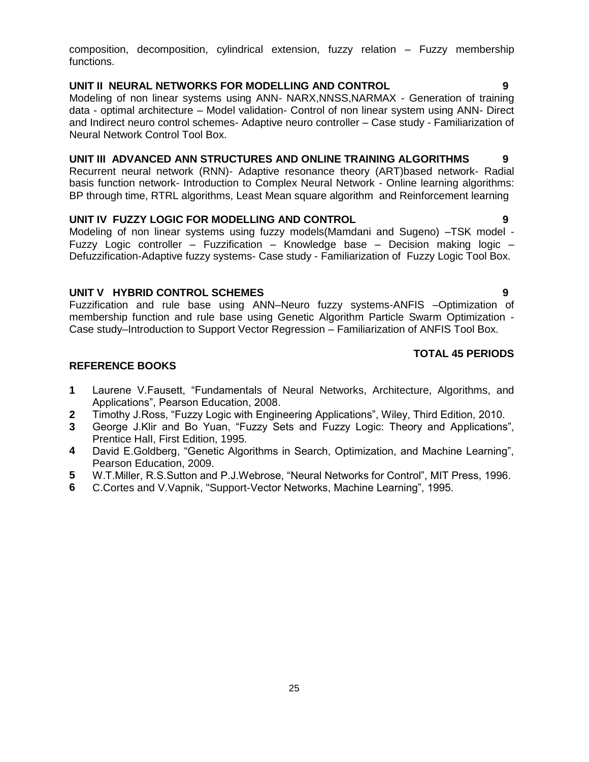composition, decomposition, cylindrical extension, fuzzy relation – Fuzzy membership functions.

**UNIT II NEURAL NETWORKS FOR MODELLING AND CONTROL 9**

Modeling of non linear systems using ANN- NARX,NNSS,NARMAX - Generation of training data - optimal architecture – Model validation- Control of non linear system using ANN- Direct and Indirect neuro control schemes- Adaptive neuro controller – Case study - Familiarization of Neural Network Control Tool Box.

**UNIT III ADVANCED ANN STRUCTURES AND ONLINE TRAINING ALGORITHMS 9**

Recurrent neural network (RNN)- Adaptive resonance theory (ART)based network- Radial basis function network- Introduction to Complex Neural Network - Online learning algorithms: BP through time, RTRL algorithms, Least Mean square algorithm and Reinforcement learning

**UNIT IV FUZZY LOGIC FOR MODELLING AND CONTROL 9**

Modeling of non linear systems using fuzzy models(Mamdani and Sugeno) –TSK model - Fuzzy Logic controller – Fuzzification – Knowledge base – Decision making logic – Defuzzification-Adaptive fuzzy systems- Case study - Familiarization of Fuzzy Logic Tool Box.

**UNIT V HYBRID CONTROL SCHEMES 9**

Fuzzification and rule base using ANN–Neuro fuzzy systems-ANFIS –Optimization of membership function and rule base using Genetic Algorithm Particle Swarm Optimization - Case study–Introduction to Support Vector Regression – Familiarization of ANFIS Tool Box.

**TOTAL 45 PERIODS**

**REFERENCE BOOKS**

1. Laurene V.Fausett, "Fundamentals of Neural Networks, Architecture, Algorithms, and Applications", Pearson Education, 2008.
2. Timothy J.Ross, "Fuzzy Logic with Engineering Applications", Wiley, Third Edition, 2010.
3. George J.Klir and Bo Yuan, "Fuzzy Sets and Fuzzy Logic: Theory and Applications", Prentice Hall, First Edition, 1995.
4. David E.Goldberg, "Genetic Algorithms in Search, Optimization, and Machine Learning", Pearson Education, 2009.
5. W.T.Miller, R.S.Sutton and P.J.Webrose, "Neural Networks for Control", MIT Press, 1996.
6. C.Cortes and V.Vapnik, "Support-Vector Networks, Machine Learning", 1995.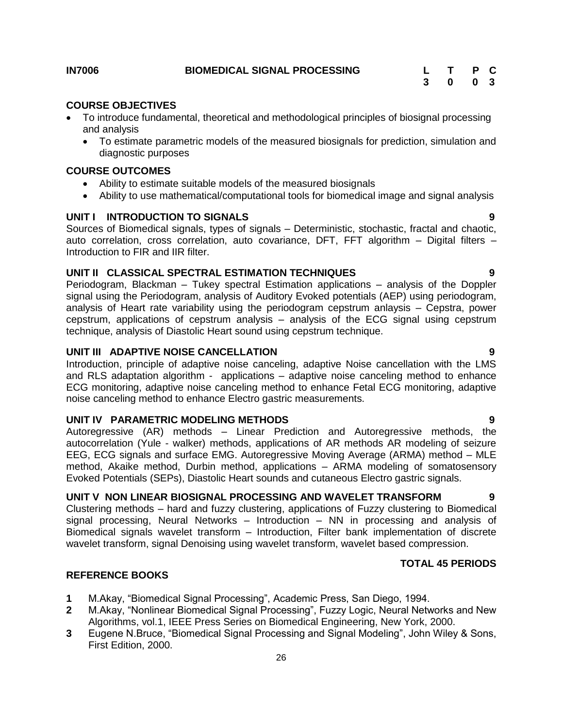**IN7006 BIOMEDICAL SIGNAL PROCESSING**

| L | T | P | C |
|---|---|---|---|
| 3 | 0 | 0 | 3 |

## COURSE OBJECTIVES

- To introduce fundamental, theoretical and methodological principles of biosignal processing and analysis
  - To estimate parametric models of the measured biosignals for prediction, simulation and diagnostic purposes

## COURSE OUTCOMES

- Ability to estimate suitable models of the measured biosignals
- Ability to use mathematical/computational tools for biomedical image and signal analysis

## UNIT I INTRODUCTION TO SIGNALS 9

Sources of Biomedical signals, types of signals – Deterministic, stochastic, fractal and chaotic, auto correlation, cross correlation, auto covariance, DFT, FFT algorithm – Digital filters – Introduction to FIR and IIR filter.

## UNIT II CLASSICAL SPECTRAL ESTIMATION TECHNIQUES 9

Periodogram, Blackman – Tukey spectral Estimation applications – analysis of the Doppler signal using the Periodogram, analysis of Auditory Evoked potentials (AEP) using periodogram, analysis of Heart rate variability using the periodogram cepstrum anlaysis – Cepstra, power cepstrum, applications of cepstrum analysis – analysis of the ECG signal using cepstrum technique, analysis of Diastolic Heart sound using cepstrum technique.

## UNIT III ADAPTIVE NOISE CANCELLATION 9

Introduction, principle of adaptive noise canceling, adaptive Noise cancellation with the LMS and RLS adaptation algorithm - applications – adaptive noise canceling method to enhance ECG monitoring, adaptive noise canceling method to enhance Fetal ECG monitoring, adaptive noise canceling method to enhance Electro gastric measurements.

## UNIT IV PARAMETRIC MODELING METHODS 9

Autoregressive (AR) methods – Linear Prediction and Autoregressive methods, the autocorrelation (Yule - walker) methods, applications of AR methods AR modeling of seizure EEG, ECG signals and surface EMG. Autoregressive Moving Average (ARMA) method – MLE method, Akaike method, Durbin method, applications – ARMA modeling of somatosensory Evoked Potentials (SEPs), Diastolic Heart sounds and cutaneous Electro gastric signals.

## UNIT V NON LINEAR BIOSIGNAL PROCESSING AND WAVELET TRANSFORM 9

Clustering methods – hard and fuzzy clustering, applications of Fuzzy clustering to Biomedical signal processing, Neural Networks – Introduction – NN in processing and analysis of Biomedical signals wavelet transform – Introduction, Filter bank implementation of discrete wavelet transform, signal Denoising using wavelet transform, wavelet based compression.

**TOTAL 45 PERIODS**

## REFERENCE BOOKS

1. M.Akay, "Biomedical Signal Processing", Academic Press, San Diego, 1994.
2. M.Akay, "Nonlinear Biomedical Signal Processing", Fuzzy Logic, Neural Networks and New Algorithms, vol.1, IEEE Press Series on Biomedical Engineering, New York, 2000.
3. Eugene N.Bruce, "Biomedical Signal Processing and Signal Modeling", John Wiley & Sons, First Edition, 2000.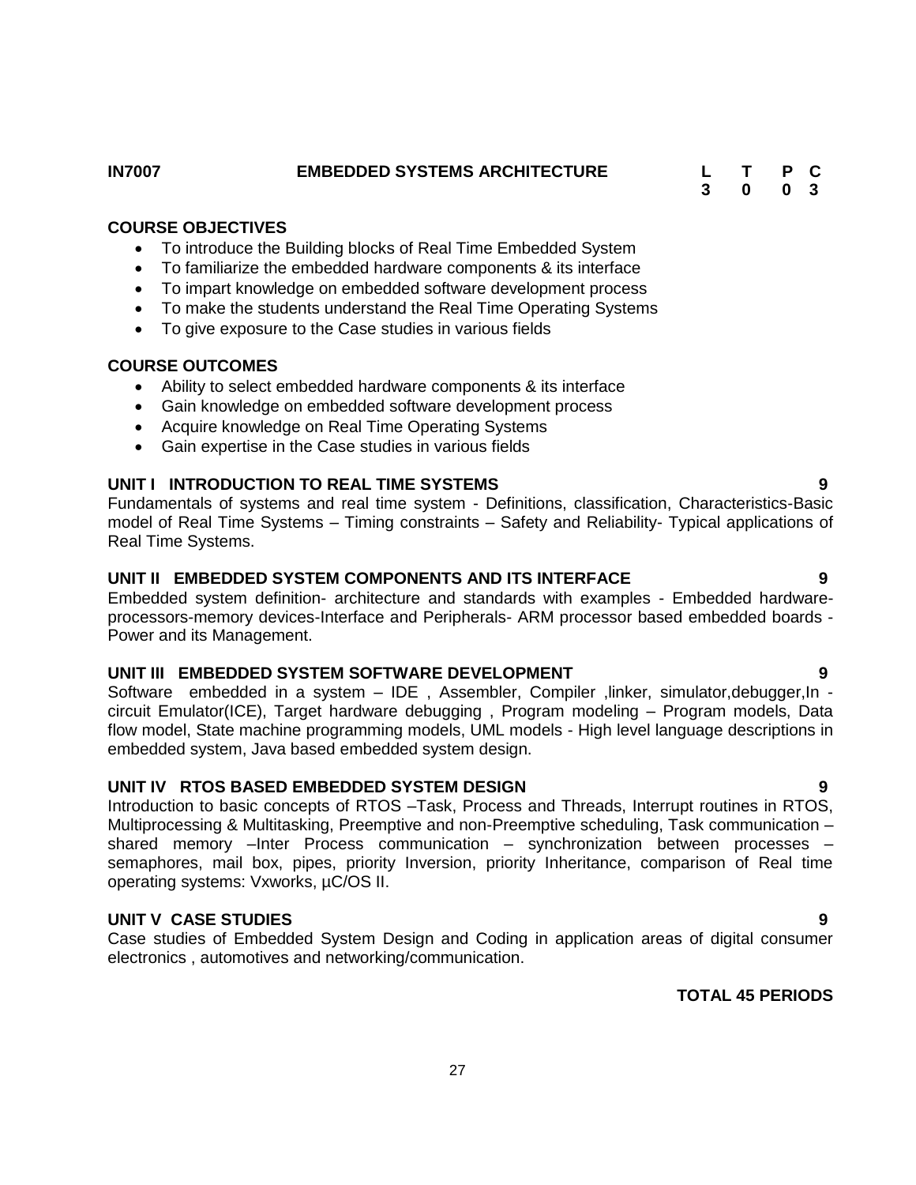**IN7007 EMBEDDED SYSTEMS ARCHITECTURE**

| L | T | P | C |
|---|---|---|---|
| 3 | 0 | 0 | 3 |

**COURSE OBJECTIVES**

- To introduce the Building blocks of Real Time Embedded System
- To familiarize the embedded hardware components & its interface
- To impart knowledge on embedded software development process
- To make the students understand the Real Time Operating Systems
- To give exposure to the Case studies in various fields

**COURSE OUTCOMES**

- Ability to select embedded hardware components & its interface
- Gain knowledge on embedded software development process
- Acquire knowledge on Real Time Operating Systems
- Gain expertise in the Case studies in various fields

**UNIT I INTRODUCTION TO REAL TIME SYSTEMS 9**

Fundamentals of systems and real time system - Definitions, classification, Characteristics-Basic model of Real Time Systems – Timing constraints – Safety and Reliability- Typical applications of Real Time Systems.

**UNIT II EMBEDDED SYSTEM COMPONENTS AND ITS INTERFACE 9**

Embedded system definition- architecture and standards with examples - Embedded hardware-processors-memory devices-Interface and Peripherals- ARM processor based embedded boards - Power and its Management.

**UNIT III EMBEDDED SYSTEM SOFTWARE DEVELOPMENT 9**

Software embedded in a system – IDE , Assembler, Compiler ,linker, simulator,debugger,In - circuit Emulator(ICE), Target hardware debugging , Program modeling – Program models, Data flow model, State machine programming models, UML models - High level language descriptions in embedded system, Java based embedded system design.

**UNIT IV RTOS BASED EMBEDDED SYSTEM DESIGN 9**

Introduction to basic concepts of RTOS –Task, Process and Threads, Interrupt routines in RTOS, Multiprocessing & Multitasking, Preemptive and non-Preemptive scheduling, Task communication – shared memory –Inter Process communication – synchronization between processes – semaphores, mail box, pipes, priority Inversion, priority Inheritance, comparison of Real time operating systems: Vxworks, µC/OS II.

**UNIT V CASE STUDIES 9**

Case studies of Embedded System Design and Coding in application areas of digital consumer electronics , automotives and networking/communication.

**TOTAL 45 PERIODS**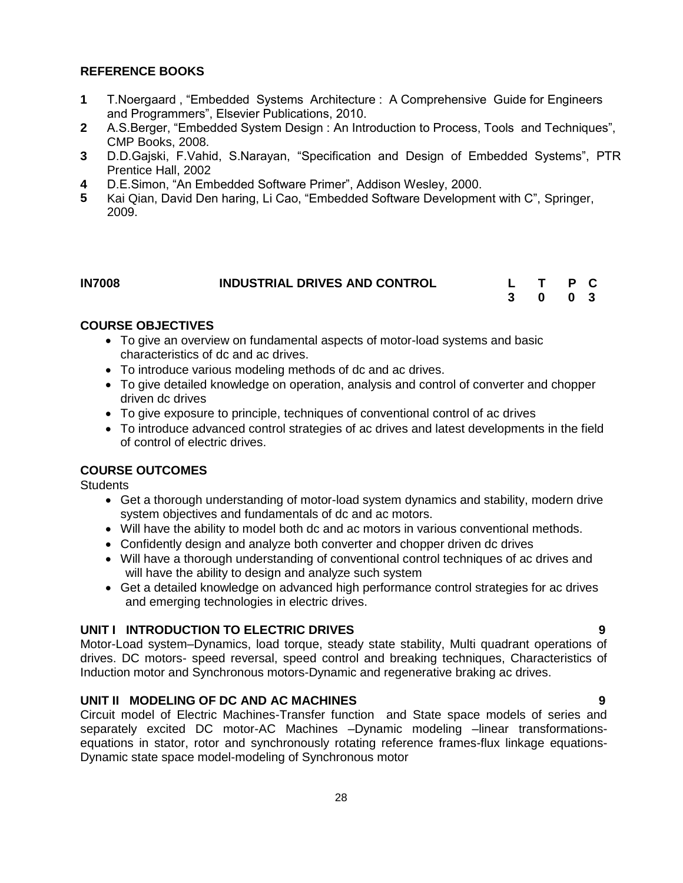**REFERENCE BOOKS**

1. T.Noergaard , "Embedded Systems Architecture : A Comprehensive Guide for Engineers and Programmers", Elsevier Publications, 2010.
2. A.S.Berger, "Embedded System Design : An Introduction to Process, Tools and Techniques", CMP Books, 2008.
3. D.D.Gajski, F.Vahid, S.Narayan, "Specification and Design of Embedded Systems", PTR Prentice Hall, 2002
4. D.E.Simon, "An Embedded Software Primer", Addison Wesley, 2000.
5. Kai Qian, David Den haring, Li Cao, "Embedded Software Development with C", Springer, 2009.

| **IN7008** | **INDUSTRIAL DRIVES AND CONTROL** | **L** | **T** | **P** | **C** |
|---|---|---|---|---|---|
| | | **3** | **0** | **0** | **3** |

**COURSE OBJECTIVES**

- To give an overview on fundamental aspects of motor-load systems and basic characteristics of dc and ac drives.
- To introduce various modeling methods of dc and ac drives.
- To give detailed knowledge on operation, analysis and control of converter and chopper driven dc drives
- To give exposure to principle, techniques of conventional control of ac drives
- To introduce advanced control strategies of ac drives and latest developments in the field of control of electric drives.

**COURSE OUTCOMES**

Students

- Get a thorough understanding of motor-load system dynamics and stability, modern drive system objectives and fundamentals of dc and ac motors.
- Will have the ability to model both dc and ac motors in various conventional methods.
- Confidently design and analyze both converter and chopper driven dc drives
- Will have a thorough understanding of conventional control techniques of ac drives and will have the ability to design and analyze such system
- Get a detailed knowledge on advanced high performance control strategies for ac drives and emerging technologies in electric drives.

**UNIT I INTRODUCTION TO ELECTRIC DRIVES 9**

Motor-Load system–Dynamics, load torque, steady state stability, Multi quadrant operations of drives. DC motors- speed reversal, speed control and breaking techniques, Characteristics of Induction motor and Synchronous motors-Dynamic and regenerative braking ac drives.

**UNIT II MODELING OF DC AND AC MACHINES 9**

Circuit model of Electric Machines-Transfer function and State space models of series and separately excited DC motor-AC Machines –Dynamic modeling –linear transformations-equations in stator, rotor and synchronously rotating reference frames-flux linkage equations-Dynamic state space model-modeling of Synchronous motor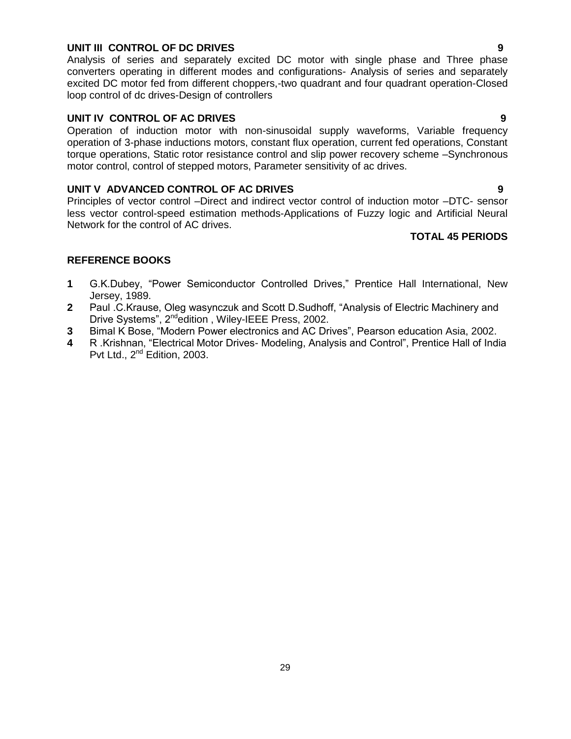**UNIT III CONTROL OF DC DRIVES** **9**

Analysis of series and separately excited DC motor with single phase and Three phase converters operating in different modes and configurations- Analysis of series and separately excited DC motor fed from different choppers,-two quadrant and four quadrant operation-Closed loop control of dc drives-Design of controllers

**UNIT IV CONTROL OF AC DRIVES** **9**

Operation of induction motor with non-sinusoidal supply waveforms, Variable frequency operation of 3-phase inductions motors, constant flux operation, current fed operations, Constant torque operations, Static rotor resistance control and slip power recovery scheme –Synchronous motor control, control of stepped motors, Parameter sensitivity of ac drives.

**UNIT V ADVANCED CONTROL OF AC DRIVES** **9**

Principles of vector control –Direct and indirect vector control of induction motor –DTC- sensor less vector control-speed estimation methods-Applications of Fuzzy logic and Artificial Neural Network for the control of AC drives.

**TOTAL 45 PERIODS**

**REFERENCE BOOKS**

1. G.K.Dubey, "Power Semiconductor Controlled Drives," Prentice Hall International, New Jersey, 1989.
2. Paul .C.Krause, Oleg wasynczuk and Scott D.Sudhoff, "Analysis of Electric Machinery and Drive Systems", 2ndedition , Wiley-IEEE Press, 2002.
3. Bimal K Bose, "Modern Power electronics and AC Drives", Pearson education Asia, 2002.
4. R .Krishnan, "Electrical Motor Drives- Modeling, Analysis and Control", Prentice Hall of India Pvt Ltd., 2nd Edition, 2003.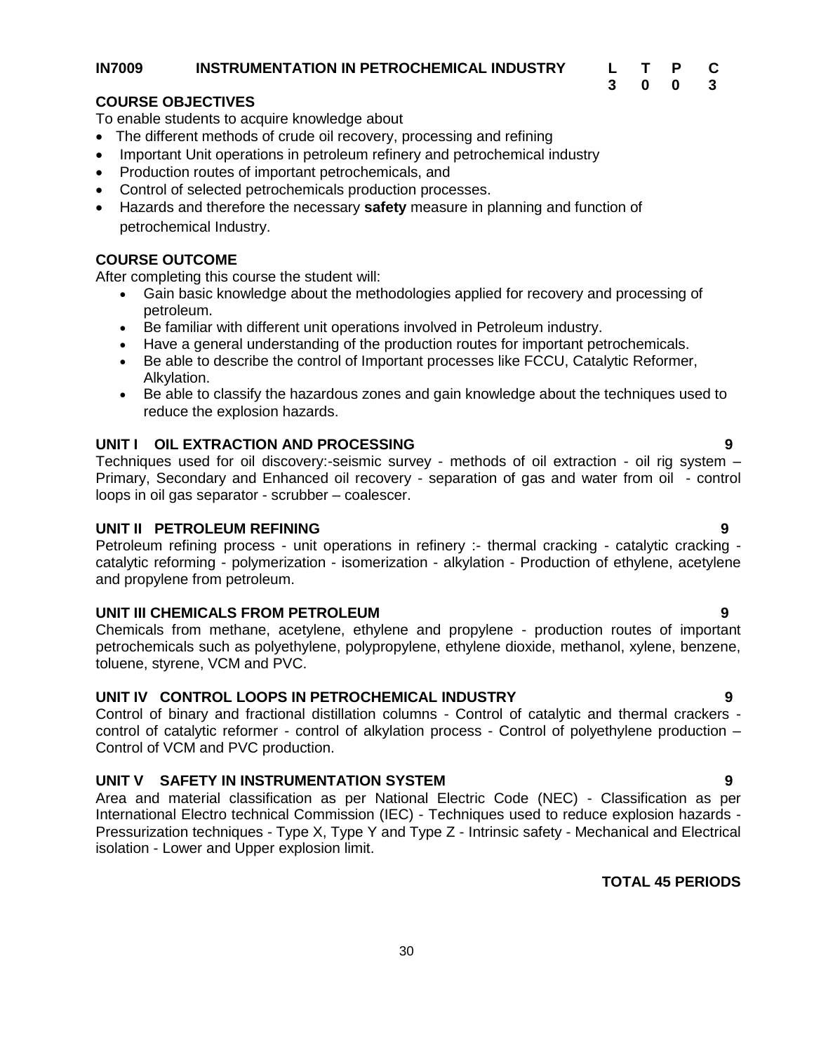**IN7009 INSTRUMENTATION IN PETROCHEMICAL INDUSTRY**

| L | T | P | C |
|---|---|---|---|
| 3 | 0 | 0 | 3 |

**COURSE OBJECTIVES**

To enable students to acquire knowledge about

- The different methods of crude oil recovery, processing and refining
- Important Unit operations in petroleum refinery and petrochemical industry
- Production routes of important petrochemicals, and
- Control of selected petrochemicals production processes.
- Hazards and therefore the necessary **safety** measure in planning and function of petrochemical Industry.

**COURSE OUTCOME**

After completing this course the student will:

- Gain basic knowledge about the methodologies applied for recovery and processing of petroleum.
- Be familiar with different unit operations involved in Petroleum industry.
- Have a general understanding of the production routes for important petrochemicals.
- Be able to describe the control of Important processes like FCCU, Catalytic Reformer, Alkylation.
- Be able to classify the hazardous zones and gain knowledge about the techniques used to reduce the explosion hazards.

**UNIT I OIL EXTRACTION AND PROCESSING** **9**

Techniques used for oil discovery:-seismic survey - methods of oil extraction - oil rig system – Primary, Secondary and Enhanced oil recovery - separation of gas and water from oil - control loops in oil gas separator - scrubber – coalescer.

**UNIT II PETROLEUM REFINING** **9**

Petroleum refining process - unit operations in refinery :- thermal cracking - catalytic cracking - catalytic reforming - polymerization - isomerization - alkylation - Production of ethylene, acetylene and propylene from petroleum.

**UNIT III CHEMICALS FROM PETROLEUM** **9**

Chemicals from methane, acetylene, ethylene and propylene - production routes of important petrochemicals such as polyethylene, polypropylene, ethylene dioxide, methanol, xylene, benzene, toluene, styrene, VCM and PVC.

**UNIT IV CONTROL LOOPS IN PETROCHEMICAL INDUSTRY** **9**

Control of binary and fractional distillation columns - Control of catalytic and thermal crackers - control of catalytic reformer - control of alkylation process - Control of polyethylene production – Control of VCM and PVC production.

**UNIT V SAFETY IN INSTRUMENTATION SYSTEM** **9**

Area and material classification as per National Electric Code (NEC) - Classification as per International Electro technical Commission (IEC) - Techniques used to reduce explosion hazards - Pressurization techniques - Type X, Type Y and Type Z - Intrinsic safety - Mechanical and Electrical isolation - Lower and Upper explosion limit.

**TOTAL 45 PERIODS**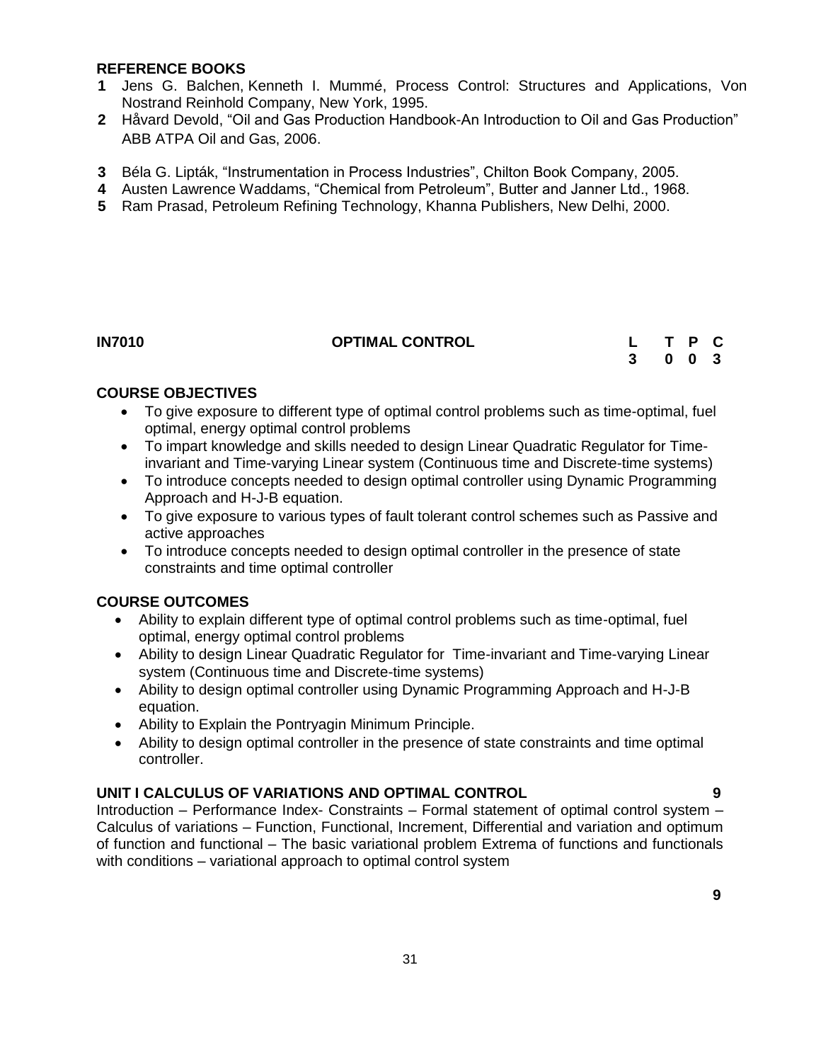**REFERENCE BOOKS**

1. Jens G. Balchen, Kenneth I. Mummé, Process Control: Structures and Applications, Von Nostrand Reinhold Company, New York, 1995.
2. Håvard Devold, "Oil and Gas Production Handbook-An Introduction to Oil and Gas Production" ABB ATPA Oil and Gas, 2006.
3. Béla G. Lipták, "Instrumentation in Process Industries", Chilton Book Company, 2005.
4. Austen Lawrence Waddams, "Chemical from Petroleum", Butter and Janner Ltd., 1968.
5. Ram Prasad, Petroleum Refining Technology, Khanna Publishers, New Delhi, 2000.

| **IN7010** | **OPTIMAL CONTROL** | **L** | **T** | **P** | **C** |
|---|---|---|---|---|---|
| | | **3** | **0** | **0** | **3** |

**COURSE OBJECTIVES**

- To give exposure to different type of optimal control problems such as time-optimal, fuel optimal, energy optimal control problems
- To impart knowledge and skills needed to design Linear Quadratic Regulator for Time-invariant and Time-varying Linear system (Continuous time and Discrete-time systems)
- To introduce concepts needed to design optimal controller using Dynamic Programming Approach and H-J-B equation.
- To give exposure to various types of fault tolerant control schemes such as Passive and active approaches
- To introduce concepts needed to design optimal controller in the presence of state constraints and time optimal controller

**COURSE OUTCOMES**

- Ability to explain different type of optimal control problems such as time-optimal, fuel optimal, energy optimal control problems
- Ability to design Linear Quadratic Regulator for Time-invariant and Time-varying Linear system (Continuous time and Discrete-time systems)
- Ability to design optimal controller using Dynamic Programming Approach and H-J-B equation.
- Ability to Explain the Pontryagin Minimum Principle.
- Ability to design optimal controller in the presence of state constraints and time optimal controller.

**UNIT I CALCULUS OF VARIATIONS AND OPTIMAL CONTROL** **9**

Introduction – Performance Index- Constraints – Formal statement of optimal control system – Calculus of variations – Function, Functional, Increment, Differential and variation and optimum of function and functional – The basic variational problem Extrema of functions and functionals with conditions – variational approach to optimal control system

**9**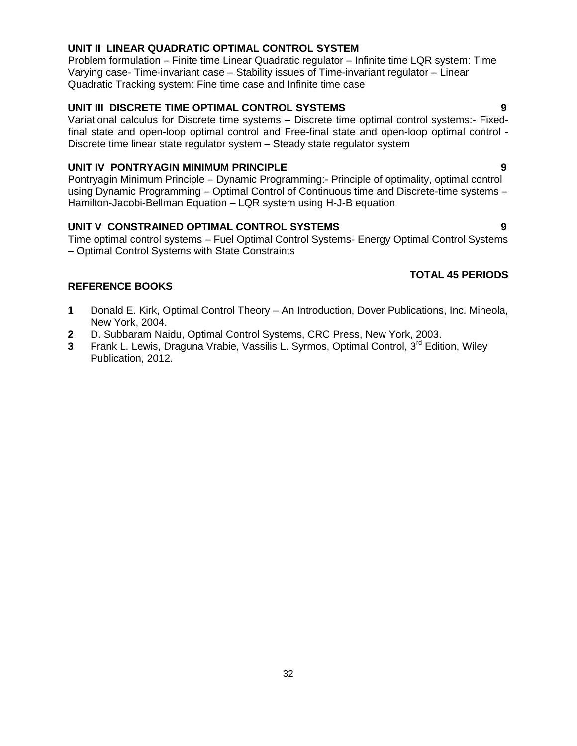**UNIT II LINEAR QUADRATIC OPTIMAL CONTROL SYSTEM**

Problem formulation – Finite time Linear Quadratic regulator – Infinite time LQR system: Time Varying case- Time-invariant case – Stability issues of Time-invariant regulator – Linear Quadratic Tracking system: Fine time case and Infinite time case

**UNIT III DISCRETE TIME OPTIMAL CONTROL SYSTEMS** **9**

Variational calculus for Discrete time systems – Discrete time optimal control systems:- Fixed-final state and open-loop optimal control and Free-final state and open-loop optimal control - Discrete time linear state regulator system – Steady state regulator system

**UNIT IV PONTRYAGIN MINIMUM PRINCIPLE** **9**

Pontryagin Minimum Principle – Dynamic Programming:- Principle of optimality, optimal control using Dynamic Programming – Optimal Control of Continuous time and Discrete-time systems – Hamilton-Jacobi-Bellman Equation – LQR system using H-J-B equation

**UNIT V CONSTRAINED OPTIMAL CONTROL SYSTEMS** **9**

Time optimal control systems – Fuel Optimal Control Systems- Energy Optimal Control Systems – Optimal Control Systems with State Constraints

**TOTAL 45 PERIODS**

**REFERENCE BOOKS**

1. Donald E. Kirk, Optimal Control Theory – An Introduction, Dover Publications, Inc. Mineola, New York, 2004.
2. D. Subbaram Naidu, Optimal Control Systems, CRC Press, New York, 2003.
3. Frank L. Lewis, Draguna Vrabie, Vassilis L. Syrmos, Optimal Control, 3rd Edition, Wiley Publication, 2012.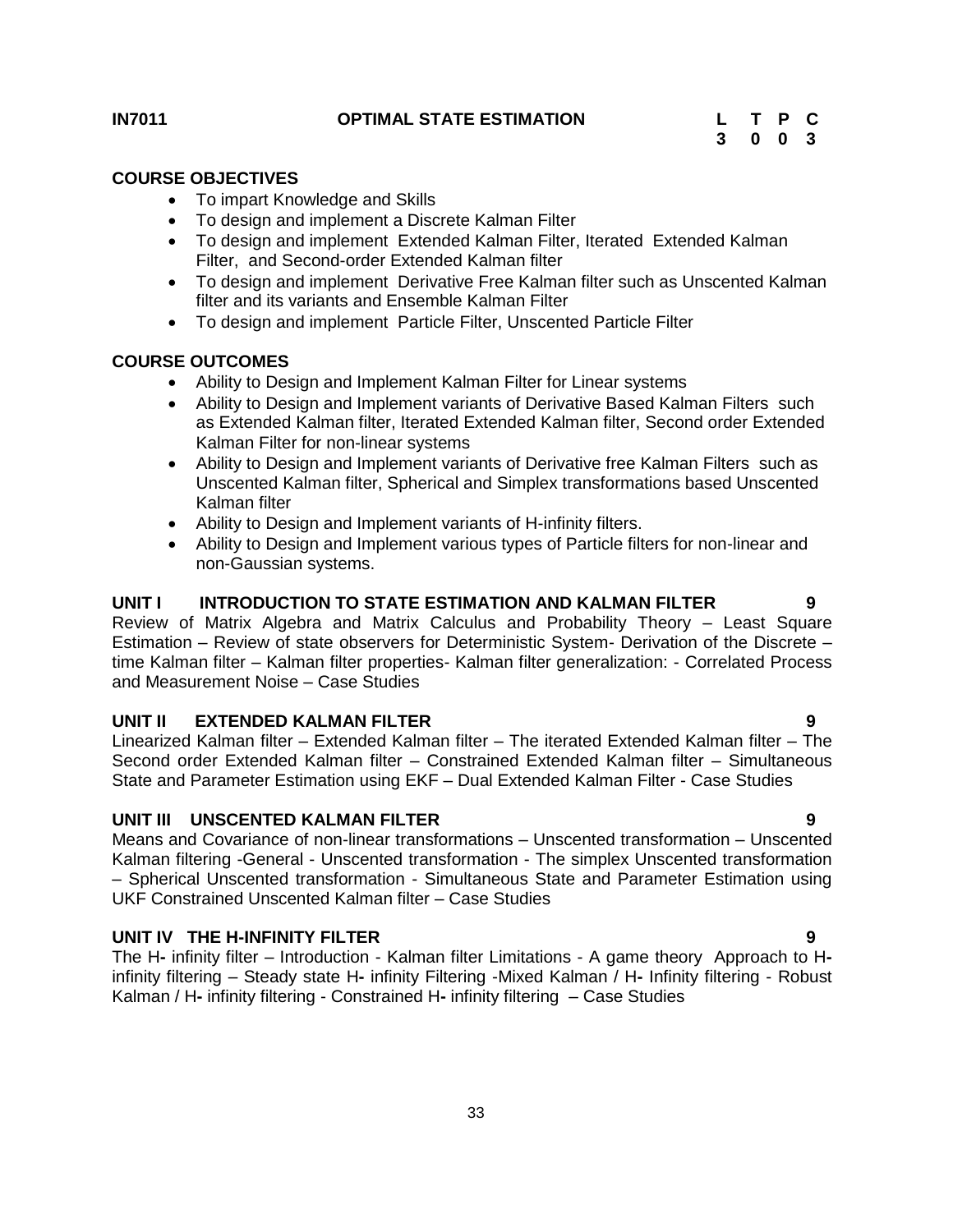**IN7011** **OPTIMAL STATE ESTIMATION**

| L | T | P | C |
|---|---|---|---|
| 3 | 0 | 0 | 3 |

## COURSE OBJECTIVES

- To impart Knowledge and Skills
- To design and implement a Discrete Kalman Filter
- To design and implement Extended Kalman Filter, Iterated Extended Kalman Filter, and Second-order Extended Kalman filter
- To design and implement Derivative Free Kalman filter such as Unscented Kalman filter and its variants and Ensemble Kalman Filter
- To design and implement Particle Filter, Unscented Particle Filter

## COURSE OUTCOMES

- Ability to Design and Implement Kalman Filter for Linear systems
- Ability to Design and Implement variants of Derivative Based Kalman Filters such as Extended Kalman filter, Iterated Extended Kalman filter, Second order Extended Kalman Filter for non-linear systems
- Ability to Design and Implement variants of Derivative free Kalman Filters such as Unscented Kalman filter, Spherical and Simplex transformations based Unscented Kalman filter
- Ability to Design and Implement variants of H-infinity filters.
- Ability to Design and Implement various types of Particle filters for non-linear and non-Gaussian systems.

## UNIT I INTRODUCTION TO STATE ESTIMATION AND KALMAN FILTER 9

Review of Matrix Algebra and Matrix Calculus and Probability Theory – Least Square Estimation – Review of state observers for Deterministic System- Derivation of the Discrete – time Kalman filter – Kalman filter properties- Kalman filter generalization: - Correlated Process and Measurement Noise – Case Studies

## UNIT II EXTENDED KALMAN FILTER 9

Linearized Kalman filter – Extended Kalman filter – The iterated Extended Kalman filter – The Second order Extended Kalman filter – Constrained Extended Kalman filter – Simultaneous State and Parameter Estimation using EKF – Dual Extended Kalman Filter - Case Studies

## UNIT III UNSCENTED KALMAN FILTER 9

Means and Covariance of non-linear transformations – Unscented transformation – Unscented Kalman filtering -General - Unscented transformation - The simplex Unscented transformation – Spherical Unscented transformation - Simultaneous State and Parameter Estimation using UKF Constrained Unscented Kalman filter – Case Studies

## UNIT IV THE H-INFINITY FILTER 9

The H- infinity filter – Introduction - Kalman filter Limitations - A game theory Approach to H-infinity filtering – Steady state H- infinity Filtering -Mixed Kalman / H- Infinity filtering - Robust Kalman / H- infinity filtering - Constrained H- infinity filtering – Case Studies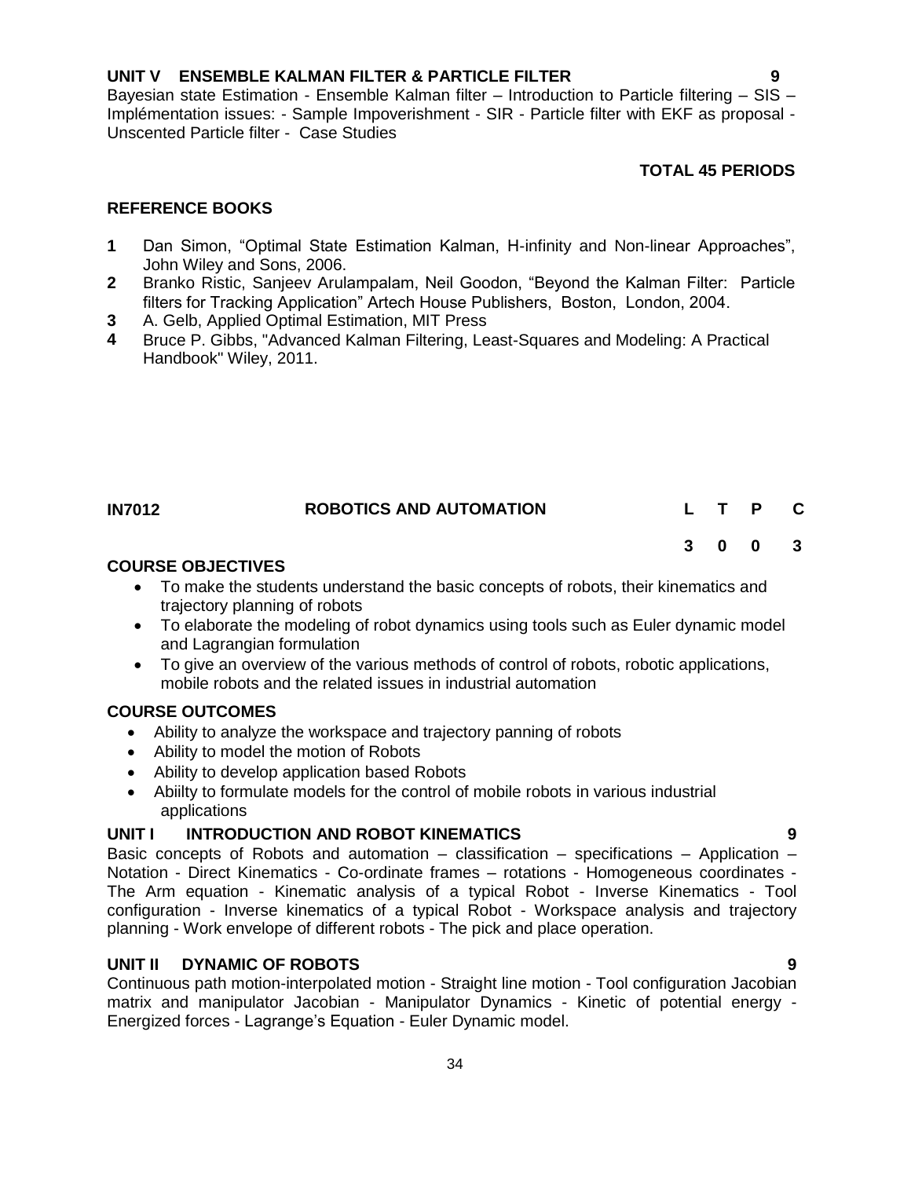**UNIT V ENSEMBLE KALMAN FILTER & PARTICLE FILTER 9**

Bayesian state Estimation - Ensemble Kalman filter – Introduction to Particle filtering – SIS – Implémentation issues: - Sample Impoverishment - SIR - Particle filter with EKF as proposal - Unscented Particle filter - Case Studies

**TOTAL 45 PERIODS**

**REFERENCE BOOKS**

1. Dan Simon, "Optimal State Estimation Kalman, H-infinity and Non-linear Approaches", John Wiley and Sons, 2006.
2. Branko Ristic, Sanjeev Arulampalam, Neil Goodon, "Beyond the Kalman Filter: Particle filters for Tracking Application" Artech House Publishers, Boston, London, 2004.
3. A. Gelb, Applied Optimal Estimation, MIT Press
4. Bruce P. Gibbs, "Advanced Kalman Filtering, Least-Squares and Modeling: A Practical Handbook" Wiley, 2011.

| **IN7012** | **ROBOTICS AND AUTOMATION** | **L** | **T** | **P** | **C** |
|---|---|---|---|---|---|
| | | **3** | **0** | **0** | **3** |

**COURSE OBJECTIVES**

- To make the students understand the basic concepts of robots, their kinematics and trajectory planning of robots
- To elaborate the modeling of robot dynamics using tools such as Euler dynamic model and Lagrangian formulation
- To give an overview of the various methods of control of robots, robotic applications, mobile robots and the related issues in industrial automation

**COURSE OUTCOMES**

- Ability to analyze the workspace and trajectory panning of robots
- Ability to model the motion of Robots
- Ability to develop application based Robots
- Abiilty to formulate models for the control of mobile robots in various industrial applications

**UNIT I INTRODUCTION AND ROBOT KINEMATICS 9**

Basic concepts of Robots and automation – classification – specifications – Application – Notation - Direct Kinematics - Co-ordinate frames – rotations - Homogeneous coordinates - The Arm equation - Kinematic analysis of a typical Robot - Inverse Kinematics - Tool configuration - Inverse kinematics of a typical Robot - Workspace analysis and trajectory planning - Work envelope of different robots - The pick and place operation.

**UNIT II DYNAMIC OF ROBOTS 9**

Continuous path motion-interpolated motion - Straight line motion - Tool configuration Jacobian matrix and manipulator Jacobian - Manipulator Dynamics - Kinetic of potential energy - Energized forces - Lagrange's Equation - Euler Dynamic model.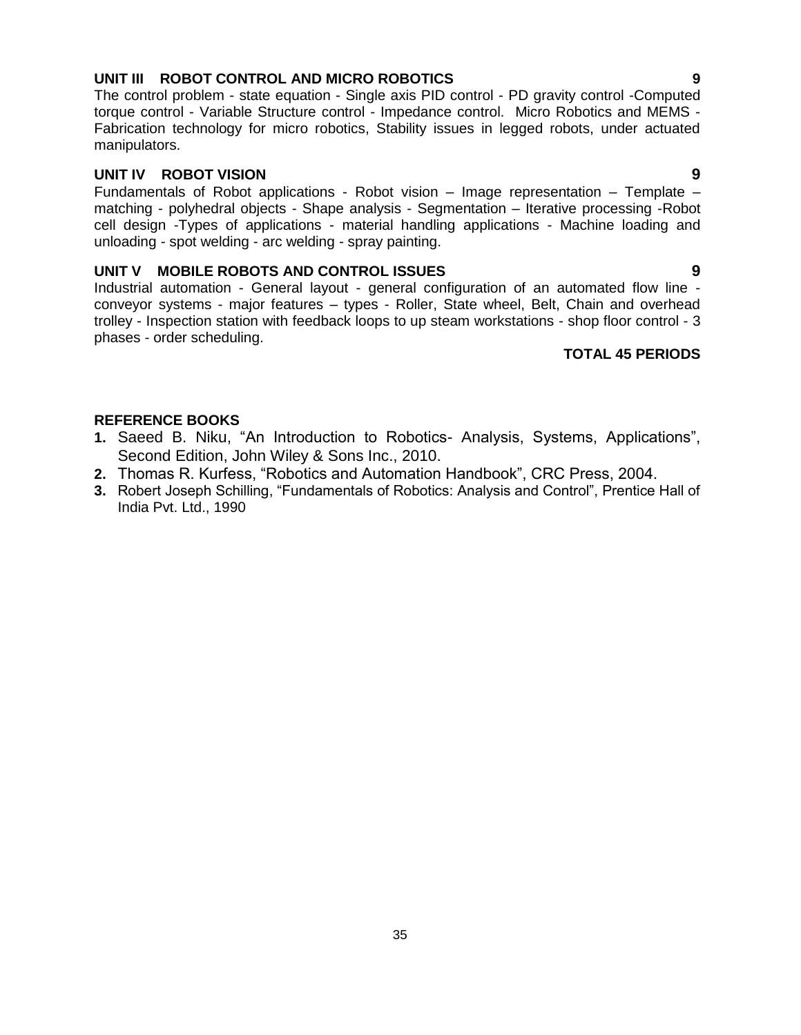**UNIT III ROBOT CONTROL AND MICRO ROBOTICS 9**

The control problem - state equation - Single axis PID control - PD gravity control -Computed torque control - Variable Structure control - Impedance control. Micro Robotics and MEMS - Fabrication technology for micro robotics, Stability issues in legged robots, under actuated manipulators.

**UNIT IV ROBOT VISION 9**

Fundamentals of Robot applications - Robot vision – Image representation – Template – matching - polyhedral objects - Shape analysis - Segmentation – Iterative processing -Robot cell design -Types of applications - material handling applications - Machine loading and unloading - spot welding - arc welding - spray painting.

**UNIT V MOBILE ROBOTS AND CONTROL ISSUES 9**

Industrial automation - General layout - general configuration of an automated flow line - conveyor systems - major features – types - Roller, State wheel, Belt, Chain and overhead trolley - Inspection station with feedback loops to up steam workstations - shop floor control - 3 phases - order scheduling.

**TOTAL 45 PERIODS**

**REFERENCE BOOKS**

1. Saeed B. Niku, “An Introduction to Robotics- Analysis, Systems, Applications”, Second Edition, John Wiley & Sons Inc., 2010.
2. Thomas R. Kurfess, “Robotics and Automation Handbook”, CRC Press, 2004.
3. Robert Joseph Schilling, “Fundamentals of Robotics: Analysis and Control”, Prentice Hall of India Pvt. Ltd., 1990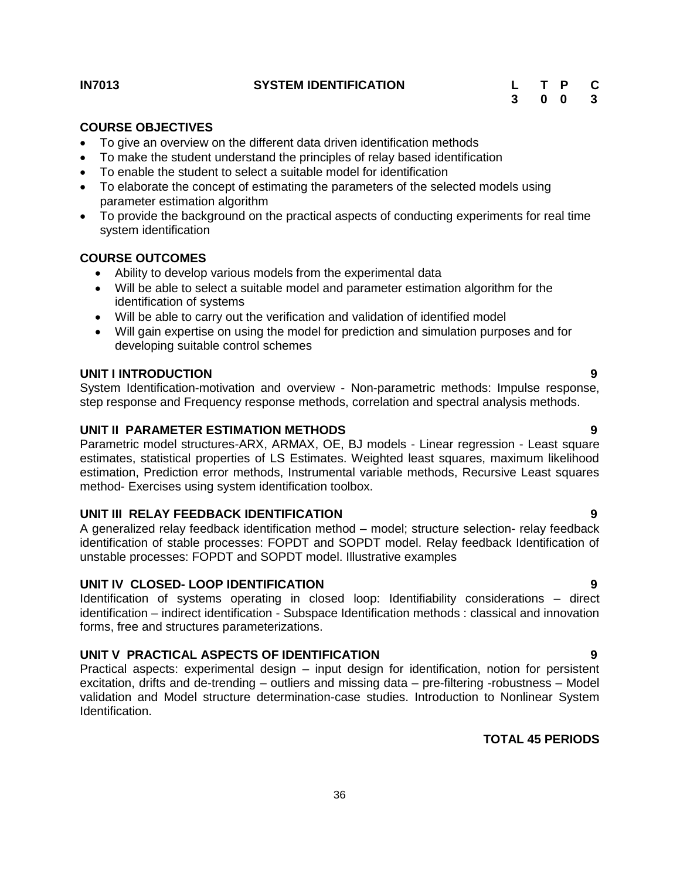| IN7013 | SYSTEM IDENTIFICATION | L | T | P | C |
|---|---|---|---|---|---|
| | | 3 | 0 | 0 | 3 |

**COURSE OBJECTIVES**

- To give an overview on the different data driven identification methods
- To make the student understand the principles of relay based identification
- To enable the student to select a suitable model for identification
- To elaborate the concept of estimating the parameters of the selected models using parameter estimation algorithm
- To provide the background on the practical aspects of conducting experiments for real time system identification

**COURSE OUTCOMES**

- Ability to develop various models from the experimental data
- Will be able to select a suitable model and parameter estimation algorithm for the identification of systems
- Will be able to carry out the verification and validation of identified model
- Will gain expertise on using the model for prediction and simulation purposes and for developing suitable control schemes

**UNIT I INTRODUCTION 9**

System Identification-motivation and overview - Non-parametric methods: Impulse response, step response and Frequency response methods, correlation and spectral analysis methods.

**UNIT II PARAMETER ESTIMATION METHODS 9**

Parametric model structures-ARX, ARMAX, OE, BJ models - Linear regression - Least square estimates, statistical properties of LS Estimates. Weighted least squares, maximum likelihood estimation, Prediction error methods, Instrumental variable methods, Recursive Least squares method- Exercises using system identification toolbox.

**UNIT III RELAY FEEDBACK IDENTIFICATION 9**

A generalized relay feedback identification method – model; structure selection- relay feedback identification of stable processes: FOPDT and SOPDT model. Relay feedback Identification of unstable processes: FOPDT and SOPDT model. Illustrative examples

**UNIT IV CLOSED- LOOP IDENTIFICATION 9**

Identification of systems operating in closed loop: Identifiability considerations – direct identification – indirect identification - Subspace Identification methods : classical and innovation forms, free and structures parameterizations.

**UNIT V PRACTICAL ASPECTS OF IDENTIFICATION 9**

Practical aspects: experimental design – input design for identification, notion for persistent excitation, drifts and de-trending – outliers and missing data – pre-filtering -robustness – Model validation and Model structure determination-case studies. Introduction to Nonlinear System Identification.

**TOTAL 45 PERIODS**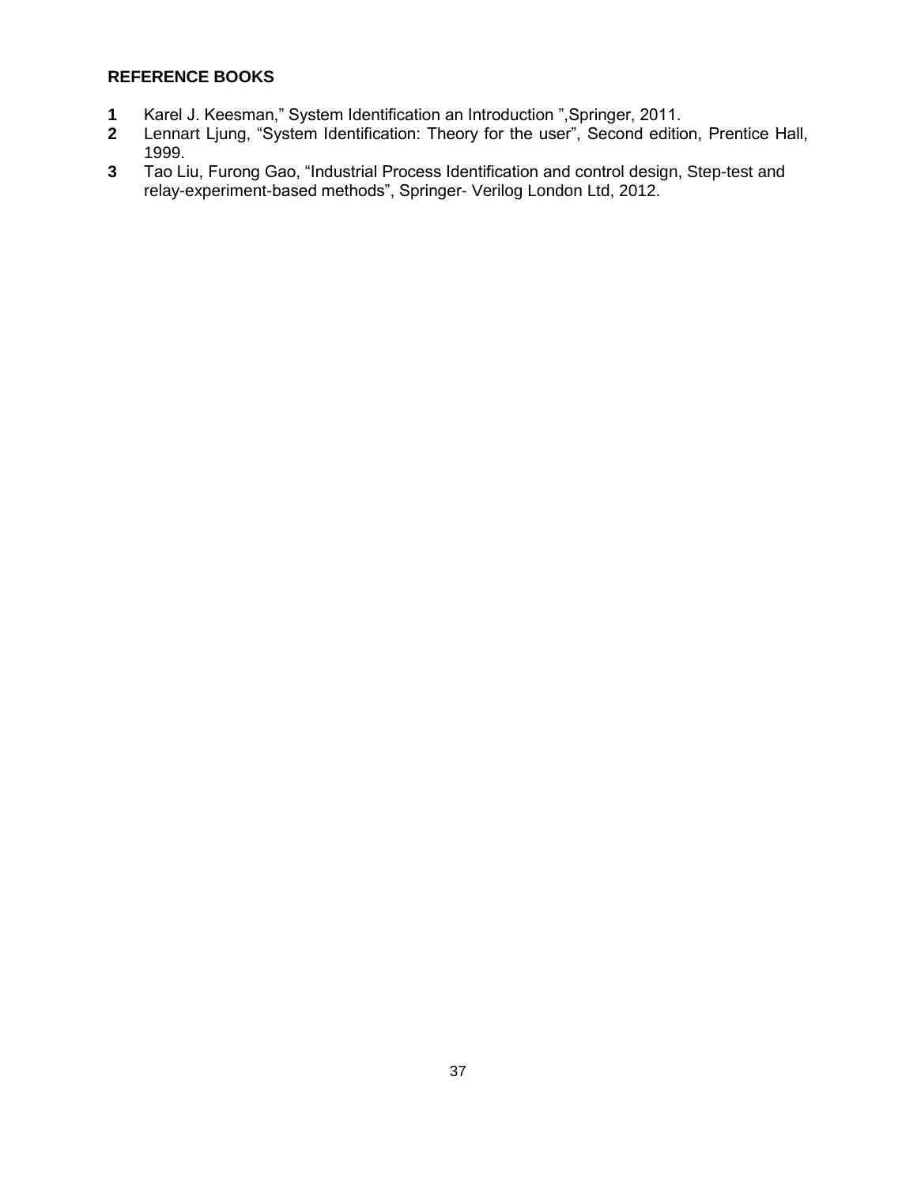**REFERENCE BOOKS**

1. Karel J. Keesman," System Identification an Introduction ",Springer, 2011.
2. Lennart Ljung, "System Identification: Theory for the user", Second edition, Prentice Hall, 1999.
3. Tao Liu, Furong Gao, "Industrial Process Identification and control design, Step-test and relay-experiment-based methods", Springer- Verilog London Ltd, 2012.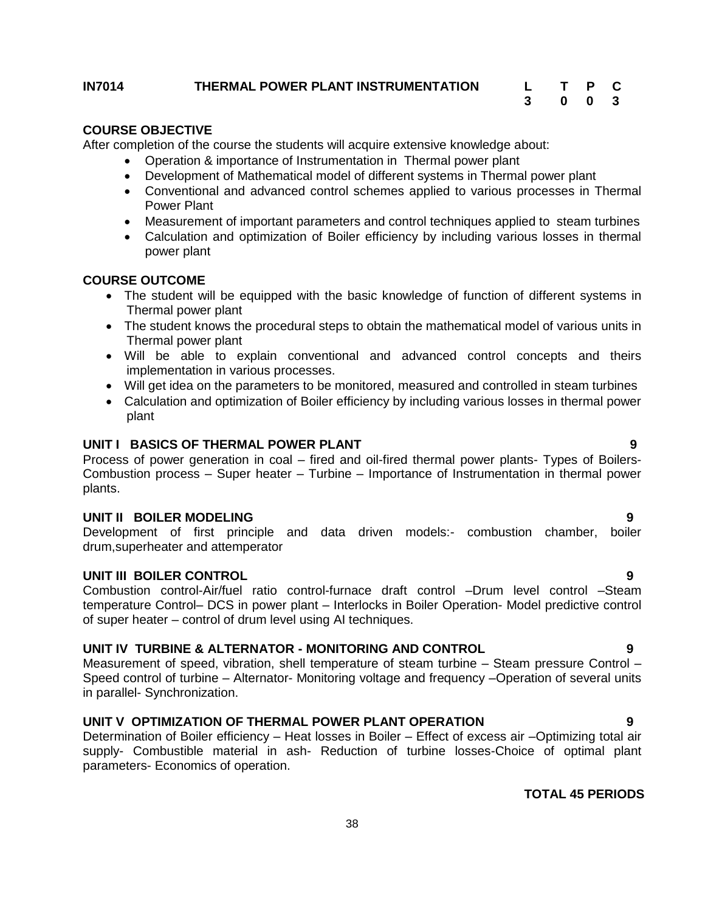**IN7014 THERMAL POWER PLANT INSTRUMENTATION**

| L | T | P | C |
|---|---|---|---|
| 3 | 0 | 0 | 3 |

**COURSE OBJECTIVE**

After completion of the course the students will acquire extensive knowledge about:

- Operation & importance of Instrumentation in Thermal power plant
- Development of Mathematical model of different systems in Thermal power plant
- Conventional and advanced control schemes applied to various processes in Thermal Power Plant
- Measurement of important parameters and control techniques applied to steam turbines
- Calculation and optimization of Boiler efficiency by including various losses in thermal power plant

**COURSE OUTCOME**

- The student will be equipped with the basic knowledge of function of different systems in Thermal power plant
- The student knows the procedural steps to obtain the mathematical model of various units in Thermal power plant
- Will be able to explain conventional and advanced control concepts and theirs implementation in various processes.
- Will get idea on the parameters to be monitored, measured and controlled in steam turbines
- Calculation and optimization of Boiler efficiency by including various losses in thermal power plant

**UNIT I BASICS OF THERMAL POWER PLANT 9**

Process of power generation in coal – fired and oil-fired thermal power plants- Types of Boilers- Combustion process – Super heater – Turbine – Importance of Instrumentation in thermal power plants.

**UNIT II BOILER MODELING 9**

Development of first principle and data driven models:- combustion chamber, boiler drum,superheater and attemperator

**UNIT III BOILER CONTROL 9**

Combustion control-Air/fuel ratio control-furnace draft control –Drum level control –Steam temperature Control– DCS in power plant – Interlocks in Boiler Operation- Model predictive control of super heater – control of drum level using AI techniques.

**UNIT IV TURBINE & ALTERNATOR - MONITORING AND CONTROL 9**

Measurement of speed, vibration, shell temperature of steam turbine – Steam pressure Control – Speed control of turbine – Alternator- Monitoring voltage and frequency –Operation of several units in parallel- Synchronization.

**UNIT V OPTIMIZATION OF THERMAL POWER PLANT OPERATION 9**

Determination of Boiler efficiency – Heat losses in Boiler – Effect of excess air –Optimizing total air supply- Combustible material in ash- Reduction of turbine losses-Choice of optimal plant parameters- Economics of operation.

**TOTAL 45 PERIODS**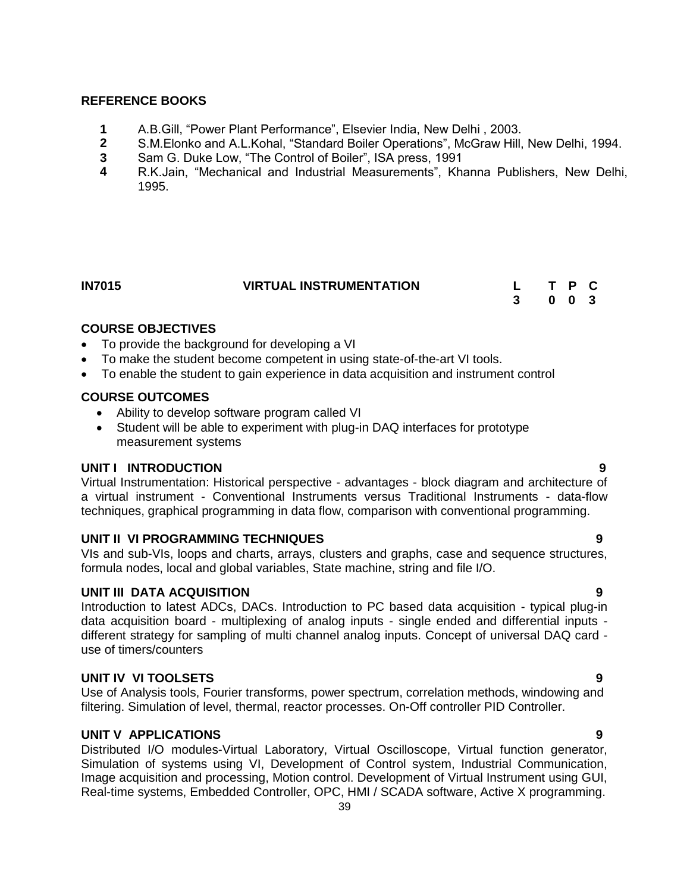**REFERENCE BOOKS**

1. A.B.Gill, "Power Plant Performance", Elsevier India, New Delhi , 2003.
2. S.M.Elonko and A.L.Kohal, "Standard Boiler Operations", McGraw Hill, New Delhi, 1994.
3. Sam G. Duke Low, "The Control of Boiler", ISA press, 1991
4. R.K.Jain, "Mechanical and Industrial Measurements", Khanna Publishers, New Delhi, 1995.

| IN7015 | VIRTUAL INSTRUMENTATION | L | T | P | C |
|---|---|---|---|---|---|
| | | 3 | 0 | 0 | 3 |

**COURSE OBJECTIVES**

- To provide the background for developing a VI
- To make the student become competent in using state-of-the-art VI tools.
- To enable the student to gain experience in data acquisition and instrument control

**COURSE OUTCOMES**

- Ability to develop software program called VI
- Student will be able to experiment with plug-in DAQ interfaces for prototype measurement systems

**UNIT I INTRODUCTION** **9**

Virtual Instrumentation: Historical perspective - advantages - block diagram and architecture of a virtual instrument - Conventional Instruments versus Traditional Instruments - data-flow techniques, graphical programming in data flow, comparison with conventional programming.

**UNIT II VI PROGRAMMING TECHNIQUES** **9**

VIs and sub-VIs, loops and charts, arrays, clusters and graphs, case and sequence structures, formula nodes, local and global variables, State machine, string and file I/O.

**UNIT III DATA ACQUISITION** **9**

Introduction to latest ADCs, DACs. Introduction to PC based data acquisition - typical plug-in data acquisition board - multiplexing of analog inputs - single ended and differential inputs - different strategy for sampling of multi channel analog inputs. Concept of universal DAQ card - use of timers/counters

**UNIT IV VI TOOLSETS** **9**

Use of Analysis tools, Fourier transforms, power spectrum, correlation methods, windowing and filtering. Simulation of level, thermal, reactor processes. On-Off controller PID Controller.

**UNIT V APPLICATIONS** **9**

Distributed I/O modules-Virtual Laboratory, Virtual Oscilloscope, Virtual function generator, Simulation of systems using VI, Development of Control system, Industrial Communication, Image acquisition and processing, Motion control. Development of Virtual Instrument using GUI, Real-time systems, Embedded Controller, OPC, HMI / SCADA software, Active X programming.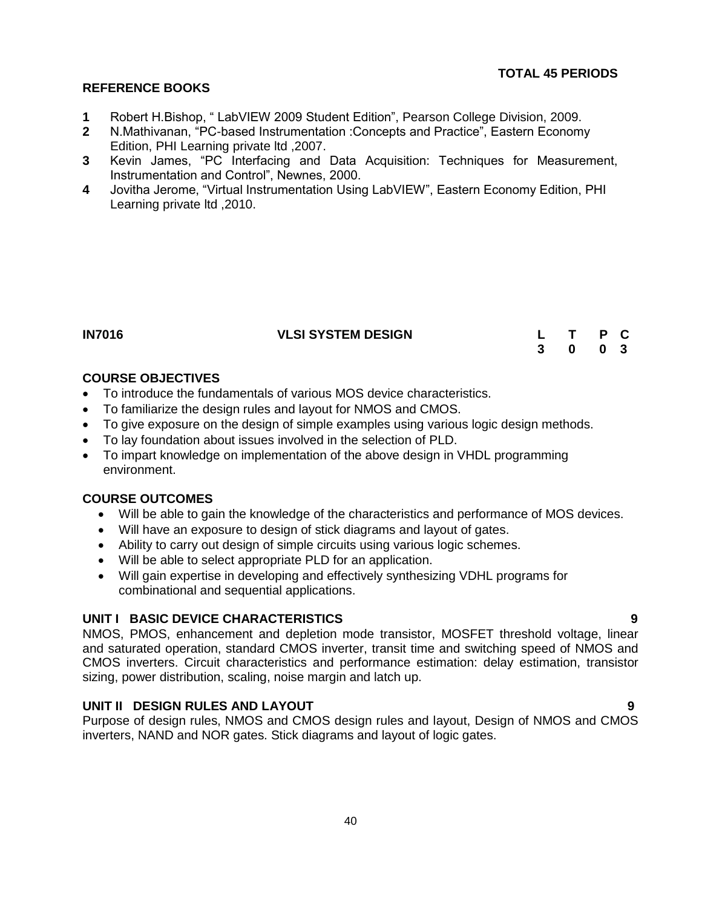**TOTAL 45 PERIODS**

**REFERENCE BOOKS**

1. Robert H.Bishop, " LabVIEW 2009 Student Edition", Pearson College Division, 2009.
2. N.Mathivanan, "PC-based Instrumentation :Concepts and Practice", Eastern Economy Edition, PHI Learning private ltd ,2007.
3. Kevin James, "PC Interfacing and Data Acquisition: Techniques for Measurement, Instrumentation and Control", Newnes, 2000.
4. Jovitha Jerome, "Virtual Instrumentation Using LabVIEW", Eastern Economy Edition, PHI Learning private ltd ,2010.

| IN7016 | VLSI SYSTEM DESIGN | L | T | P | C |
|---|---|---|---|---|---|
| | | 3 | 0 | 0 | 3 |

**COURSE OBJECTIVES**

- To introduce the fundamentals of various MOS device characteristics.
- To familiarize the design rules and layout for NMOS and CMOS.
- To give exposure on the design of simple examples using various logic design methods.
- To lay foundation about issues involved in the selection of PLD.
- To impart knowledge on implementation of the above design in VHDL programming environment.

**COURSE OUTCOMES**

- Will be able to gain the knowledge of the characteristics and performance of MOS devices.
- Will have an exposure to design of stick diagrams and layout of gates.
- Ability to carry out design of simple circuits using various logic schemes.
- Will be able to select appropriate PLD for an application.
- Will gain expertise in developing and effectively synthesizing VDHL programs for combinational and sequential applications.

**UNIT I BASIC DEVICE CHARACTERISTICS 9**

NMOS, PMOS, enhancement and depletion mode transistor, MOSFET threshold voltage, linear and saturated operation, standard CMOS inverter, transit time and switching speed of NMOS and CMOS inverters. Circuit characteristics and performance estimation: delay estimation, transistor sizing, power distribution, scaling, noise margin and latch up.

**UNIT II DESIGN RULES AND LAYOUT 9**

Purpose of design rules, NMOS and CMOS design rules and layout, Design of NMOS and CMOS inverters, NAND and NOR gates. Stick diagrams and layout of logic gates.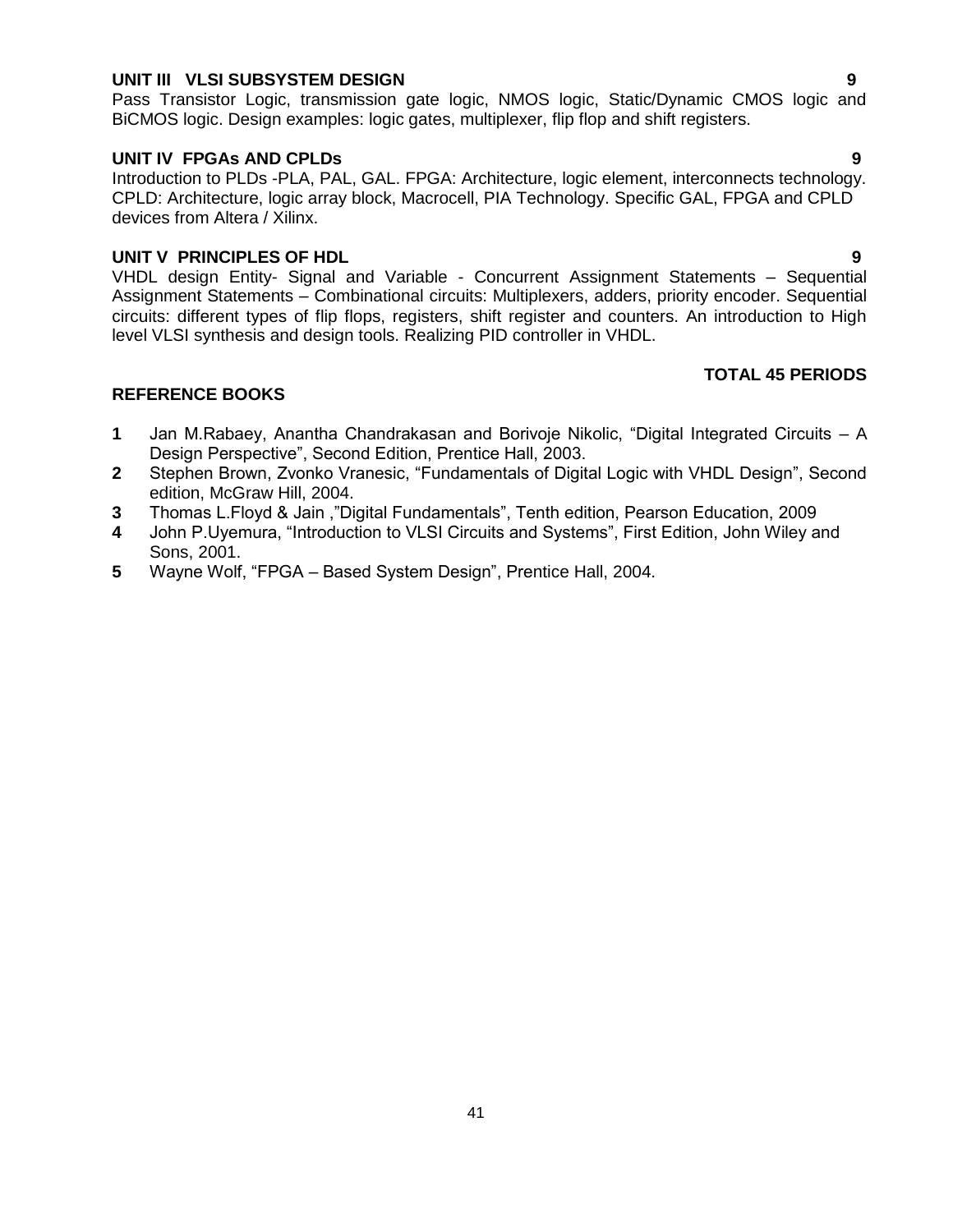**UNIT III VLSI SUBSYSTEM DESIGN** **9**

Pass Transistor Logic, transmission gate logic, NMOS logic, Static/Dynamic CMOS logic and BiCMOS logic. Design examples: logic gates, multiplexer, flip flop and shift registers.

**UNIT IV FPGAs AND CPLDs** **9**

Introduction to PLDs -PLA, PAL, GAL. FPGA: Architecture, logic element, interconnects technology. CPLD: Architecture, logic array block, Macrocell, PIA Technology. Specific GAL, FPGA and CPLD devices from Altera / Xilinx.

**UNIT V PRINCIPLES OF HDL** **9**

VHDL design Entity- Signal and Variable - Concurrent Assignment Statements – Sequential Assignment Statements – Combinational circuits: Multiplexers, adders, priority encoder. Sequential circuits: different types of flip flops, registers, shift register and counters. An introduction to High level VLSI synthesis and design tools. Realizing PID controller in VHDL.

**TOTAL 45 PERIODS**

**REFERENCE BOOKS**

1. Jan M.Rabaey, Anantha Chandrakasan and Borivoje Nikolic, "Digital Integrated Circuits – A Design Perspective", Second Edition, Prentice Hall, 2003.
2. Stephen Brown, Zvonko Vranesic, "Fundamentals of Digital Logic with VHDL Design", Second edition, McGraw Hill, 2004.
3. Thomas L.Floyd & Jain ,"Digital Fundamentals", Tenth edition, Pearson Education, 2009
4. John P.Uyemura, "Introduction to VLSI Circuits and Systems", First Edition, John Wiley and Sons, 2001.
5. Wayne Wolf, "FPGA – Based System Design", Prentice Hall, 2004.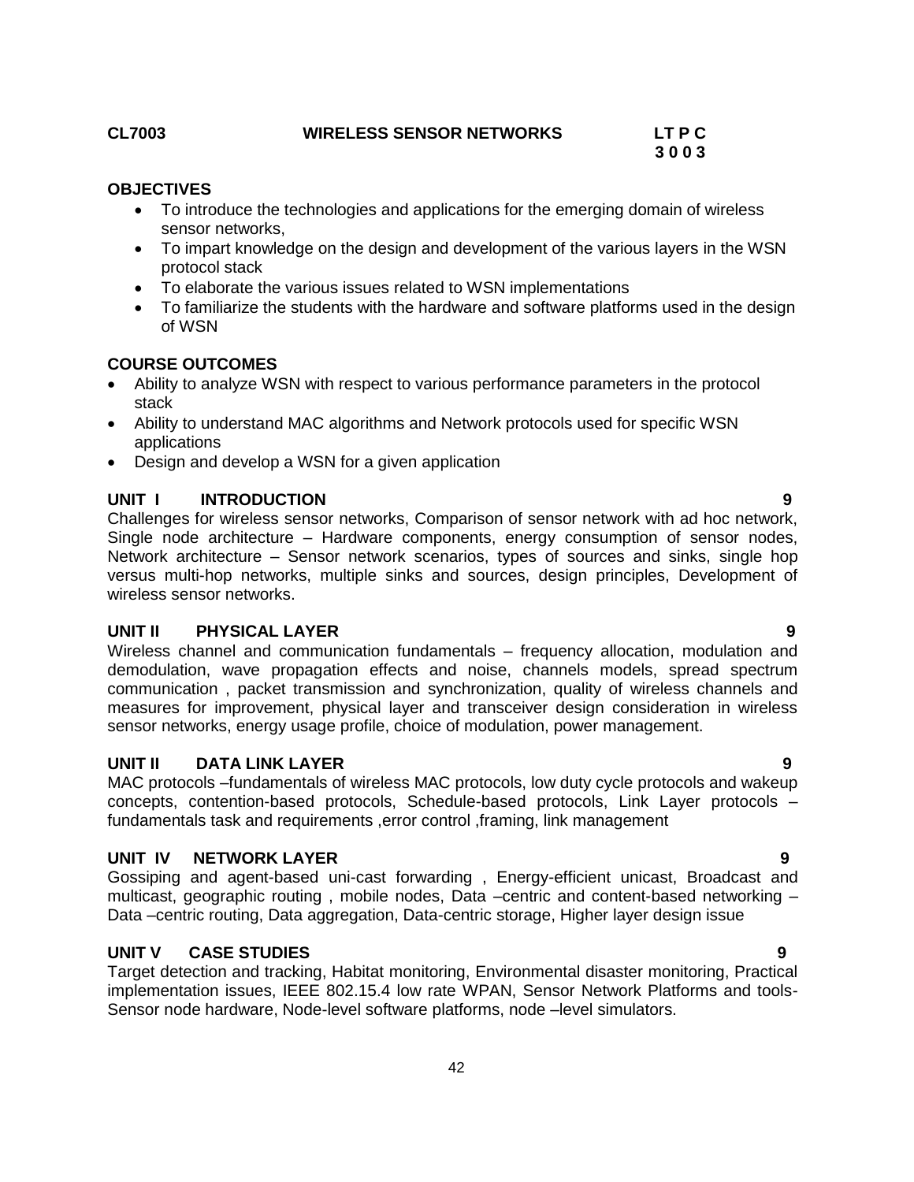**CL7003 WIRELESS SENSOR NETWORKS**

| L | T | P | C |
|---|---|---|---|
| 3 | 0 | 0 | 3 |

**OBJECTIVES**

- To introduce the technologies and applications for the emerging domain of wireless sensor networks,
- To impart knowledge on the design and development of the various layers in the WSN protocol stack
- To elaborate the various issues related to WSN implementations
- To familiarize the students with the hardware and software platforms used in the design of WSN

**COURSE OUTCOMES**

- Ability to analyze WSN with respect to various performance parameters in the protocol stack
- Ability to understand MAC algorithms and Network protocols used for specific WSN applications
- Design and develop a WSN for a given application

**UNIT I INTRODUCTION** **9**

Challenges for wireless sensor networks, Comparison of sensor network with ad hoc network, Single node architecture – Hardware components, energy consumption of sensor nodes, Network architecture – Sensor network scenarios, types of sources and sinks, single hop versus multi-hop networks, multiple sinks and sources, design principles, Development of wireless sensor networks.

**UNIT II PHYSICAL LAYER** **9**

Wireless channel and communication fundamentals – frequency allocation, modulation and demodulation, wave propagation effects and noise, channels models, spread spectrum communication , packet transmission and synchronization, quality of wireless channels and measures for improvement, physical layer and transceiver design consideration in wireless sensor networks, energy usage profile, choice of modulation, power management.

**UNIT II DATA LINK LAYER** **9**

MAC protocols –fundamentals of wireless MAC protocols, low duty cycle protocols and wakeup concepts, contention-based protocols, Schedule-based protocols, Link Layer protocols – fundamentals task and requirements ,error control ,framing, link management

**UNIT IV NETWORK LAYER** **9**

Gossiping and agent-based uni-cast forwarding , Energy-efficient unicast, Broadcast and multicast, geographic routing , mobile nodes, Data –centric and content-based networking – Data –centric routing, Data aggregation, Data-centric storage, Higher layer design issue

**UNIT V CASE STUDIES** **9**

Target detection and tracking, Habitat monitoring, Environmental disaster monitoring, Practical implementation issues, IEEE 802.15.4 low rate WPAN, Sensor Network Platforms and tools-Sensor node hardware, Node-level software platforms, node –level simulators.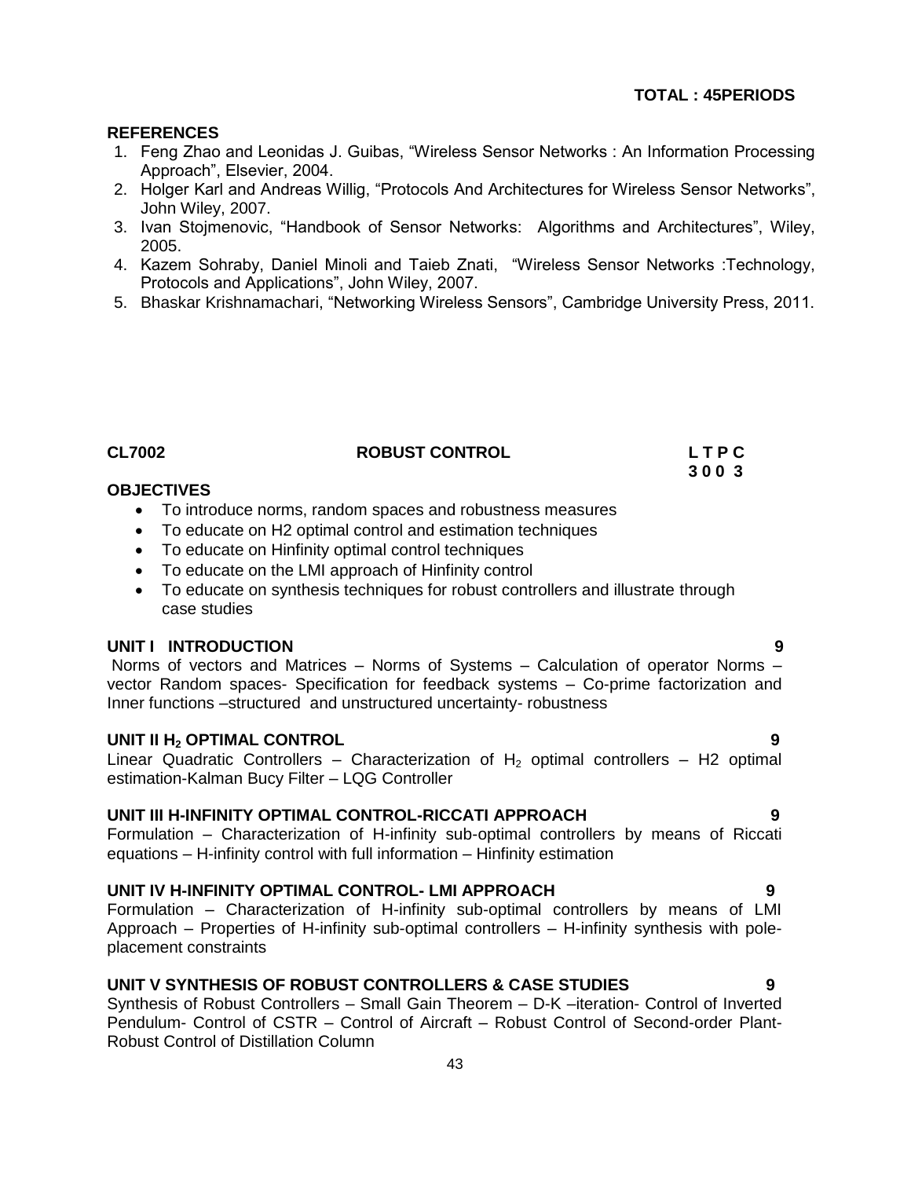**TOTAL : 45PERIODS**

**REFERENCES**

1. Feng Zhao and Leonidas J. Guibas, "Wireless Sensor Networks : An Information Processing Approach", Elsevier, 2004.
2. Holger Karl and Andreas Willig, "Protocols And Architectures for Wireless Sensor Networks", John Wiley, 2007.
3. Ivan Stojmenovic, "Handbook of Sensor Networks: Algorithms and Architectures", Wiley, 2005.
4. Kazem Sohraby, Daniel Minoli and Taieb Znati, "Wireless Sensor Networks :Technology, Protocols and Applications", John Wiley, 2007.
5. Bhaskar Krishnamachari, "Networking Wireless Sensors", Cambridge University Press, 2011.

| **CL7002** | **ROBUST CONTROL** | **L T P C** |
|---|---|---|
| | | **3 0 0 3** |

**OBJECTIVES**

- To introduce norms, random spaces and robustness measures
- To educate on H2 optimal control and estimation techniques
- To educate on Hinfinity optimal control techniques
- To educate on the LMI approach of Hinfinity control
- To educate on synthesis techniques for robust controllers and illustrate through case studies

**UNIT I INTRODUCTION** **9**

Norms of vectors and Matrices – Norms of Systems – Calculation of operator Norms – vector Random spaces- Specification for feedback systems – Co-prime factorization and Inner functions –structured and unstructured uncertainty- robustness

**UNIT II $H_2$ OPTIMAL CONTROL** **9**

Linear Quadratic Controllers – Characterization of $H_2$ optimal controllers – H2 optimal estimation-Kalman Bucy Filter – LQG Controller

**UNIT III H-INFINITY OPTIMAL CONTROL-RICCATI APPROACH** **9**

Formulation – Characterization of H-infinity sub-optimal controllers by means of Riccati equations – H-infinity control with full information – Hinfinity estimation

**UNIT IV H-INFINITY OPTIMAL CONTROL- LMI APPROACH** **9**

Formulation – Characterization of H-infinity sub-optimal controllers by means of LMI Approach – Properties of H-infinity sub-optimal controllers – H-infinity synthesis with pole-placement constraints

**UNIT V SYNTHESIS OF ROBUST CONTROLLERS & CASE STUDIES** **9**

Synthesis of Robust Controllers – Small Gain Theorem – D-K –iteration- Control of Inverted Pendulum- Control of CSTR – Control of Aircraft – Robust Control of Second-order Plant- Robust Control of Distillation Column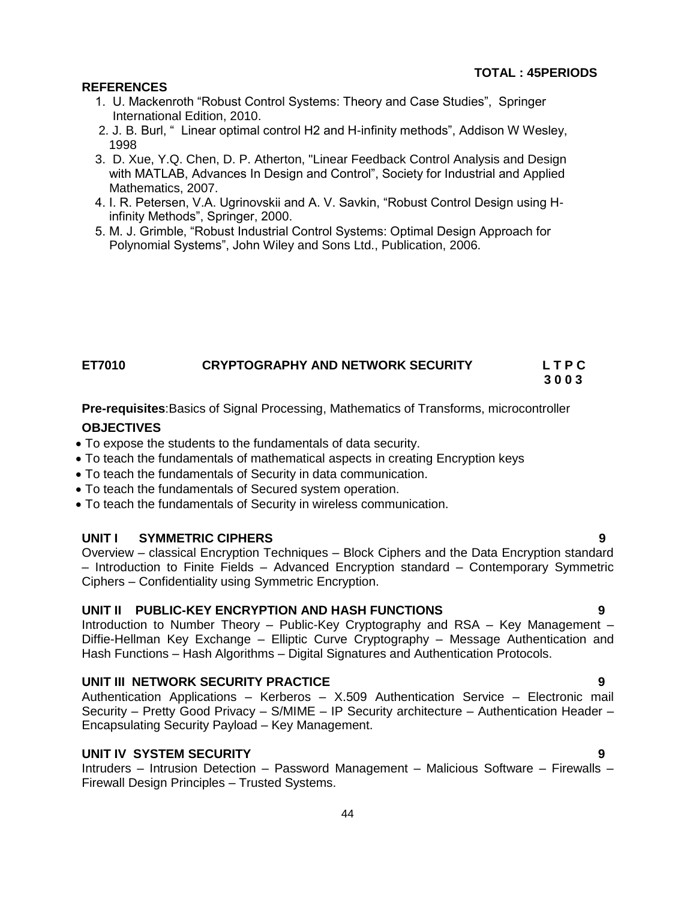**TOTAL : 45PERIODS**

**REFERENCES**

1. U. Mackenroth “Robust Control Systems: Theory and Case Studies”, Springer International Edition, 2010.
2. J. B. Burl, “ Linear optimal control H2 and H-infinity methods”, Addison W Wesley, 1998
3. D. Xue, Y.Q. Chen, D. P. Atherton, "Linear Feedback Control Analysis and Design with MATLAB, Advances In Design and Control”, Society for Industrial and Applied Mathematics, 2007.
4. I. R. Petersen, V.A. Ugrinovskii and A. V. Savkin, “Robust Control Design using H-infinity Methods”, Springer, 2000.
5. M. J. Grimble, “Robust Industrial Control Systems: Optimal Design Approach for Polynomial Systems”, John Wiley and Sons Ltd., Publication, 2006.

## ET7010 CRYPTOGRAPHY AND NETWORK SECURITY

**L T P C**
**3 0 0 3**

**Pre-requisites**:Basics of Signal Processing, Mathematics of Transforms, microcontroller

**OBJECTIVES**

- To expose the students to the fundamentals of data security.
- To teach the fundamentals of mathematical aspects in creating Encryption keys
- To teach the fundamentals of Security in data communication.
- To teach the fundamentals of Secured system operation.
- To teach the fundamentals of Security in wireless communication.

**UNIT I SYMMETRIC CIPHERS** **9**

Overview – classical Encryption Techniques – Block Ciphers and the Data Encryption standard – Introduction to Finite Fields – Advanced Encryption standard – Contemporary Symmetric Ciphers – Confidentiality using Symmetric Encryption.

**UNIT II PUBLIC-KEY ENCRYPTION AND HASH FUNCTIONS** **9**

Introduction to Number Theory – Public-Key Cryptography and RSA – Key Management – Diffie-Hellman Key Exchange – Elliptic Curve Cryptography – Message Authentication and Hash Functions – Hash Algorithms – Digital Signatures and Authentication Protocols.

**UNIT III NETWORK SECURITY PRACTICE** **9**

Authentication Applications – Kerberos – X.509 Authentication Service – Electronic mail Security – Pretty Good Privacy – S/MIME – IP Security architecture – Authentication Header – Encapsulating Security Payload – Key Management.

**UNIT IV SYSTEM SECURITY** **9**

Intruders – Intrusion Detection – Password Management – Malicious Software – Firewalls – Firewall Design Principles – Trusted Systems.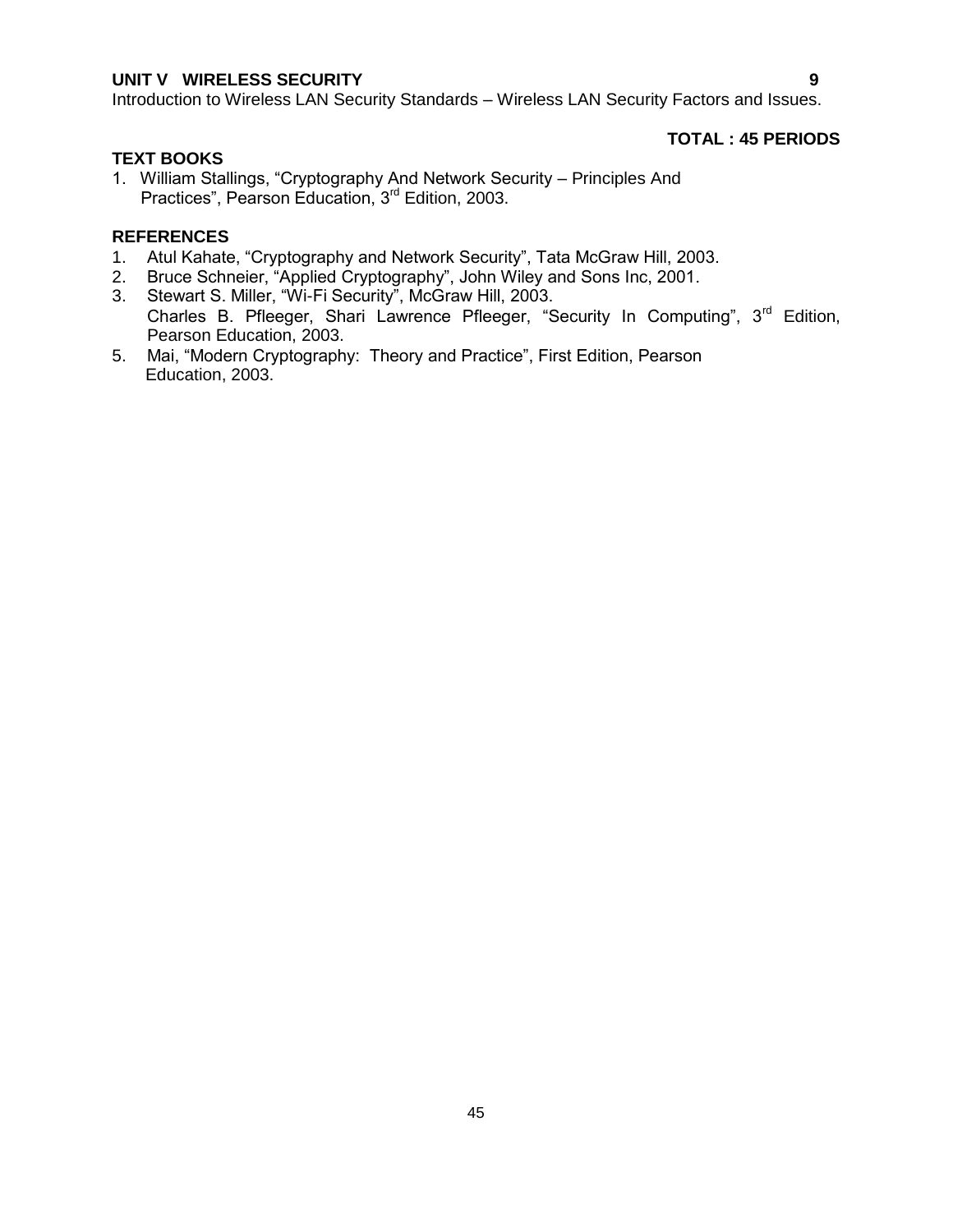**UNIT V WIRELESS SECURITY** **9**

Introduction to Wireless LAN Security Standards – Wireless LAN Security Factors and Issues.

**TOTAL : 45 PERIODS**

**TEXT BOOKS**

1. William Stallings, “Cryptography And Network Security – Principles And Practices”, Pearson Education, 3rd Edition, 2003.

**REFERENCES**

1. Atul Kahate, “Cryptography and Network Security”, Tata McGraw Hill, 2003.
2. Bruce Schneier, “Applied Cryptography”, John Wiley and Sons Inc, 2001.
3. Stewart S. Miller, “Wi-Fi Security”, McGraw Hill, 2003.
   Charles B. Pfleeger, Shari Lawrence Pfleeger, “Security In Computing”, 3rd Edition, Pearson Education, 2003.
5. Mai, “Modern Cryptography: Theory and Practice”, First Edition, Pearson Education, 2003.